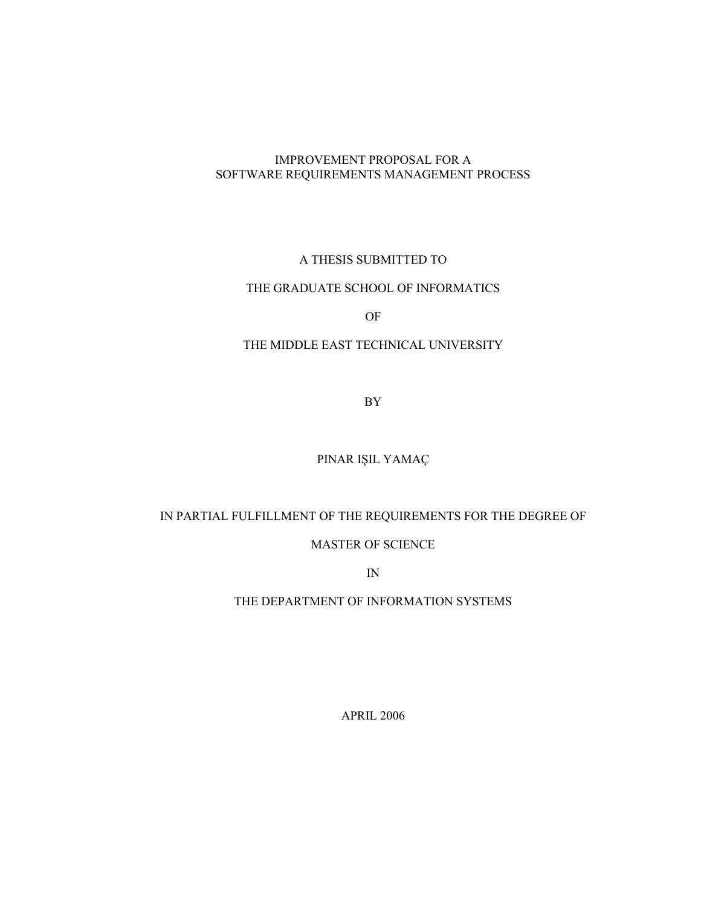# IMPROVEMENT PROPOSAL FOR A SOFTWARE REQUIREMENTS MANAGEMENT PROCESS

A THESIS SUBMITTED TO

THE GRADUATE SCHOOL OF INFORMATICS

OF

THE MIDDLE EAST TECHNICAL UNIVERSITY

BY

PINAR IŞIL YAMAÇ

IN PARTIAL FULFILLMENT OF THE REQUIREMENTS FOR THE DEGREE OF

MASTER OF SCIENCE

IN

THE DEPARTMENT OF INFORMATION SYSTEMS

APRIL 2006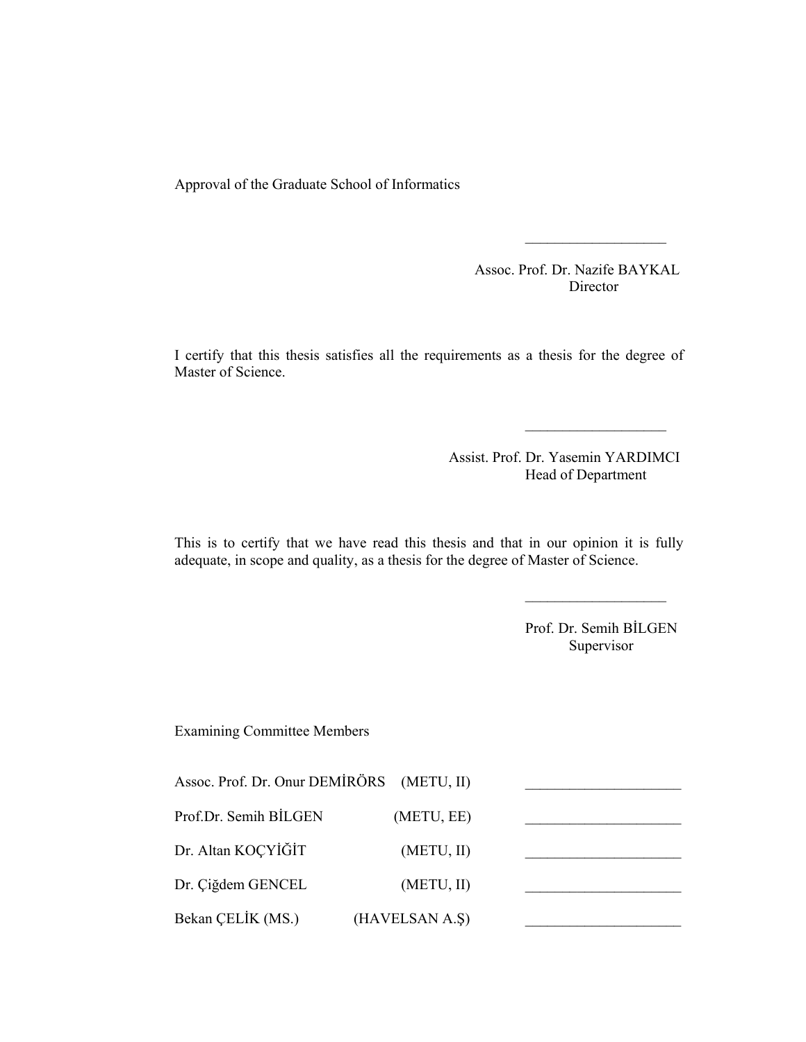Approval of the Graduate School of Informatics

___________________

Assoc. Prof. Dr. Nazife BAYKAL
Director

I certify that this thesis satisfies all the requirements as a thesis for the degree of Master of Science.

___________________

Assist. Prof. Dr. Yasemin YARDIMCI
Head of Department

This is to certify that we have read this thesis and that in our opinion it is fully adequate, in scope and quality, as a thesis for the degree of Master of Science.

___________________

Prof. Dr. Semih BİLGEN
Supervisor

Examining Committee Members

| | | |
|---|---|---|
| Assoc. Prof. Dr. Onur DEMİRÖRS | (METU, II) | _____________________ |
| Prof.Dr. Semih BİLGEN | (METU, EE) | _____________________ |
| Dr. Altan KOÇYİĞİT | (METU, II) | _____________________ |
| Dr. Çiğdem GENCEL | (METU, II) | _____________________ |
| Bekan ÇELİK (MS.) | (HAVELSAN A.Ş) | _____________________ |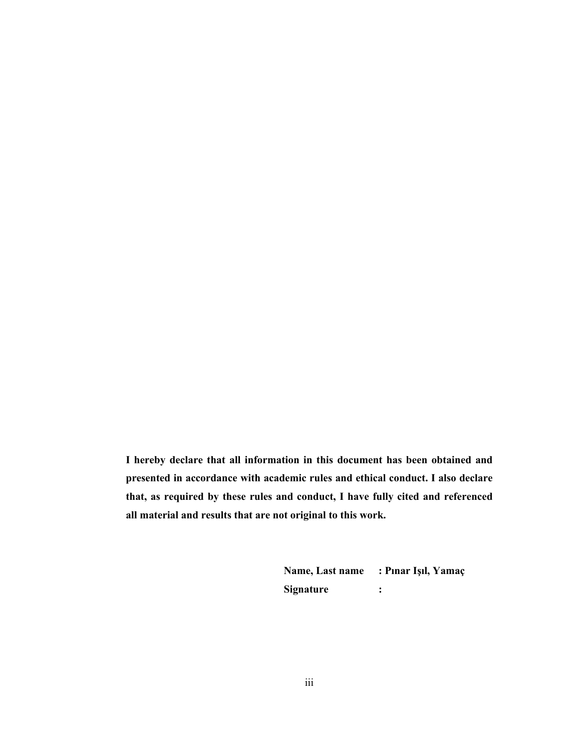**I hereby declare that all information in this document has been obtained and presented in accordance with academic rules and ethical conduct. I also declare that, as required by these rules and conduct, I have fully cited and referenced all material and results that are not original to this work.**

**Name, Last name : Pınar Işıl, Yamaç**

**Signature :**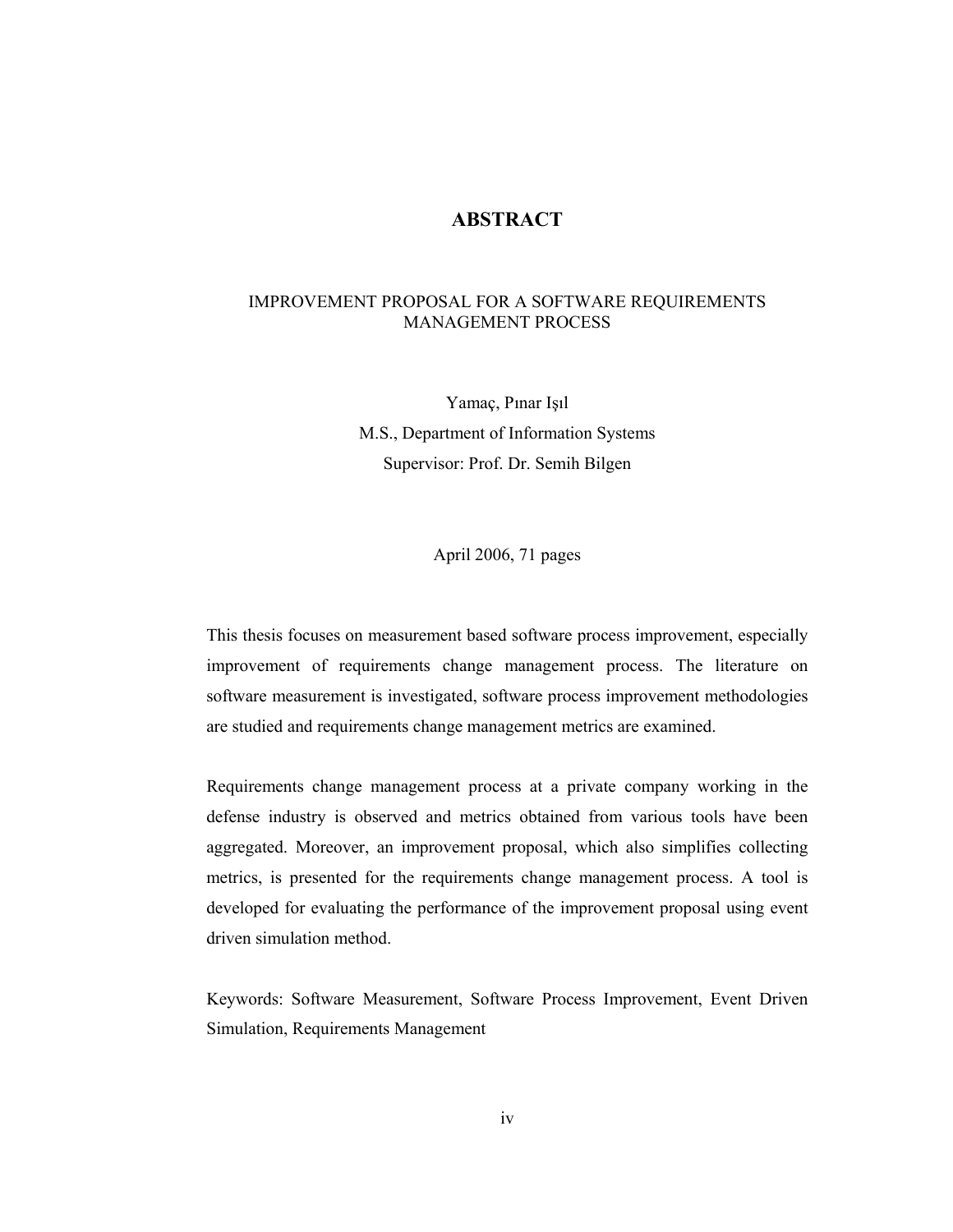# ABSTRACT

IMPROVEMENT PROPOSAL FOR A SOFTWARE REQUIREMENTS MANAGEMENT PROCESS

Yamaç, Pınar Işıl
M.S., Department of Information Systems
Supervisor: Prof. Dr. Semih Bilgen

April 2006, 71 pages

This thesis focuses on measurement based software process improvement, especially improvement of requirements change management process. The literature on software measurement is investigated, software process improvement methodologies are studied and requirements change management metrics are examined.

Requirements change management process at a private company working in the defense industry is observed and metrics obtained from various tools have been aggregated. Moreover, an improvement proposal, which also simplifies collecting metrics, is presented for the requirements change management process. A tool is developed for evaluating the performance of the improvement proposal using event driven simulation method.

Keywords: Software Measurement, Software Process Improvement, Event Driven Simulation, Requirements Management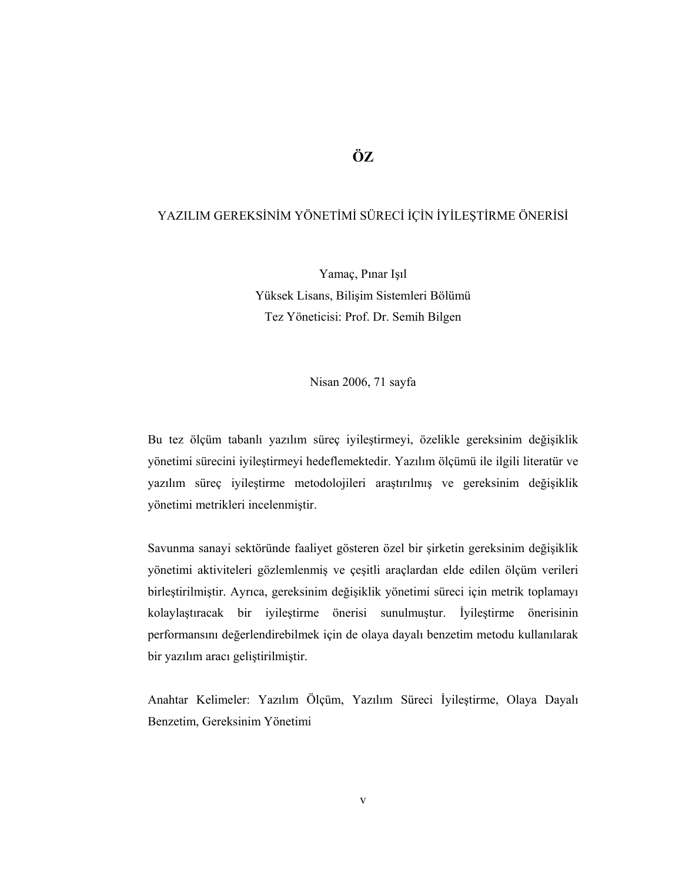# ÖZ

YAZILIM GEREKSİNİM YÖNETİMİ SÜRECİ İÇİN İYİLEŞTİRME ÖNERİSİ

Yamaç, Pınar Işıl
Yüksek Lisans, Bilişim Sistemleri Bölümü
Tez Yöneticisi: Prof. Dr. Semih Bilgen

Nisan 2006, 71 sayfa

Bu tez ölçüm tabanlı yazılım süreç iyileştirmeyi, özelikle gereksinim değişiklik yönetimi sürecini iyileştirmeyi hedeflemektedir. Yazılım ölçümü ile ilgili literatür ve yazılım süreç iyileştirme metodolojileri araştırılmış ve gereksinim değişiklik yönetimi metrikleri incelenmiştir.

Savunma sanayi sektöründe faaliyet gösteren özel bir şirketin gereksinim değişiklik yönetimi aktiviteleri gözlemlenmiş ve çeşitli araçlardan elde edilen ölçüm verileri birleştirilmiştir. Ayrıca, gereksinim değişiklik yönetimi süreci için metrik toplamayı kolaylaştıracak bir iyileştirme önerisi sunulmuştur. İyileştirme önerisinin performansını değerlendirebilmek için de olaya dayalı benzetim metodu kullanılarak bir yazılım aracı geliştirilmiştir.

Anahtar Kelimeler: Yazılım Ölçüm, Yazılım Süreci İyileştirme, Olaya Dayalı Benzetim, Gereksinim Yönetimi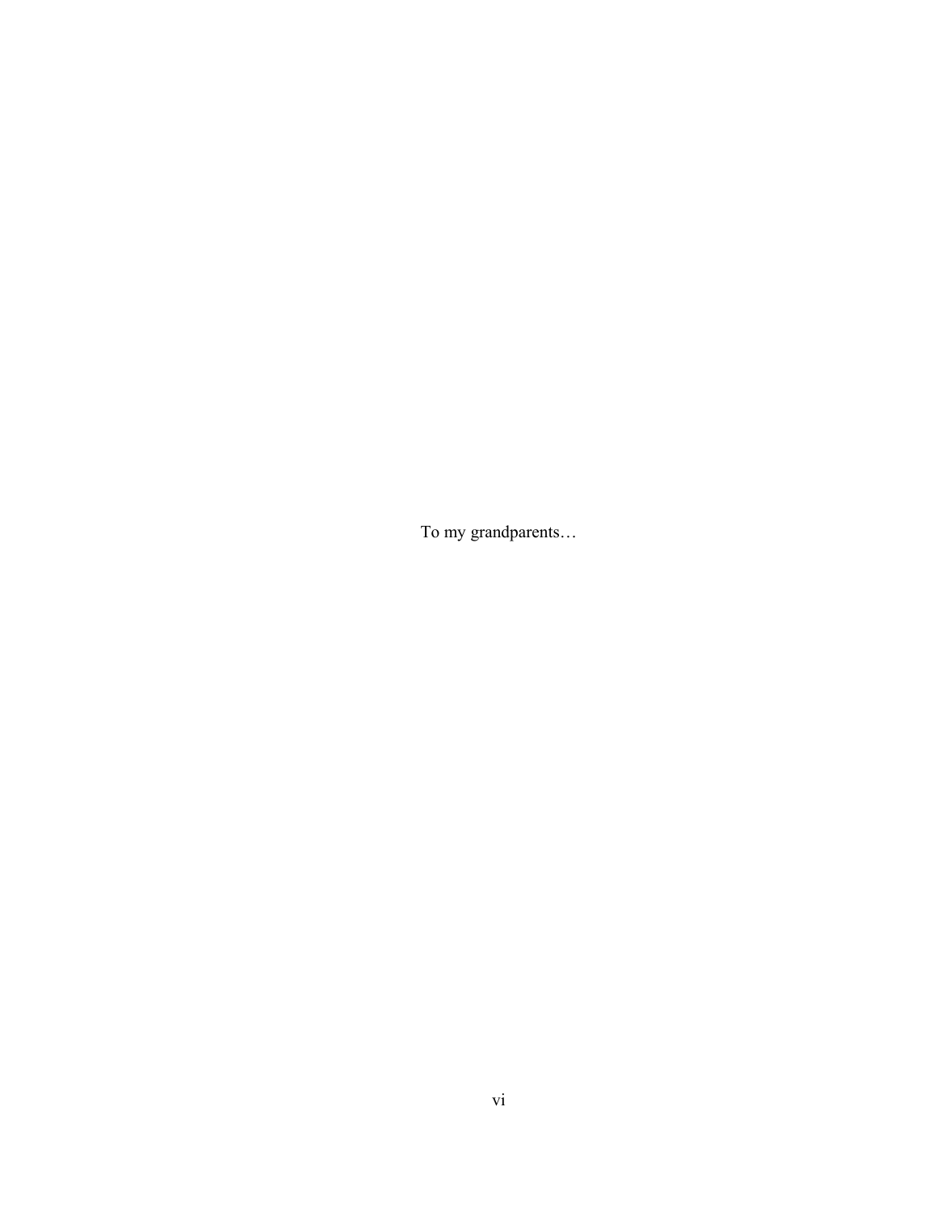To my grandparents…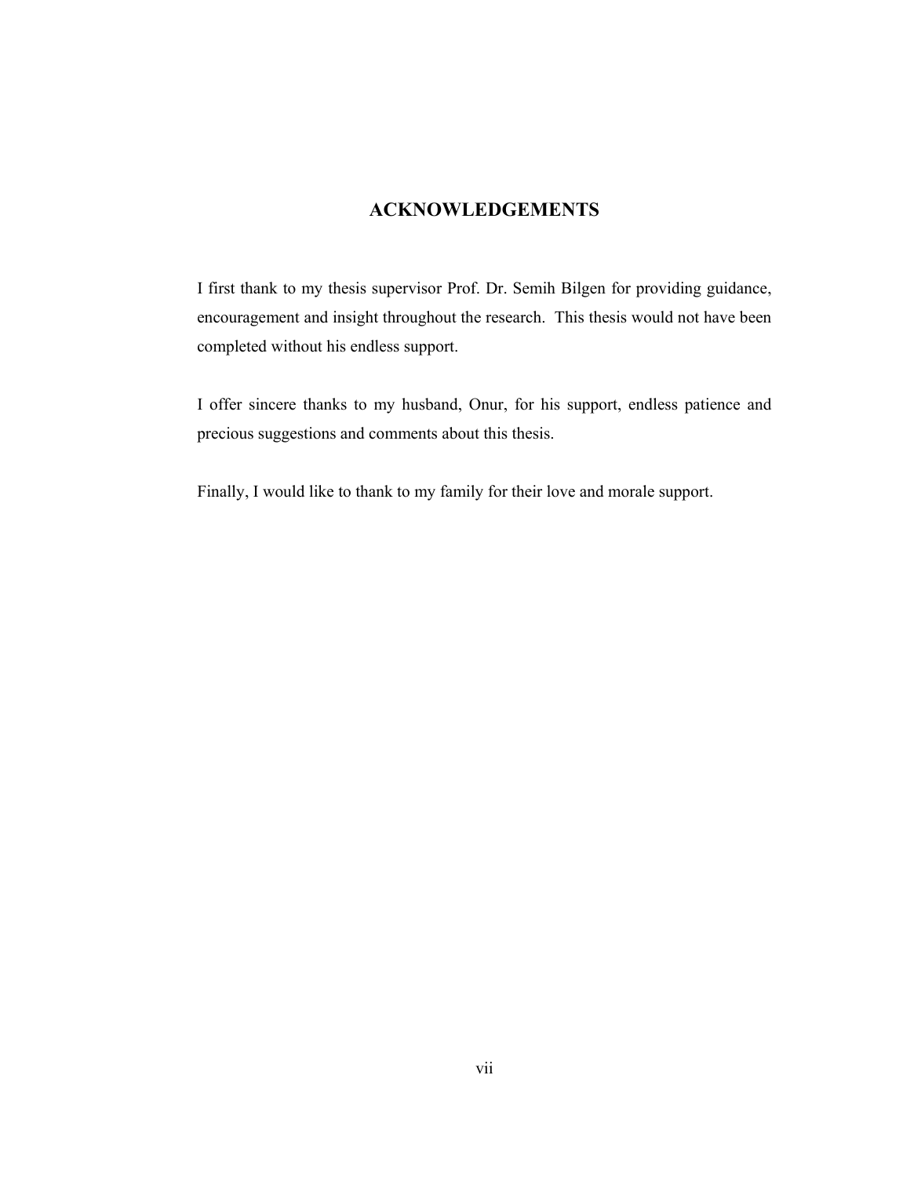# ACKNOWLEDGEMENTS

I first thank to my thesis supervisor Prof. Dr. Semih Bilgen for providing guidance, encouragement and insight throughout the research. This thesis would not have been completed without his endless support.

I offer sincere thanks to my husband, Onur, for his support, endless patience and precious suggestions and comments about this thesis.

Finally, I would like to thank to my family for their love and morale support.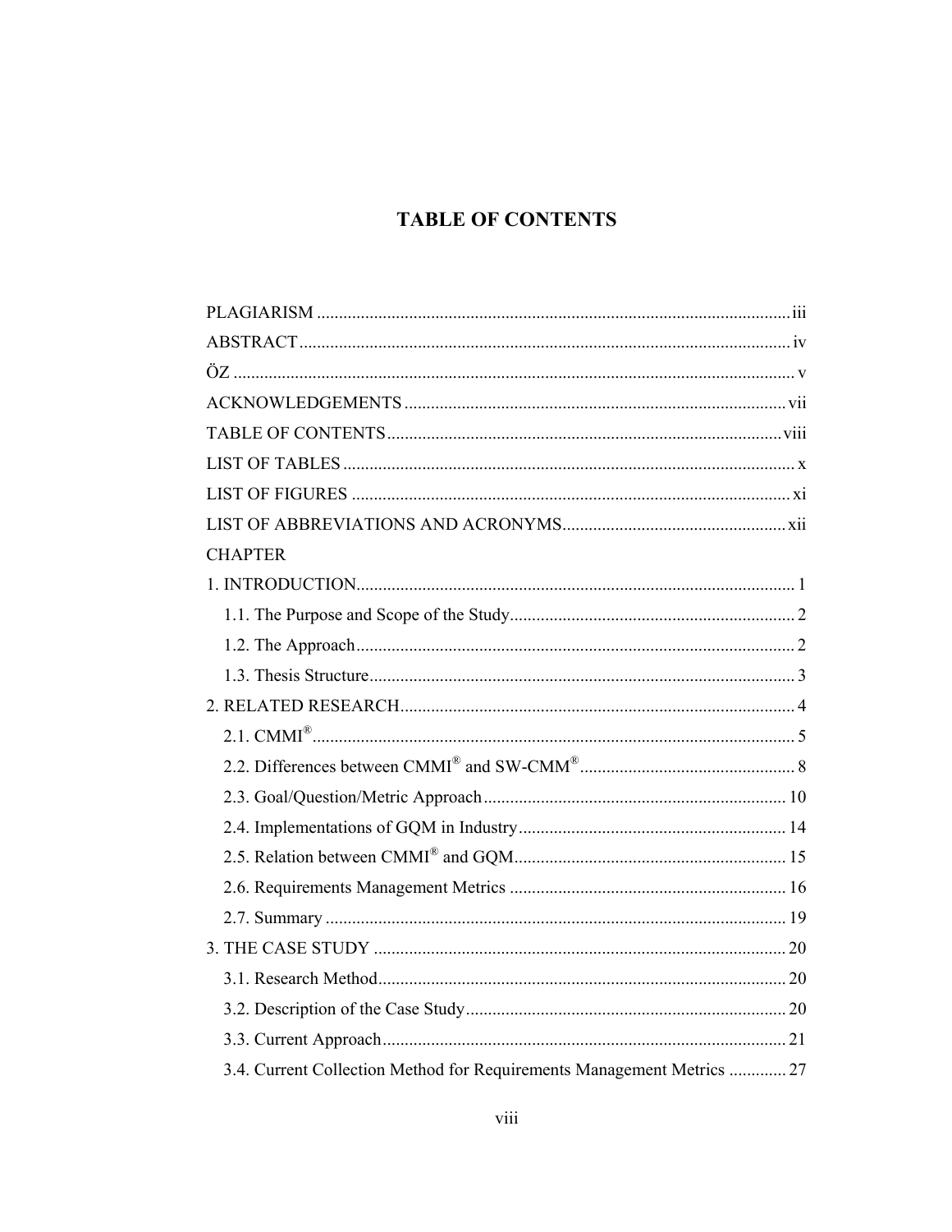# TABLE OF CONTENTS

PLAGIARISM ........................................................................................................ iii

ABSTRACT ........................................................................................................... iv

ÖZ ........................................................................................................................... v

ACKNOWLEDGEMENTS .................................................................................... vii

TABLE OF CONTENTS ....................................................................................... viii

LIST OF TABLES .................................................................................................... x

LIST OF FIGURES ................................................................................................. xi

LIST OF ABBREVIATIONS AND ACRONYMS ................................................. xii

CHAPTER

1. INTRODUCTION ................................................................................................. 1

   1.1. The Purpose and Scope of the Study .............................................................. 2

   1.2. The Approach .................................................................................................. 2

   1.3. Thesis Structure ............................................................................................... 3

2. RELATED RESEARCH ........................................................................................ 4

   2.1. CMMI® ............................................................................................................ 5

   2.2. Differences between CMMI® and SW-CMM® ................................................ 8

   2.3. Goal/Question/Metric Approach ................................................................... 10

   2.4. Implementations of GQM in Industry ........................................................... 14

   2.5. Relation between CMMI® and GQM ............................................................. 15

   2.6. Requirements Management Metrics ............................................................. 16

   2.7. Summary ........................................................................................................ 19

3. THE CASE STUDY ............................................................................................. 20

   3.1. Research Method ............................................................................................ 20

   3.2. Description of the Case Study ........................................................................ 20

   3.3. Current Approach ........................................................................................... 21

   3.4. Current Collection Method for Requirements Management Metrics ............. 27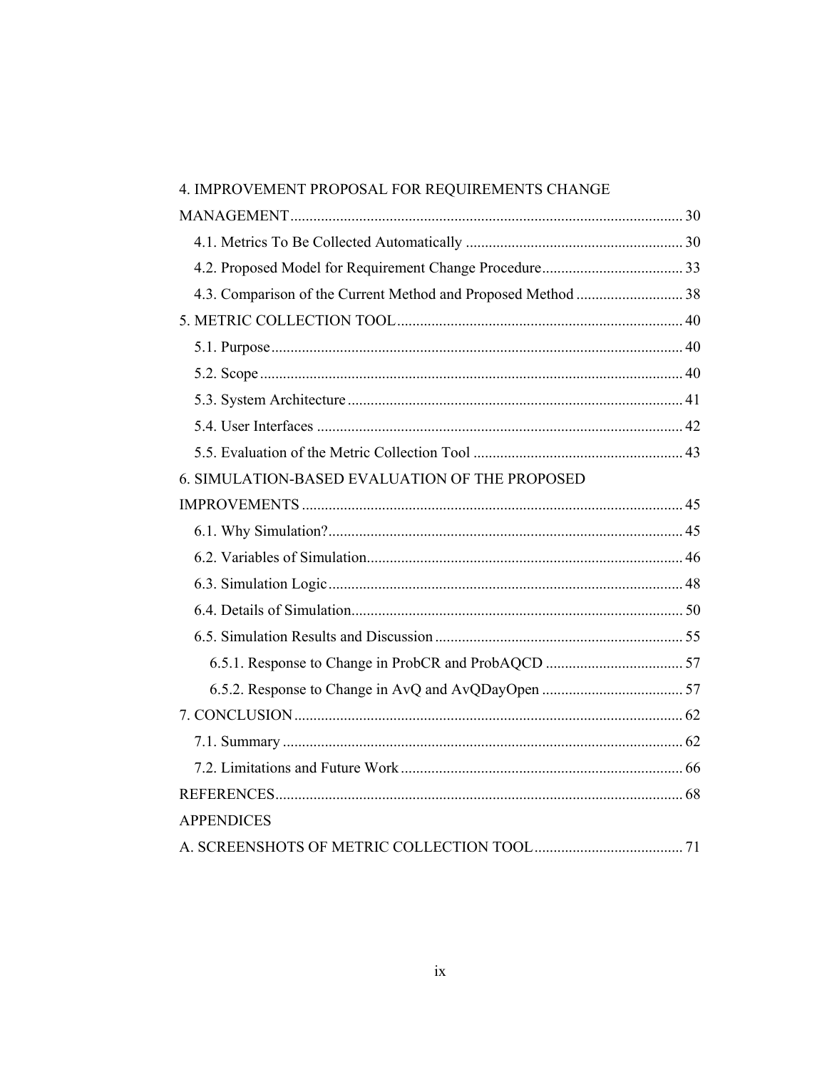4. IMPROVEMENT PROPOSAL FOR REQUIREMENTS CHANGE MANAGEMENT ..... 30

4.1. Metrics To Be Collected Automatically ..... 30

4.2. Proposed Model for Requirement Change Procedure ..... 33

4.3. Comparison of the Current Method and Proposed Method ..... 38

5. METRIC COLLECTION TOOL ..... 40

5.1. Purpose ..... 40

5.2. Scope ..... 40

5.3. System Architecture ..... 41

5.4. User Interfaces ..... 42

5.5. Evaluation of the Metric Collection Tool ..... 43

6. SIMULATION-BASED EVALUATION OF THE PROPOSED IMPROVEMENTS ..... 45

6.1. Why Simulation? ..... 45

6.2. Variables of Simulation ..... 46

6.3. Simulation Logic ..... 48

6.4. Details of Simulation ..... 50

6.5. Simulation Results and Discussion ..... 55

6.5.1. Response to Change in ProbCR and ProbAQCD ..... 57

6.5.2. Response to Change in AvQ and AvQDayOpen ..... 57

7. CONCLUSION ..... 62

7.1. Summary ..... 62

7.2. Limitations and Future Work ..... 66

REFERENCES ..... 68

APPENDICES

A. SCREENSHOTS OF METRIC COLLECTION TOOL ..... 71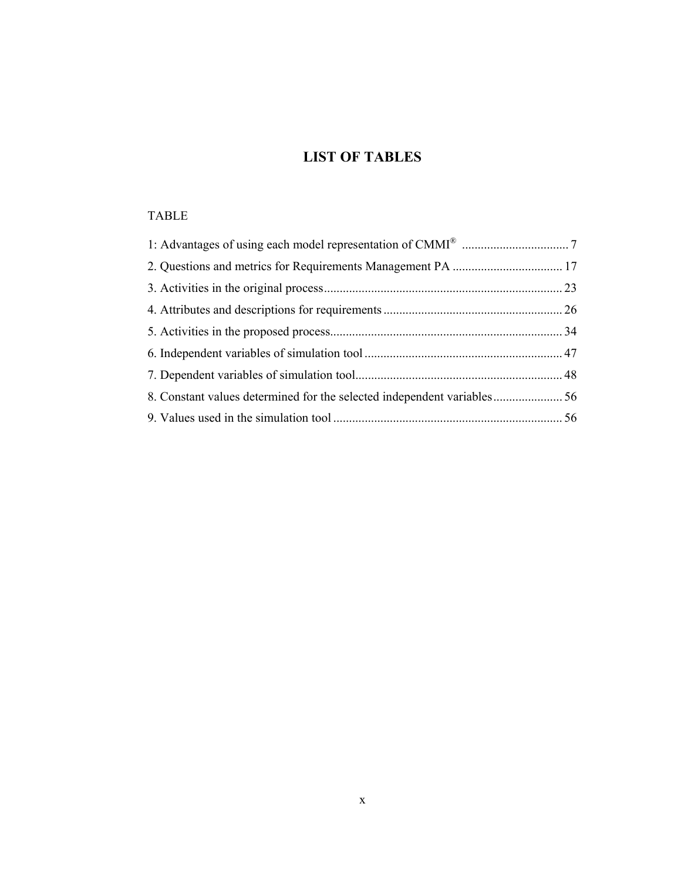# LIST OF TABLES

TABLE

1: Advantages of using each model representation of CMMI® .................................. 7

2. Questions and metrics for Requirements Management PA ................................... 17

3. Activities in the original process ............................................................................ 23

4. Attributes and descriptions for requirements ......................................................... 26

5. Activities in the proposed process .......................................................................... 34

6. Independent variables of simulation tool ............................................................... 47

7. Dependent variables of simulation tool .................................................................. 48

8. Constant values determined for the selected independent variables ...................... 56

9. Values used in the simulation tool ......................................................................... 56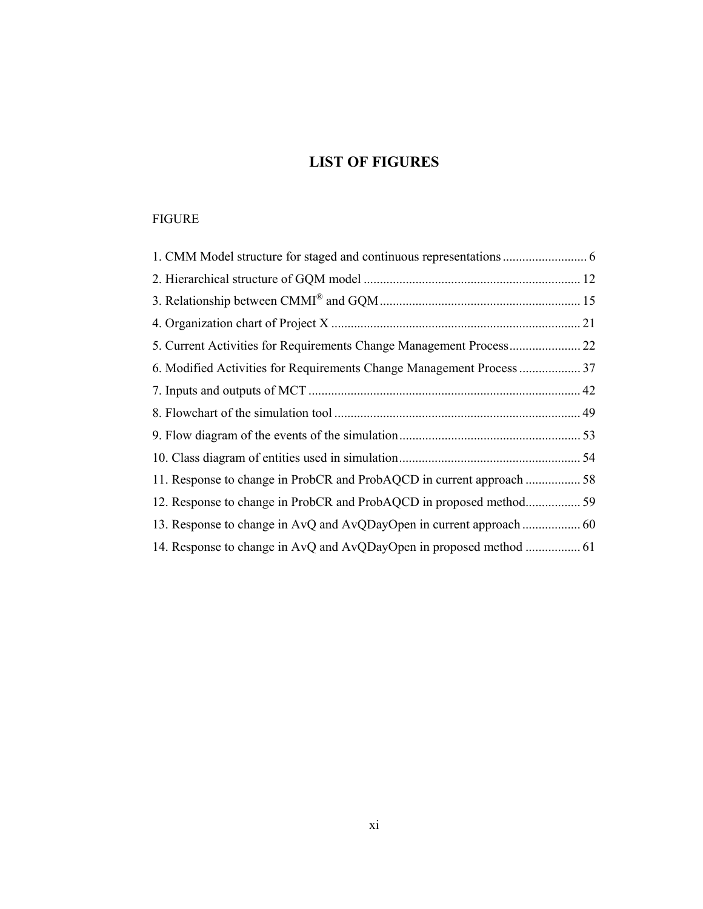# LIST OF FIGURES

FIGURE

1. CMM Model structure for staged and continuous representations .......................... 6
2. Hierarchical structure of GQM model .................................................................. 12
3. Relationship between CMMI® and GQM ............................................................. 15
4. Organization chart of Project X ............................................................................ 21
5. Current Activities for Requirements Change Management Process ...................... 22
6. Modified Activities for Requirements Change Management Process ................... 37
7. Inputs and outputs of MCT ................................................................................... 42
8. Flowchart of the simulation tool ........................................................................... 49
9. Flow diagram of the events of the simulation ........................................................ 53
10. Class diagram of entities used in simulation ........................................................ 54
11. Response to change in ProbCR and ProbAQCD in current approach ................. 58
12. Response to change in ProbCR and ProbAQCD in proposed method................. 59
13. Response to change in AvQ and AvQDayOpen in current approach .................. 60
14. Response to change in AvQ and AvQDayOpen in proposed method ................. 61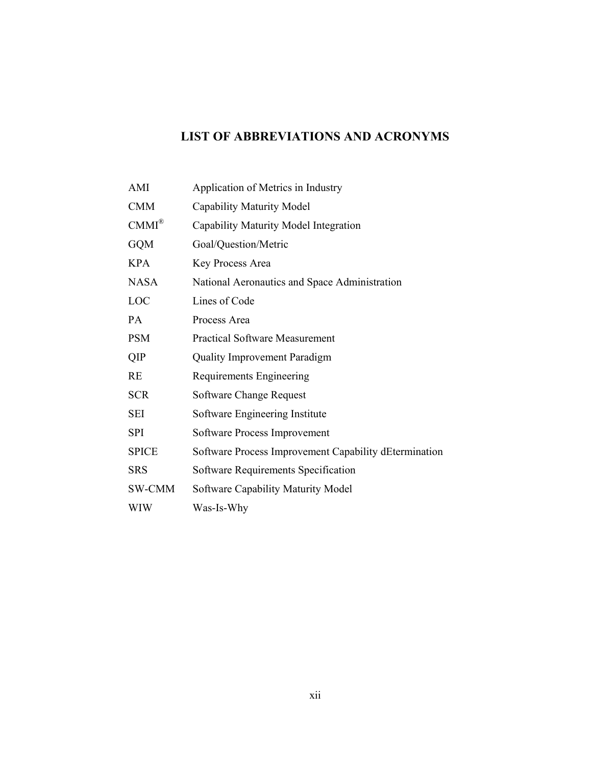## LIST OF ABBREVIATIONS AND ACRONYMS

| | |
|---|---|
| AMI | Application of Metrics in Industry |
| CMM | Capability Maturity Model |
| CMMI® | Capability Maturity Model Integration |
| GQM | Goal/Question/Metric |
| KPA | Key Process Area |
| NASA | National Aeronautics and Space Administration |
| LOC | Lines of Code |
| PA | Process Area |
| PSM | Practical Software Measurement |
| QIP | Quality Improvement Paradigm |
| RE | Requirements Engineering |
| SCR | Software Change Request |
| SEI | Software Engineering Institute |
| SPI | Software Process Improvement |
| SPICE | Software Process Improvement Capability dEtermination |
| SRS | Software Requirements Specification |
| SW-CMM | Software Capability Maturity Model |
| WIW | Was-Is-Why |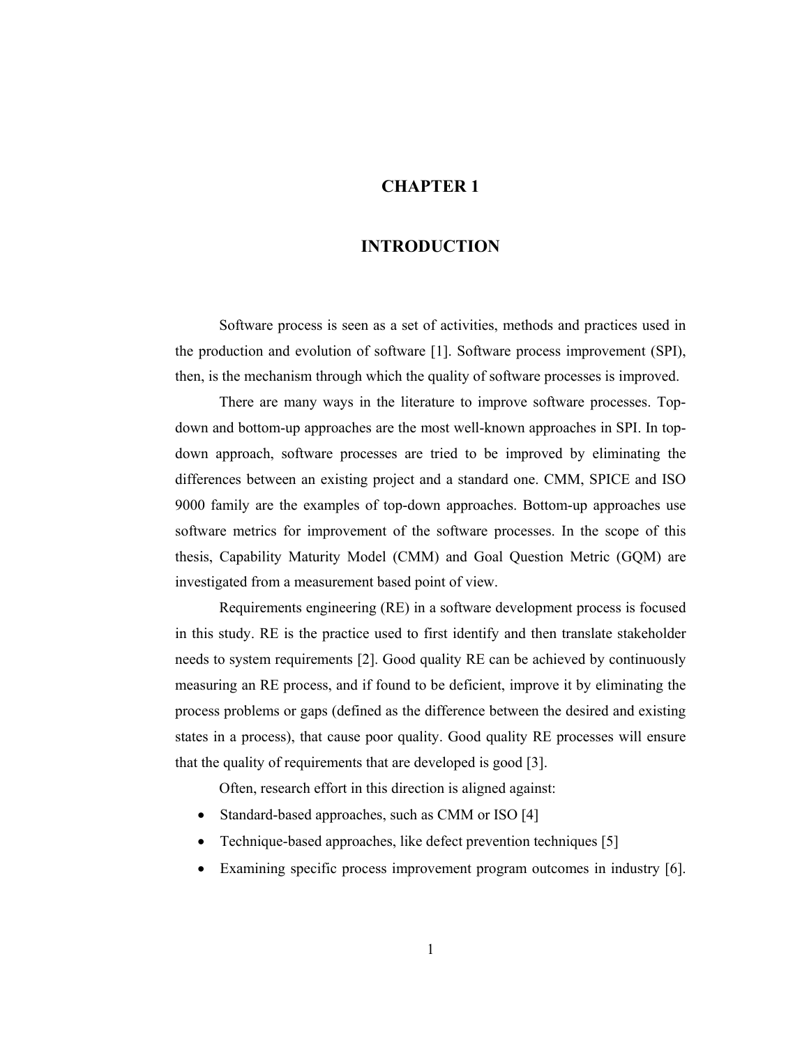# CHAPTER 1

# INTRODUCTION

Software process is seen as a set of activities, methods and practices used in the production and evolution of software [1]. Software process improvement (SPI), then, is the mechanism through which the quality of software processes is improved.

There are many ways in the literature to improve software processes. Top-down and bottom-up approaches are the most well-known approaches in SPI. In top-down approach, software processes are tried to be improved by eliminating the differences between an existing project and a standard one. CMM, SPICE and ISO 9000 family are the examples of top-down approaches. Bottom-up approaches use software metrics for improvement of the software processes. In the scope of this thesis, Capability Maturity Model (CMM) and Goal Question Metric (GQM) are investigated from a measurement based point of view.

Requirements engineering (RE) in a software development process is focused in this study. RE is the practice used to first identify and then translate stakeholder needs to system requirements [2]. Good quality RE can be achieved by continuously measuring an RE process, and if found to be deficient, improve it by eliminating the process problems or gaps (defined as the difference between the desired and existing states in a process), that cause poor quality. Good quality RE processes will ensure that the quality of requirements that are developed is good [3].

Often, research effort in this direction is aligned against:

- Standard-based approaches, such as CMM or ISO [4]
- Technique-based approaches, like defect prevention techniques [5]
- Examining specific process improvement program outcomes in industry [6].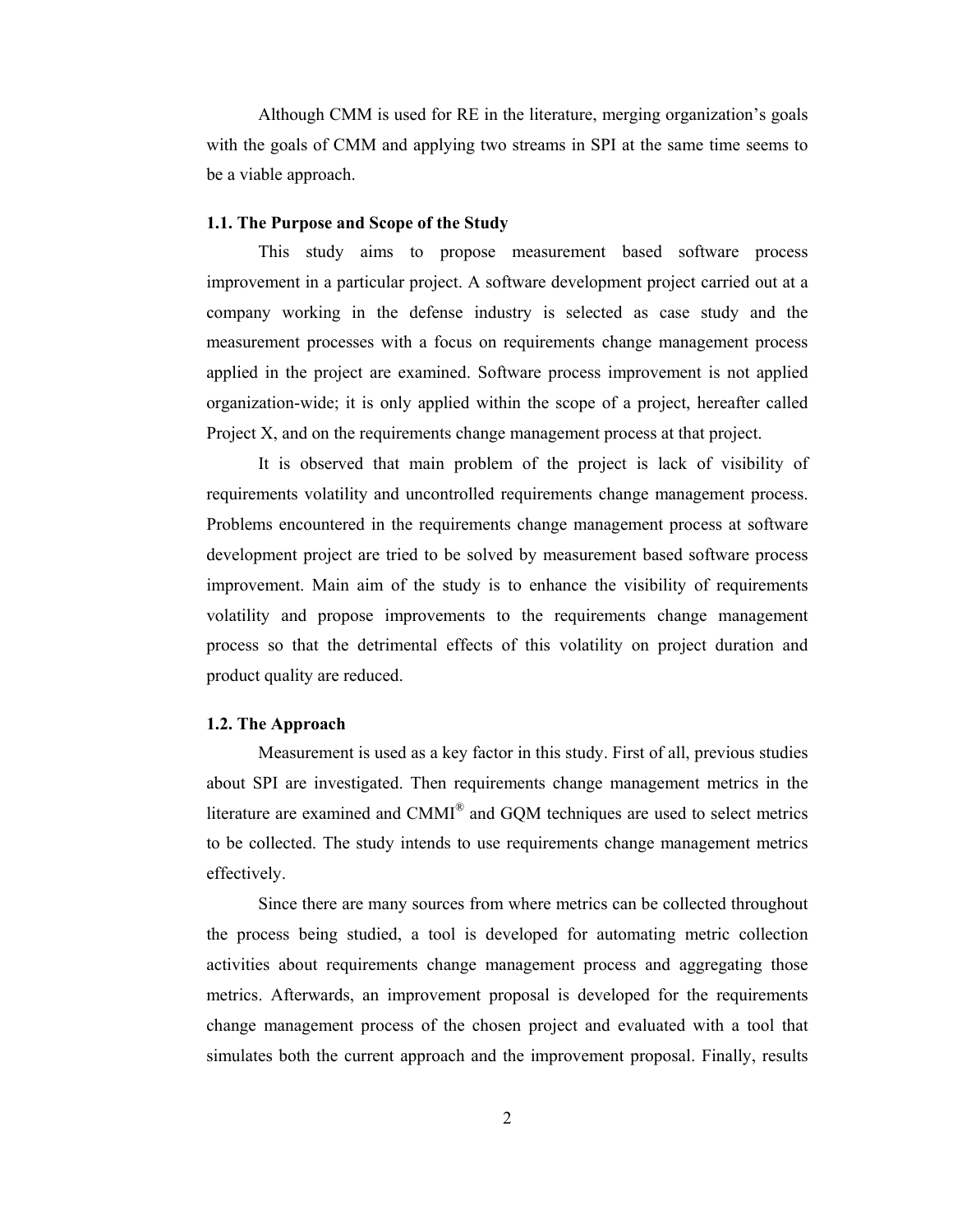Although CMM is used for RE in the literature, merging organization's goals with the goals of CMM and applying two streams in SPI at the same time seems to be a viable approach.

### 1.1. The Purpose and Scope of the Study

This study aims to propose measurement based software process improvement in a particular project. A software development project carried out at a company working in the defense industry is selected as case study and the measurement processes with a focus on requirements change management process applied in the project are examined. Software process improvement is not applied organization-wide; it is only applied within the scope of a project, hereafter called Project X, and on the requirements change management process at that project.

It is observed that main problem of the project is lack of visibility of requirements volatility and uncontrolled requirements change management process. Problems encountered in the requirements change management process at software development project are tried to be solved by measurement based software process improvement. Main aim of the study is to enhance the visibility of requirements volatility and propose improvements to the requirements change management process so that the detrimental effects of this volatility on project duration and product quality are reduced.

### 1.2. The Approach

Measurement is used as a key factor in this study. First of all, previous studies about SPI are investigated. Then requirements change management metrics in the literature are examined and CMMI® and GQM techniques are used to select metrics to be collected. The study intends to use requirements change management metrics effectively.

Since there are many sources from where metrics can be collected throughout the process being studied, a tool is developed for automating metric collection activities about requirements change management process and aggregating those metrics. Afterwards, an improvement proposal is developed for the requirements change management process of the chosen project and evaluated with a tool that simulates both the current approach and the improvement proposal. Finally, results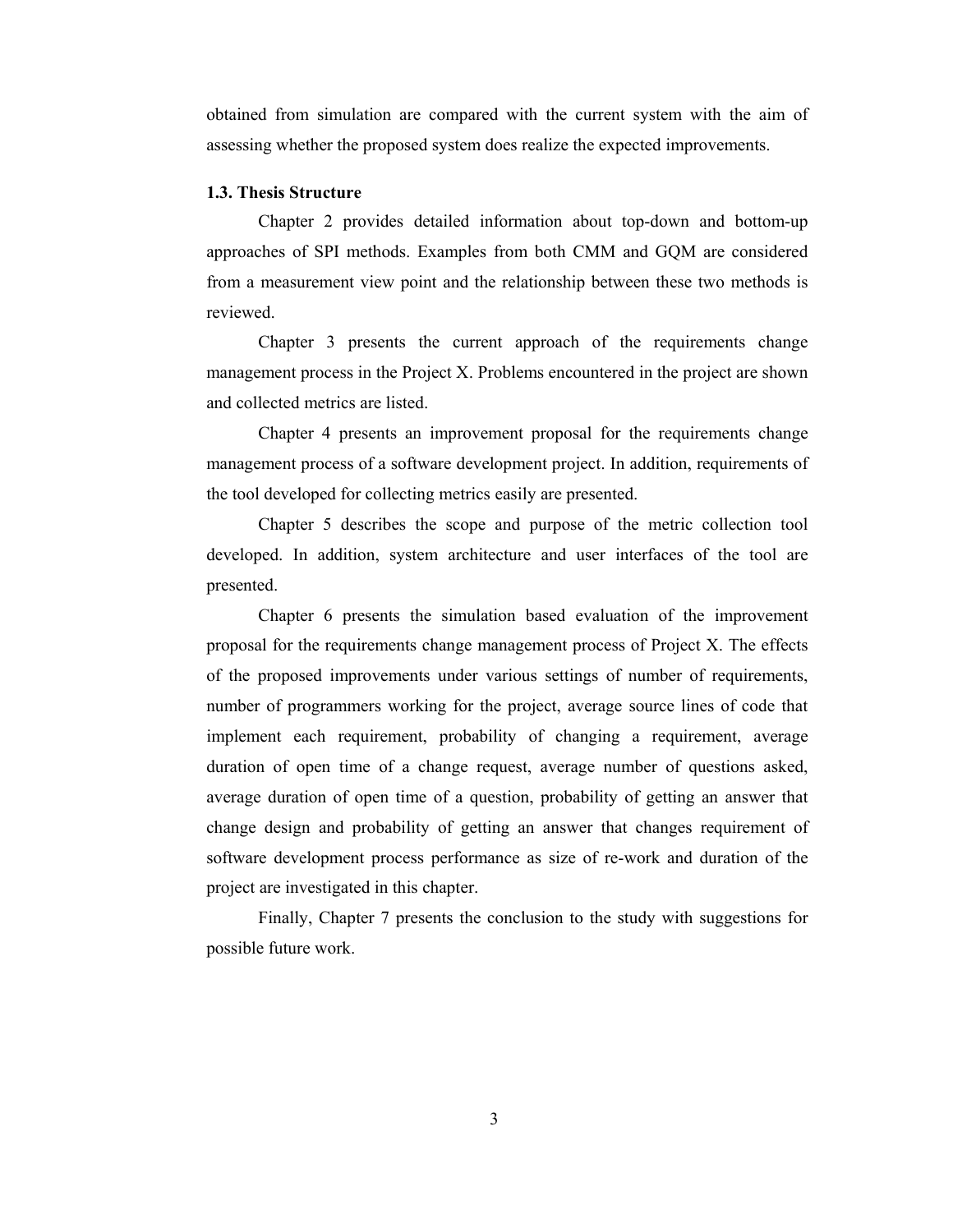obtained from simulation are compared with the current system with the aim of assessing whether the proposed system does realize the expected improvements.

### 1.3. Thesis Structure

Chapter 2 provides detailed information about top-down and bottom-up approaches of SPI methods. Examples from both CMM and GQM are considered from a measurement view point and the relationship between these two methods is reviewed.

Chapter 3 presents the current approach of the requirements change management process in the Project X. Problems encountered in the project are shown and collected metrics are listed.

Chapter 4 presents an improvement proposal for the requirements change management process of a software development project. In addition, requirements of the tool developed for collecting metrics easily are presented.

Chapter 5 describes the scope and purpose of the metric collection tool developed. In addition, system architecture and user interfaces of the tool are presented.

Chapter 6 presents the simulation based evaluation of the improvement proposal for the requirements change management process of Project X. The effects of the proposed improvements under various settings of number of requirements, number of programmers working for the project, average source lines of code that implement each requirement, probability of changing a requirement, average duration of open time of a change request, average number of questions asked, average duration of open time of a question, probability of getting an answer that change design and probability of getting an answer that changes requirement of software development process performance as size of re-work and duration of the project are investigated in this chapter.

Finally, Chapter 7 presents the conclusion to the study with suggestions for possible future work.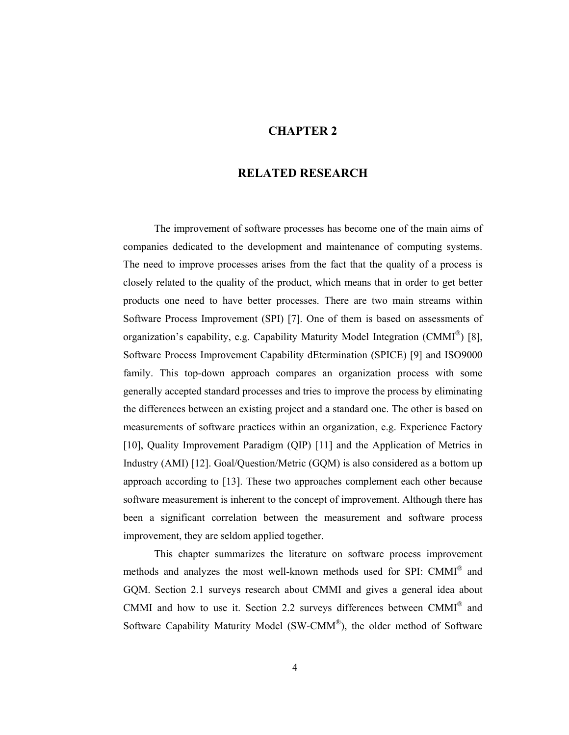# CHAPTER 2

# RELATED RESEARCH

The improvement of software processes has become one of the main aims of companies dedicated to the development and maintenance of computing systems. The need to improve processes arises from the fact that the quality of a process is closely related to the quality of the product, which means that in order to get better products one need to have better processes. There are two main streams within Software Process Improvement (SPI) [7]. One of them is based on assessments of organization's capability, e.g. Capability Maturity Model Integration (CMMI®) [8], Software Process Improvement Capability dEtermination (SPICE) [9] and ISO9000 family. This top-down approach compares an organization process with some generally accepted standard processes and tries to improve the process by eliminating the differences between an existing project and a standard one. The other is based on measurements of software practices within an organization, e.g. Experience Factory [10], Quality Improvement Paradigm (QIP) [11] and the Application of Metrics in Industry (AMI) [12]. Goal/Question/Metric (GQM) is also considered as a bottom up approach according to [13]. These two approaches complement each other because software measurement is inherent to the concept of improvement. Although there has been a significant correlation between the measurement and software process improvement, they are seldom applied together.

This chapter summarizes the literature on software process improvement methods and analyzes the most well-known methods used for SPI: CMMI® and GQM. Section 2.1 surveys research about CMMI and gives a general idea about CMMI and how to use it. Section 2.2 surveys differences between CMMI® and Software Capability Maturity Model (SW-CMM®), the older method of Software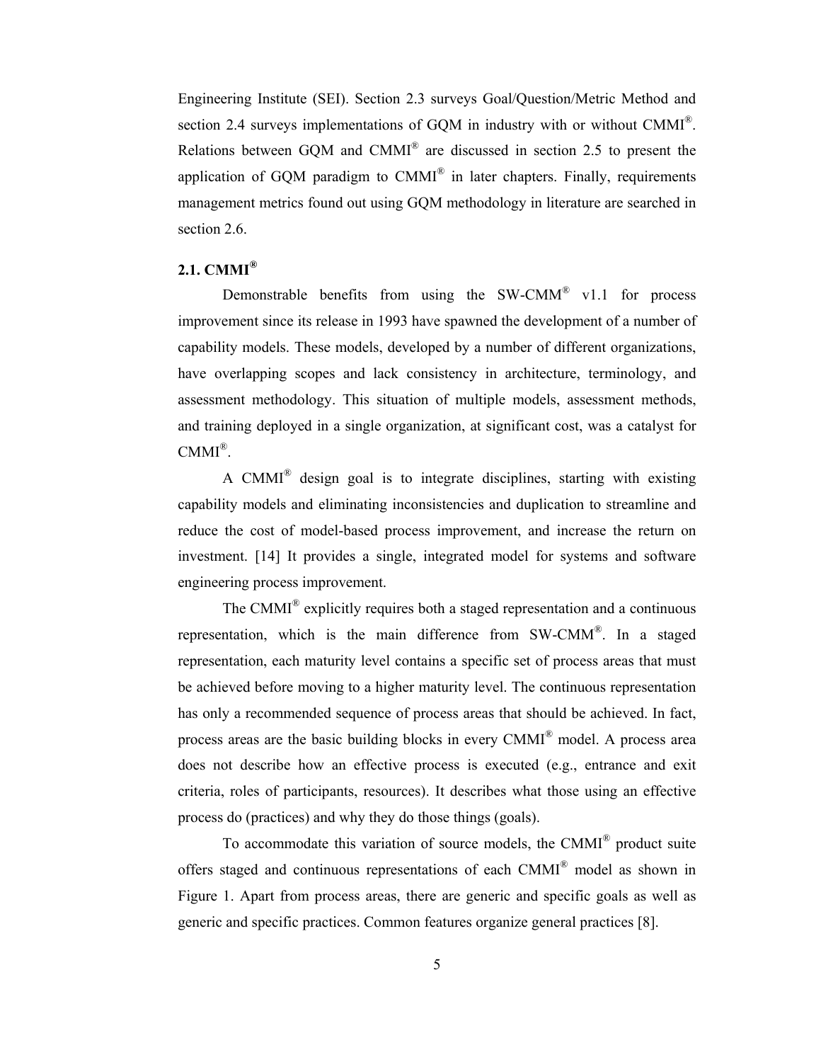Engineering Institute (SEI). Section 2.3 surveys Goal/Question/Metric Method and section 2.4 surveys implementations of GQM in industry with or without CMMI®. Relations between GQM and CMMI® are discussed in section 2.5 to present the application of GQM paradigm to CMMI® in later chapters. Finally, requirements management metrics found out using GQM methodology in literature are searched in section 2.6.

## 2.1. CMMI®

Demonstrable benefits from using the SW-CMM® v1.1 for process improvement since its release in 1993 have spawned the development of a number of capability models. These models, developed by a number of different organizations, have overlapping scopes and lack consistency in architecture, terminology, and assessment methodology. This situation of multiple models, assessment methods, and training deployed in a single organization, at significant cost, was a catalyst for CMMI®.

A CMMI® design goal is to integrate disciplines, starting with existing capability models and eliminating inconsistencies and duplication to streamline and reduce the cost of model-based process improvement, and increase the return on investment. [14] It provides a single, integrated model for systems and software engineering process improvement.

The CMMI® explicitly requires both a staged representation and a continuous representation, which is the main difference from SW-CMM®. In a staged representation, each maturity level contains a specific set of process areas that must be achieved before moving to a higher maturity level. The continuous representation has only a recommended sequence of process areas that should be achieved. In fact, process areas are the basic building blocks in every CMMI® model. A process area does not describe how an effective process is executed (e.g., entrance and exit criteria, roles of participants, resources). It describes what those using an effective process do (practices) and why they do those things (goals).

To accommodate this variation of source models, the CMMI® product suite offers staged and continuous representations of each CMMI® model as shown in Figure 1. Apart from process areas, there are generic and specific goals as well as generic and specific practices. Common features organize general practices [8].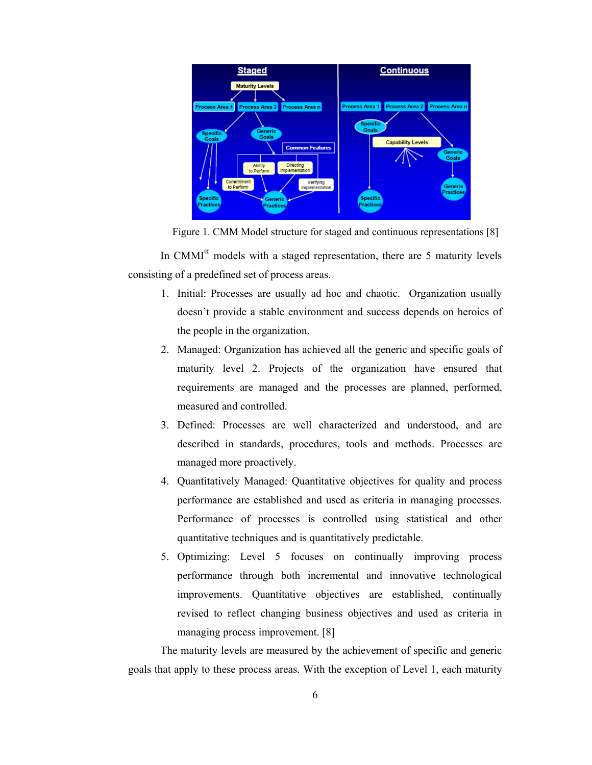Figure 1. CMM Model structure for staged and continuous representations [8]

In CMMI® models with a staged representation, there are 5 maturity levels consisting of a predefined set of process areas.

1. Initial: Processes are usually ad hoc and chaotic. Organization usually doesn't provide a stable environment and success depends on heroics of the people in the organization.
2. Managed: Organization has achieved all the generic and specific goals of maturity level 2. Projects of the organization have ensured that requirements are managed and the processes are planned, performed, measured and controlled.
3. Defined: Processes are well characterized and understood, and are described in standards, procedures, tools and methods. Processes are managed more proactively.
4. Quantitatively Managed: Quantitative objectives for quality and process performance are established and used as criteria in managing processes. Performance of processes is controlled using statistical and other quantitative techniques and is quantitatively predictable.
5. Optimizing: Level 5 focuses on continually improving process performance through both incremental and innovative technological improvements. Quantitative objectives are established, continually revised to reflect changing business objectives and used as criteria in managing process improvement. [8]

The maturity levels are measured by the achievement of specific and generic goals that apply to these process areas. With the exception of Level 1, each maturity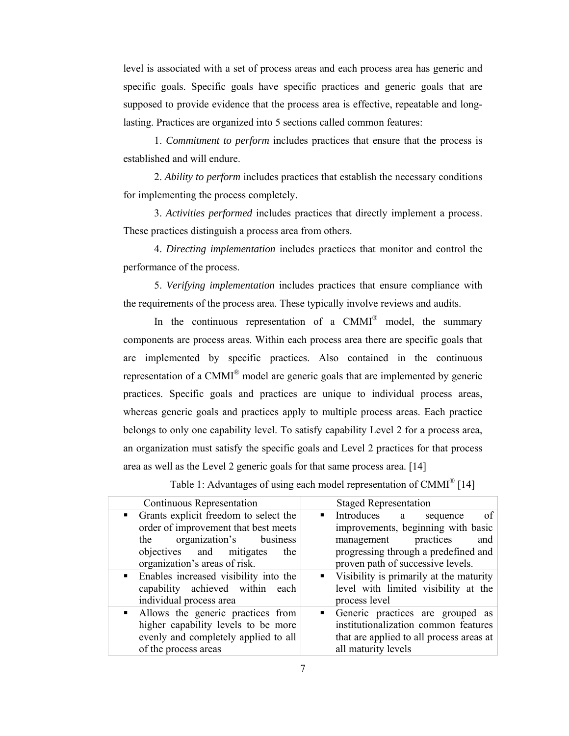level is associated with a set of process areas and each process area has generic and specific goals. Specific goals have specific practices and generic goals that are supposed to provide evidence that the process area is effective, repeatable and long-lasting. Practices are organized into 5 sections called common features:

1. *Commitment to perform* includes practices that ensure that the process is established and will endure.

2. *Ability to perform* includes practices that establish the necessary conditions for implementing the process completely.

3. *Activities performed* includes practices that directly implement a process. These practices distinguish a process area from others.

4. *Directing implementation* includes practices that monitor and control the performance of the process.

5. *Verifying implementation* includes practices that ensure compliance with the requirements of the process area. These typically involve reviews and audits.

In the continuous representation of a CMMI® model, the summary components are process areas. Within each process area there are specific goals that are implemented by specific practices. Also contained in the continuous representation of a CMMI® model are generic goals that are implemented by generic practices. Specific goals and practices are unique to individual process areas, whereas generic goals and practices apply to multiple process areas. Each practice belongs to only one capability level. To satisfy capability Level 2 for a process area, an organization must satisfy the specific goals and Level 2 practices for that process area as well as the Level 2 generic goals for that same process area. [14]

Table 1: Advantages of using each model representation of CMMI® [14]

| Continuous Representation | Staged Representation |
|---|---|
| ▪ Grants explicit freedom to select the order of improvement that best meets the organization's business objectives and mitigates the organization's areas of risk. | ▪ Introduces a sequence of improvements, beginning with basic management practices and progressing through a predefined and proven path of successive levels. |
| ▪ Enables increased visibility into the capability achieved within each individual process area | ▪ Visibility is primarily at the maturity level with limited visibility at the process level |
| ▪ Allows the generic practices from higher capability levels to be more evenly and completely applied to all of the process areas | ▪ Generic practices are grouped as institutionalization common features that are applied to all process areas at all maturity levels |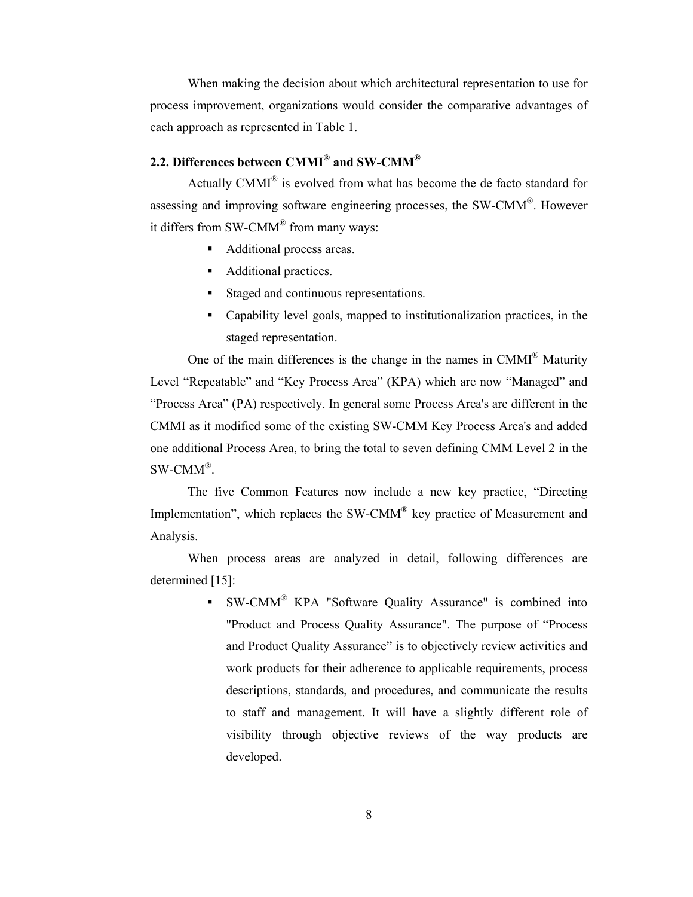When making the decision about which architectural representation to use for process improvement, organizations would consider the comparative advantages of each approach as represented in Table 1.

## 2.2. Differences between CMMI® and SW-CMM®

Actually CMMI® is evolved from what has become the de facto standard for assessing and improving software engineering processes, the SW-CMM®. However it differs from SW-CMM® from many ways:

- Additional process areas.
- Additional practices.
- Staged and continuous representations.
- Capability level goals, mapped to institutionalization practices, in the staged representation.

One of the main differences is the change in the names in CMMI® Maturity Level "Repeatable" and "Key Process Area" (KPA) which are now "Managed" and "Process Area" (PA) respectively. In general some Process Area's are different in the CMMI as it modified some of the existing SW-CMM Key Process Area's and added one additional Process Area, to bring the total to seven defining CMM Level 2 in the SW-CMM®.

The five Common Features now include a new key practice, "Directing Implementation", which replaces the SW-CMM® key practice of Measurement and Analysis.

When process areas are analyzed in detail, following differences are determined [15]:

- SW-CMM® KPA "Software Quality Assurance" is combined into "Product and Process Quality Assurance". The purpose of "Process and Product Quality Assurance" is to objectively review activities and work products for their adherence to applicable requirements, process descriptions, standards, and procedures, and communicate the results to staff and management. It will have a slightly different role of visibility through objective reviews of the way products are developed.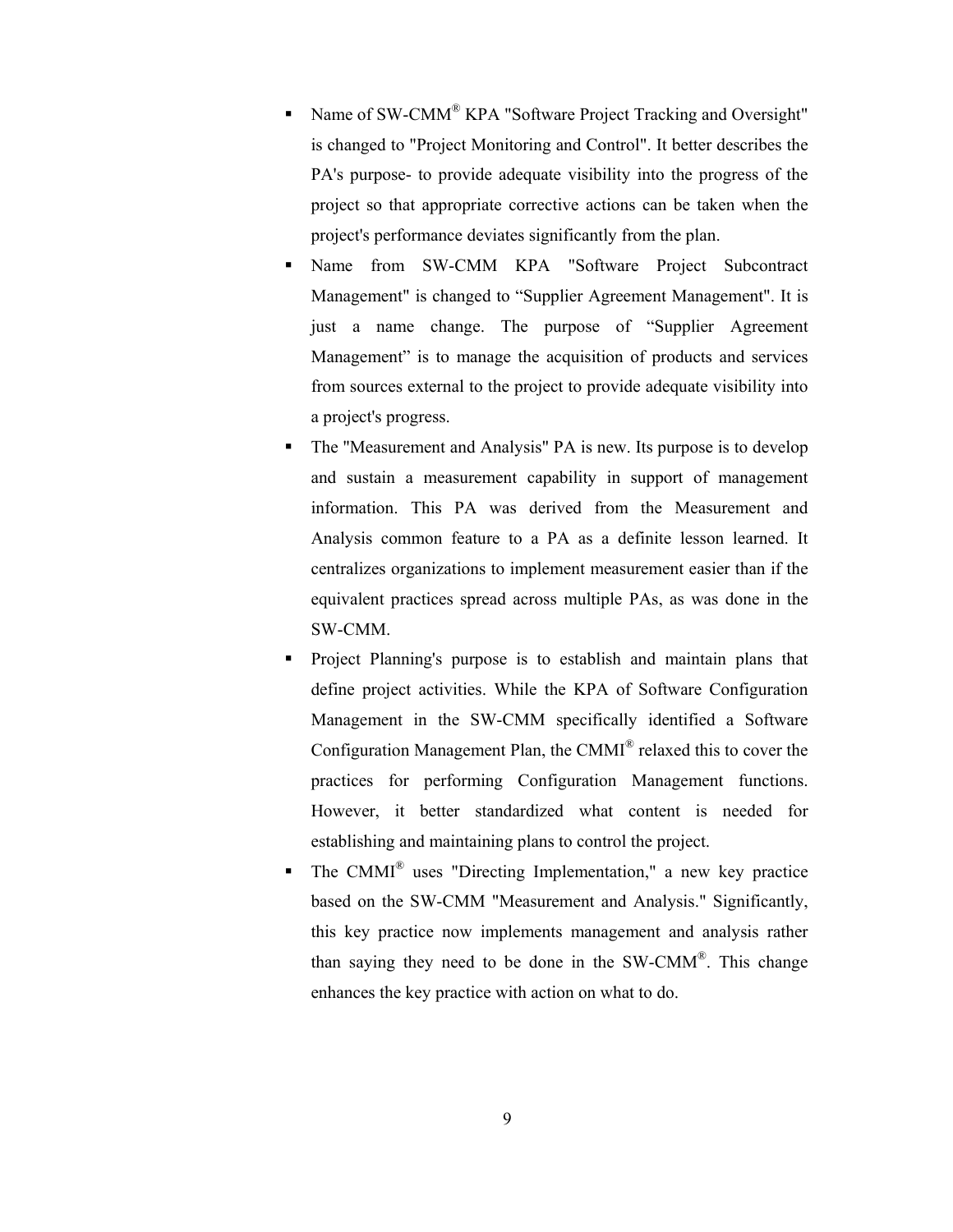- Name of SW-CMM® KPA "Software Project Tracking and Oversight" is changed to "Project Monitoring and Control". It better describes the PA's purpose- to provide adequate visibility into the progress of the project so that appropriate corrective actions can be taken when the project's performance deviates significantly from the plan.
- Name from SW-CMM KPA "Software Project Subcontract Management" is changed to "Supplier Agreement Management". It is just a name change. The purpose of "Supplier Agreement Management" is to manage the acquisition of products and services from sources external to the project to provide adequate visibility into a project's progress.
- The "Measurement and Analysis" PA is new. Its purpose is to develop and sustain a measurement capability in support of management information. This PA was derived from the Measurement and Analysis common feature to a PA as a definite lesson learned. It centralizes organizations to implement measurement easier than if the equivalent practices spread across multiple PAs, as was done in the SW-CMM.
- Project Planning's purpose is to establish and maintain plans that define project activities. While the KPA of Software Configuration Management in the SW-CMM specifically identified a Software Configuration Management Plan, the CMMI® relaxed this to cover the practices for performing Configuration Management functions. However, it better standardized what content is needed for establishing and maintaining plans to control the project.
- The CMMI® uses "Directing Implementation," a new key practice based on the SW-CMM "Measurement and Analysis." Significantly, this key practice now implements management and analysis rather than saying they need to be done in the SW-CMM®. This change enhances the key practice with action on what to do.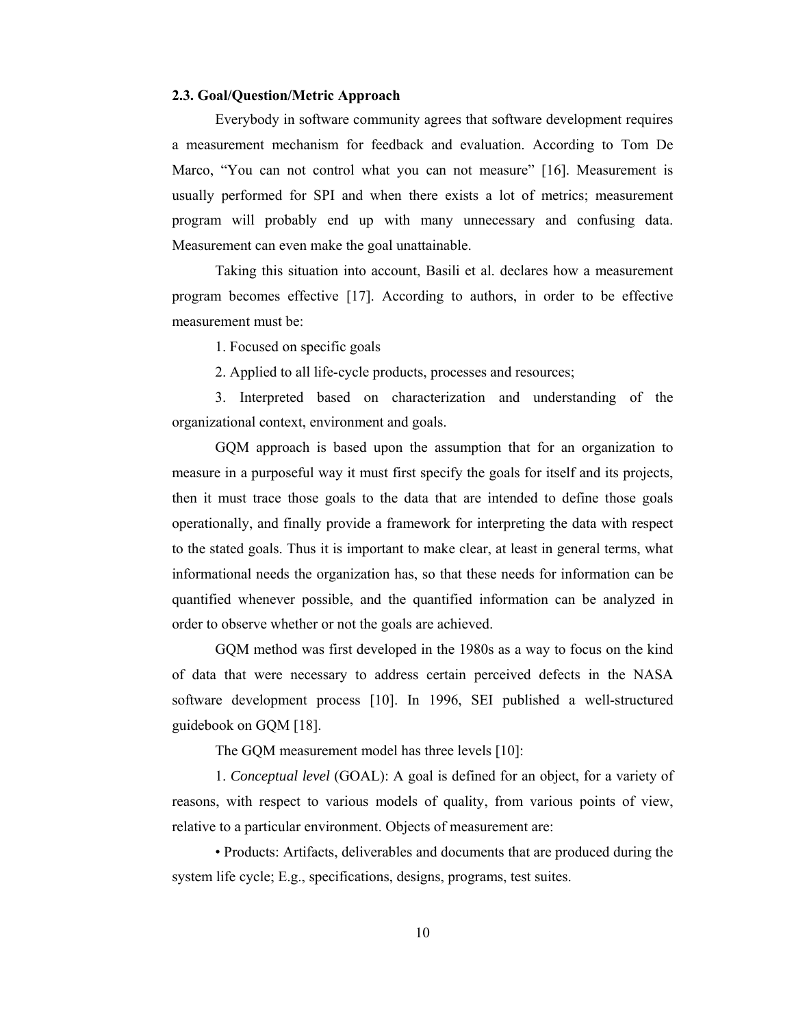### 2.3. Goal/Question/Metric Approach

Everybody in software community agrees that software development requires a measurement mechanism for feedback and evaluation. According to Tom De Marco, "You can not control what you can not measure" [16]. Measurement is usually performed for SPI and when there exists a lot of metrics; measurement program will probably end up with many unnecessary and confusing data. Measurement can even make the goal unattainable.

Taking this situation into account, Basili et al. declares how a measurement program becomes effective [17]. According to authors, in order to be effective measurement must be:

1. Focused on specific goals
2. Applied to all life-cycle products, processes and resources;
3. Interpreted based on characterization and understanding of the organizational context, environment and goals.

GQM approach is based upon the assumption that for an organization to measure in a purposeful way it must first specify the goals for itself and its projects, then it must trace those goals to the data that are intended to define those goals operationally, and finally provide a framework for interpreting the data with respect to the stated goals. Thus it is important to make clear, at least in general terms, what informational needs the organization has, so that these needs for information can be quantified whenever possible, and the quantified information can be analyzed in order to observe whether or not the goals are achieved.

GQM method was first developed in the 1980s as a way to focus on the kind of data that were necessary to address certain perceived defects in the NASA software development process [10]. In 1996, SEI published a well-structured guidebook on GQM [18].

The GQM measurement model has three levels [10]:

1. *Conceptual level* (GOAL): A goal is defined for an object, for a variety of reasons, with respect to various models of quality, from various points of view, relative to a particular environment. Objects of measurement are:

• Products: Artifacts, deliverables and documents that are produced during the system life cycle; E.g., specifications, designs, programs, test suites.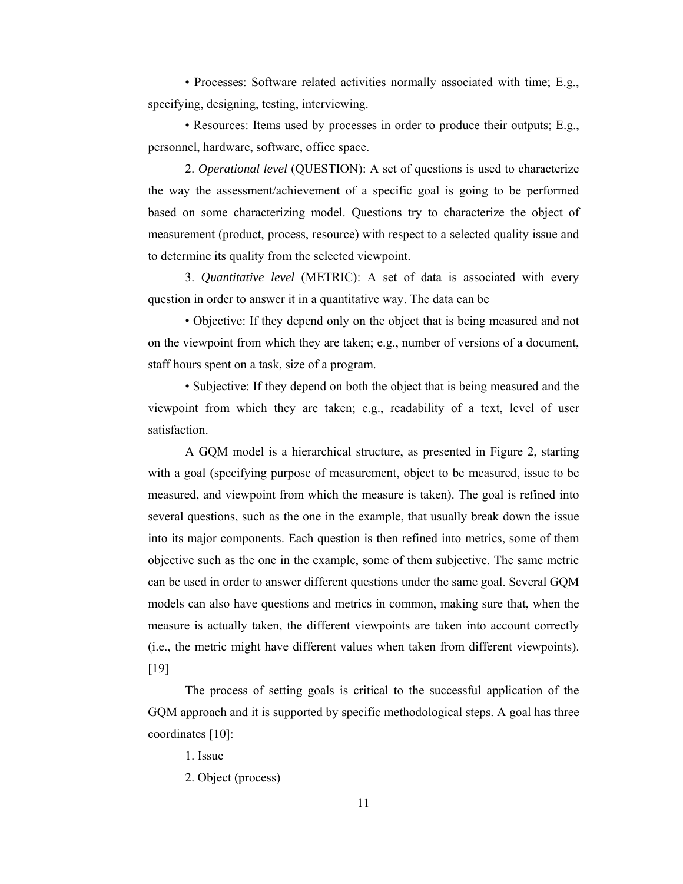• Processes: Software related activities normally associated with time; E.g., specifying, designing, testing, interviewing.

• Resources: Items used by processes in order to produce their outputs; E.g., personnel, hardware, software, office space.

2. *Operational level* (QUESTION): A set of questions is used to characterize the way the assessment/achievement of a specific goal is going to be performed based on some characterizing model. Questions try to characterize the object of measurement (product, process, resource) with respect to a selected quality issue and to determine its quality from the selected viewpoint.

3. *Quantitative level* (METRIC): A set of data is associated with every question in order to answer it in a quantitative way. The data can be

• Objective: If they depend only on the object that is being measured and not on the viewpoint from which they are taken; e.g., number of versions of a document, staff hours spent on a task, size of a program.

• Subjective: If they depend on both the object that is being measured and the viewpoint from which they are taken; e.g., readability of a text, level of user satisfaction.

A GQM model is a hierarchical structure, as presented in Figure 2, starting with a goal (specifying purpose of measurement, object to be measured, issue to be measured, and viewpoint from which the measure is taken). The goal is refined into several questions, such as the one in the example, that usually break down the issue into its major components. Each question is then refined into metrics, some of them objective such as the one in the example, some of them subjective. The same metric can be used in order to answer different questions under the same goal. Several GQM models can also have questions and metrics in common, making sure that, when the measure is actually taken, the different viewpoints are taken into account correctly (i.e., the metric might have different values when taken from different viewpoints). [19]

The process of setting goals is critical to the successful application of the GQM approach and it is supported by specific methodological steps. A goal has three coordinates [10]:

1. Issue

2. Object (process)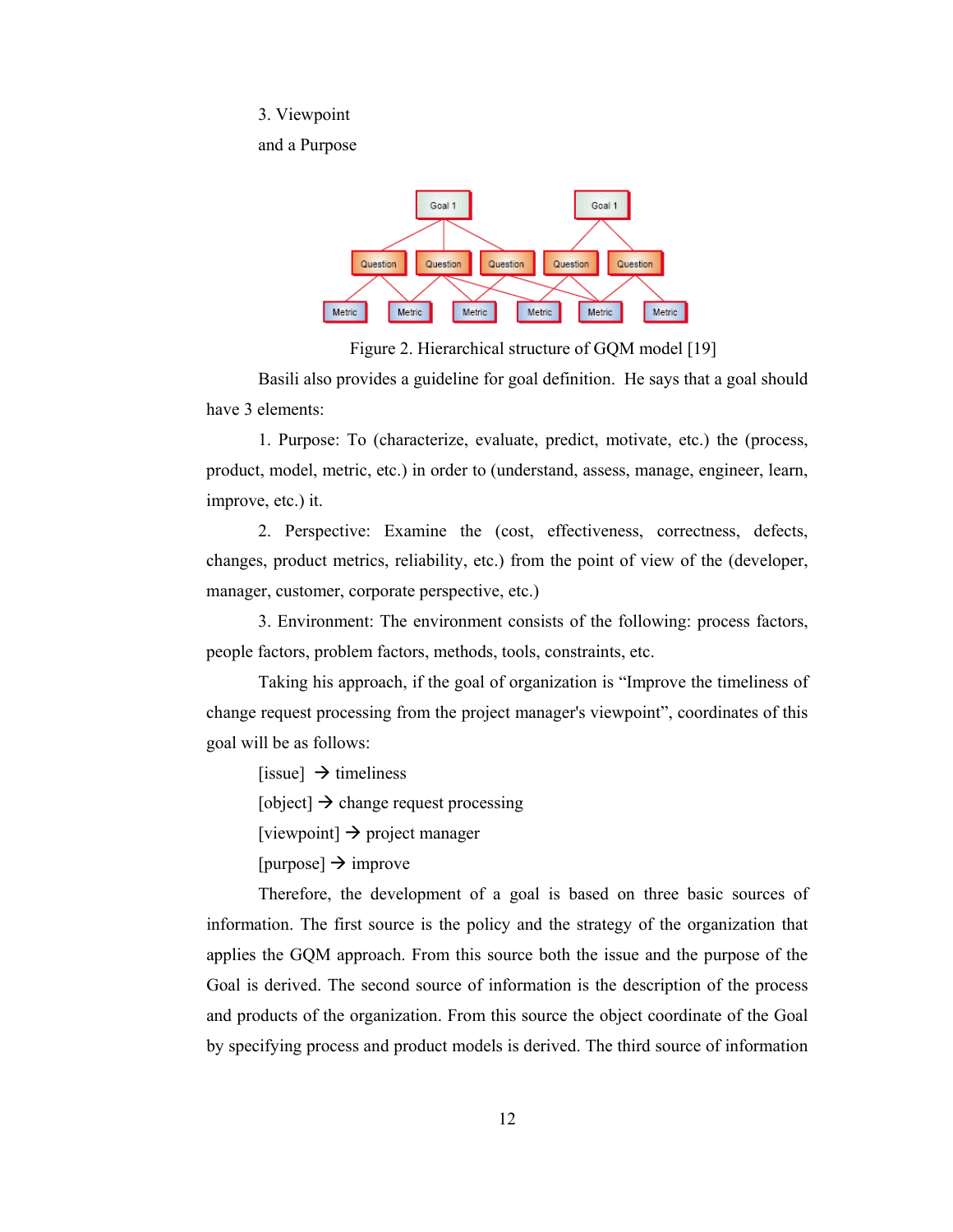3. Viewpoint

and a Purpose

Figure 2. Hierarchical structure of GQM model [19]

Basili also provides a guideline for goal definition. He says that a goal should have 3 elements:

1. Purpose: To (characterize, evaluate, predict, motivate, etc.) the (process, product, model, metric, etc.) in order to (understand, assess, manage, engineer, learn, improve, etc.) it.

2. Perspective: Examine the (cost, effectiveness, correctness, defects, changes, product metrics, reliability, etc.) from the point of view of the (developer, manager, customer, corporate perspective, etc.)

3. Environment: The environment consists of the following: process factors, people factors, problem factors, methods, tools, constraints, etc.

Taking his approach, if the goal of organization is “Improve the timeliness of change request processing from the project manager's viewpoint”, coordinates of this goal will be as follows:

[issue] → timeliness

[object] → change request processing

[viewpoint] → project manager

[purpose] → improve

Therefore, the development of a goal is based on three basic sources of information. The first source is the policy and the strategy of the organization that applies the GQM approach. From this source both the issue and the purpose of the Goal is derived. The second source of information is the description of the process and products of the organization. From this source the object coordinate of the Goal by specifying process and product models is derived. The third source of information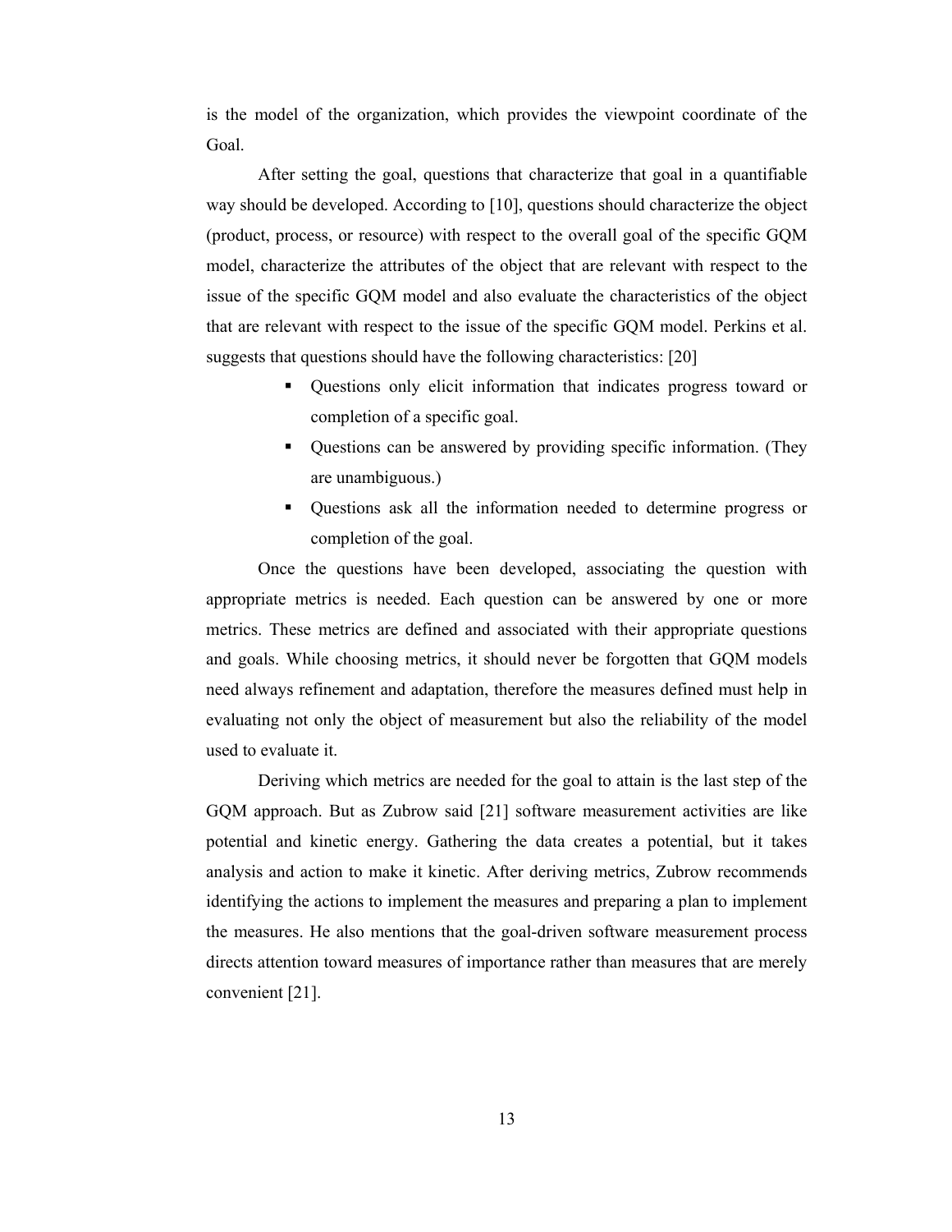is the model of the organization, which provides the viewpoint coordinate of the Goal.

After setting the goal, questions that characterize that goal in a quantifiable way should be developed. According to [10], questions should characterize the object (product, process, or resource) with respect to the overall goal of the specific GQM model, characterize the attributes of the object that are relevant with respect to the issue of the specific GQM model and also evaluate the characteristics of the object that are relevant with respect to the issue of the specific GQM model. Perkins et al. suggests that questions should have the following characteristics: [20]

- Questions only elicit information that indicates progress toward or completion of a specific goal.
- Questions can be answered by providing specific information. (They are unambiguous.)
- Questions ask all the information needed to determine progress or completion of the goal.

Once the questions have been developed, associating the question with appropriate metrics is needed. Each question can be answered by one or more metrics. These metrics are defined and associated with their appropriate questions and goals. While choosing metrics, it should never be forgotten that GQM models need always refinement and adaptation, therefore the measures defined must help in evaluating not only the object of measurement but also the reliability of the model used to evaluate it.

Deriving which metrics are needed for the goal to attain is the last step of the GQM approach. But as Zubrow said [21] software measurement activities are like potential and kinetic energy. Gathering the data creates a potential, but it takes analysis and action to make it kinetic. After deriving metrics, Zubrow recommends identifying the actions to implement the measures and preparing a plan to implement the measures. He also mentions that the goal-driven software measurement process directs attention toward measures of importance rather than measures that are merely convenient [21].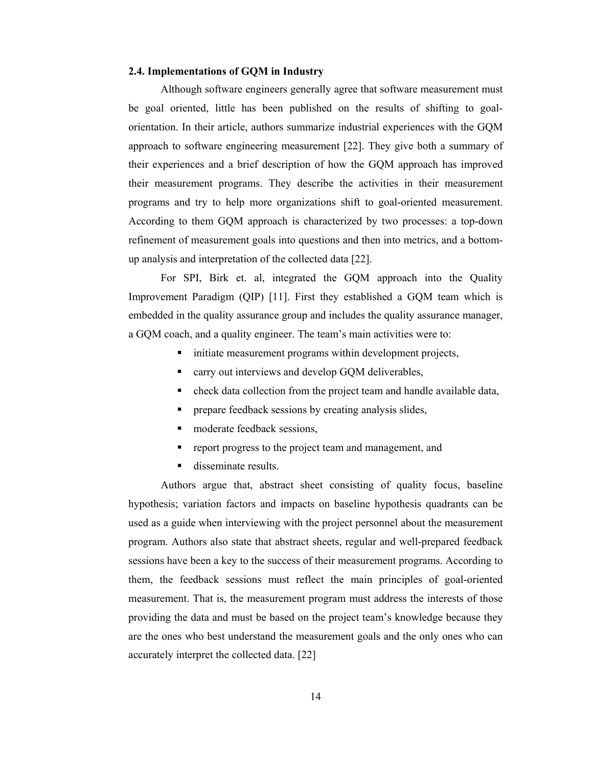### 2.4. Implementations of GQM in Industry

Although software engineers generally agree that software measurement must be goal oriented, little has been published on the results of shifting to goal-orientation. In their article, authors summarize industrial experiences with the GQM approach to software engineering measurement [22]. They give both a summary of their experiences and a brief description of how the GQM approach has improved their measurement programs. They describe the activities in their measurement programs and try to help more organizations shift to goal-oriented measurement. According to them GQM approach is characterized by two processes: a top-down refinement of measurement goals into questions and then into metrics, and a bottom-up analysis and interpretation of the collected data [22].

For SPI, Birk et. al, integrated the GQM approach into the Quality Improvement Paradigm (QIP) [11]. First they established a GQM team which is embedded in the quality assurance group and includes the quality assurance manager, a GQM coach, and a quality engineer. The team's main activities were to:

- initiate measurement programs within development projects,
- carry out interviews and develop GQM deliverables,
- check data collection from the project team and handle available data,
- prepare feedback sessions by creating analysis slides,
- moderate feedback sessions,
- report progress to the project team and management, and
- disseminate results.

Authors argue that, abstract sheet consisting of quality focus, baseline hypothesis; variation factors and impacts on baseline hypothesis quadrants can be used as a guide when interviewing with the project personnel about the measurement program. Authors also state that abstract sheets, regular and well-prepared feedback sessions have been a key to the success of their measurement programs. According to them, the feedback sessions must reflect the main principles of goal-oriented measurement. That is, the measurement program must address the interests of those providing the data and must be based on the project team's knowledge because they are the ones who best understand the measurement goals and the only ones who can accurately interpret the collected data. [22]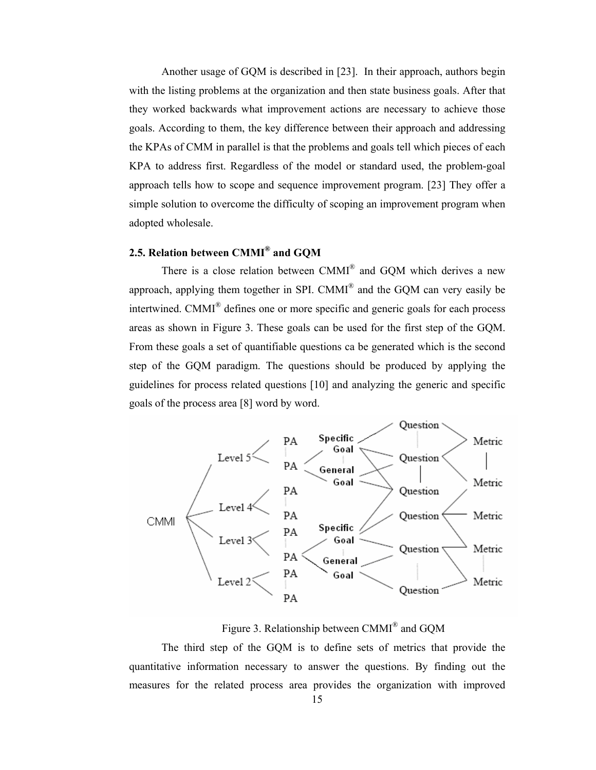Another usage of GQM is described in [23]. In their approach, authors begin with the listing problems at the organization and then state business goals. After that they worked backwards what improvement actions are necessary to achieve those goals. According to them, the key difference between their approach and addressing the KPAs of CMM in parallel is that the problems and goals tell which pieces of each KPA to address first. Regardless of the model or standard used, the problem-goal approach tells how to scope and sequence improvement program. [23] They offer a simple solution to overcome the difficulty of scoping an improvement program when adopted wholesale.

## 2.5. Relation between CMMI® and GQM

There is a close relation between CMMI® and GQM which derives a new approach, applying them together in SPI. CMMI® and the GQM can very easily be intertwined. CMMI® defines one or more specific and generic goals for each process areas as shown in Figure 3. These goals can be used for the first step of the GQM. From these goals a set of quantifiable questions ca be generated which is the second step of the GQM paradigm. The questions should be produced by applying the guidelines for process related questions [10] and analyzing the generic and specific goals of the process area [8] word by word.

Figure 3. Relationship between CMMI® and GQM

The third step of the GQM is to define sets of metrics that provide the quantitative information necessary to answer the questions. By finding out the measures for the related process area provides the organization with improved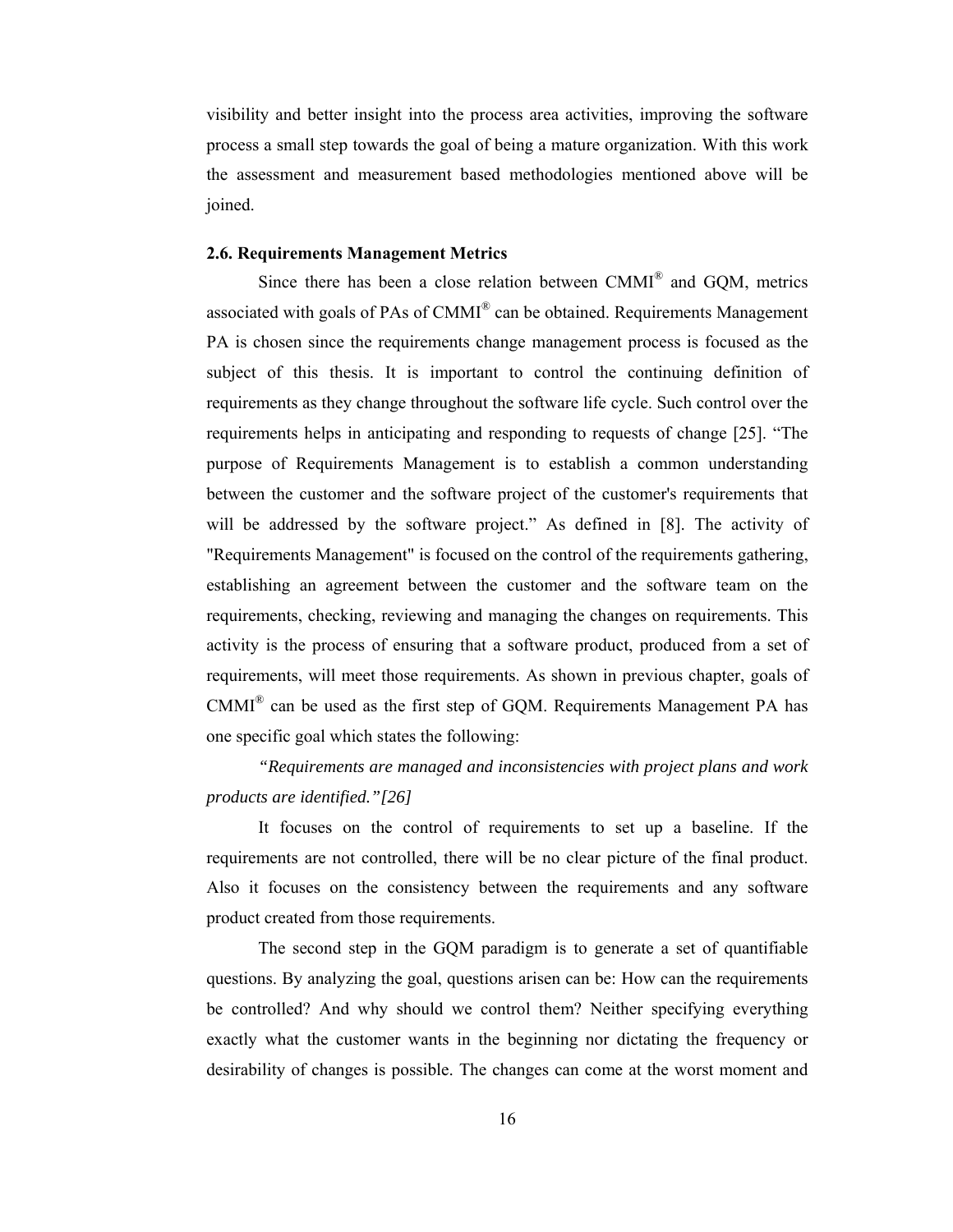visibility and better insight into the process area activities, improving the software process a small step towards the goal of being a mature organization. With this work the assessment and measurement based methodologies mentioned above will be joined.

## 2.6. Requirements Management Metrics

Since there has been a close relation between CMMI® and GQM, metrics associated with goals of PAs of CMMI® can be obtained. Requirements Management PA is chosen since the requirements change management process is focused as the subject of this thesis. It is important to control the continuing definition of requirements as they change throughout the software life cycle. Such control over the requirements helps in anticipating and responding to requests of change [25]. "The purpose of Requirements Management is to establish a common understanding between the customer and the software project of the customer's requirements that will be addressed by the software project." As defined in [8]. The activity of "Requirements Management" is focused on the control of the requirements gathering, establishing an agreement between the customer and the software team on the requirements, checking, reviewing and managing the changes on requirements. This activity is the process of ensuring that a software product, produced from a set of requirements, will meet those requirements. As shown in previous chapter, goals of CMMI® can be used as the first step of GQM. Requirements Management PA has one specific goal which states the following:

*"Requirements are managed and inconsistencies with project plans and work products are identified."[26]*

It focuses on the control of requirements to set up a baseline. If the requirements are not controlled, there will be no clear picture of the final product. Also it focuses on the consistency between the requirements and any software product created from those requirements.

The second step in the GQM paradigm is to generate a set of quantifiable questions. By analyzing the goal, questions arisen can be: How can the requirements be controlled? And why should we control them? Neither specifying everything exactly what the customer wants in the beginning nor dictating the frequency or desirability of changes is possible. The changes can come at the worst moment and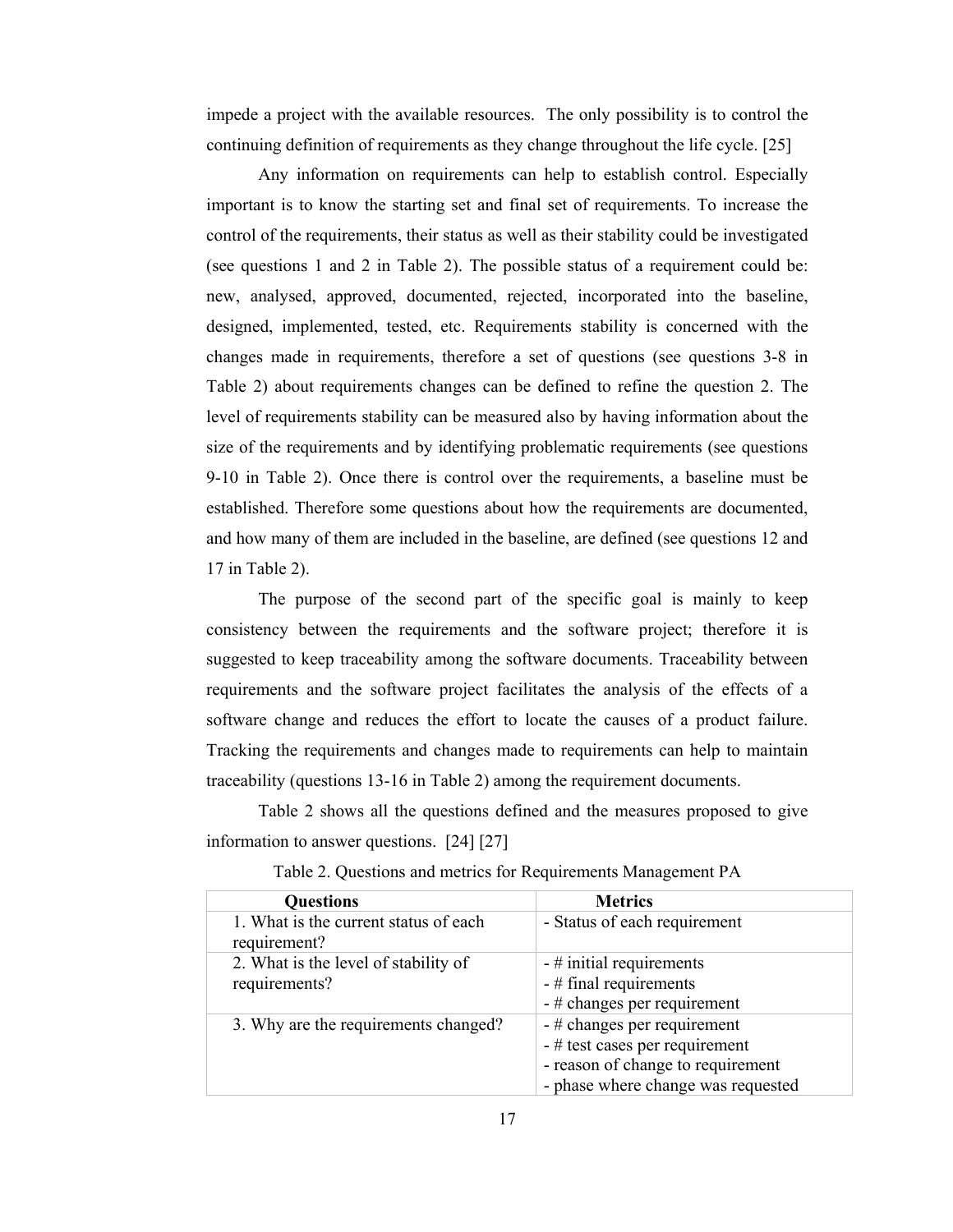impede a project with the available resources. The only possibility is to control the continuing definition of requirements as they change throughout the life cycle. [25]

Any information on requirements can help to establish control. Especially important is to know the starting set and final set of requirements. To increase the control of the requirements, their status as well as their stability could be investigated (see questions 1 and 2 in Table 2). The possible status of a requirement could be: new, analysed, approved, documented, rejected, incorporated into the baseline, designed, implemented, tested, etc. Requirements stability is concerned with the changes made in requirements, therefore a set of questions (see questions 3-8 in Table 2) about requirements changes can be defined to refine the question 2. The level of requirements stability can be measured also by having information about the size of the requirements and by identifying problematic requirements (see questions 9-10 in Table 2). Once there is control over the requirements, a baseline must be established. Therefore some questions about how the requirements are documented, and how many of them are included in the baseline, are defined (see questions 12 and 17 in Table 2).

The purpose of the second part of the specific goal is mainly to keep consistency between the requirements and the software project; therefore it is suggested to keep traceability among the software documents. Traceability between requirements and the software project facilitates the analysis of the effects of a software change and reduces the effort to locate the causes of a product failure. Tracking the requirements and changes made to requirements can help to maintain traceability (questions 13-16 in Table 2) among the requirement documents.

Table 2 shows all the questions defined and the measures proposed to give information to answer questions. [24] [27]

Table 2. Questions and metrics for Requirements Management PA

| Questions | Metrics |
|---|---|
| 1. What is the current status of each requirement? | - Status of each requirement |
| 2. What is the level of stability of requirements? | - # initial requirements<br>- # final requirements<br>- # changes per requirement |
| 3. Why are the requirements changed? | - # changes per requirement<br>- # test cases per requirement<br>- reason of change to requirement<br>- phase where change was requested |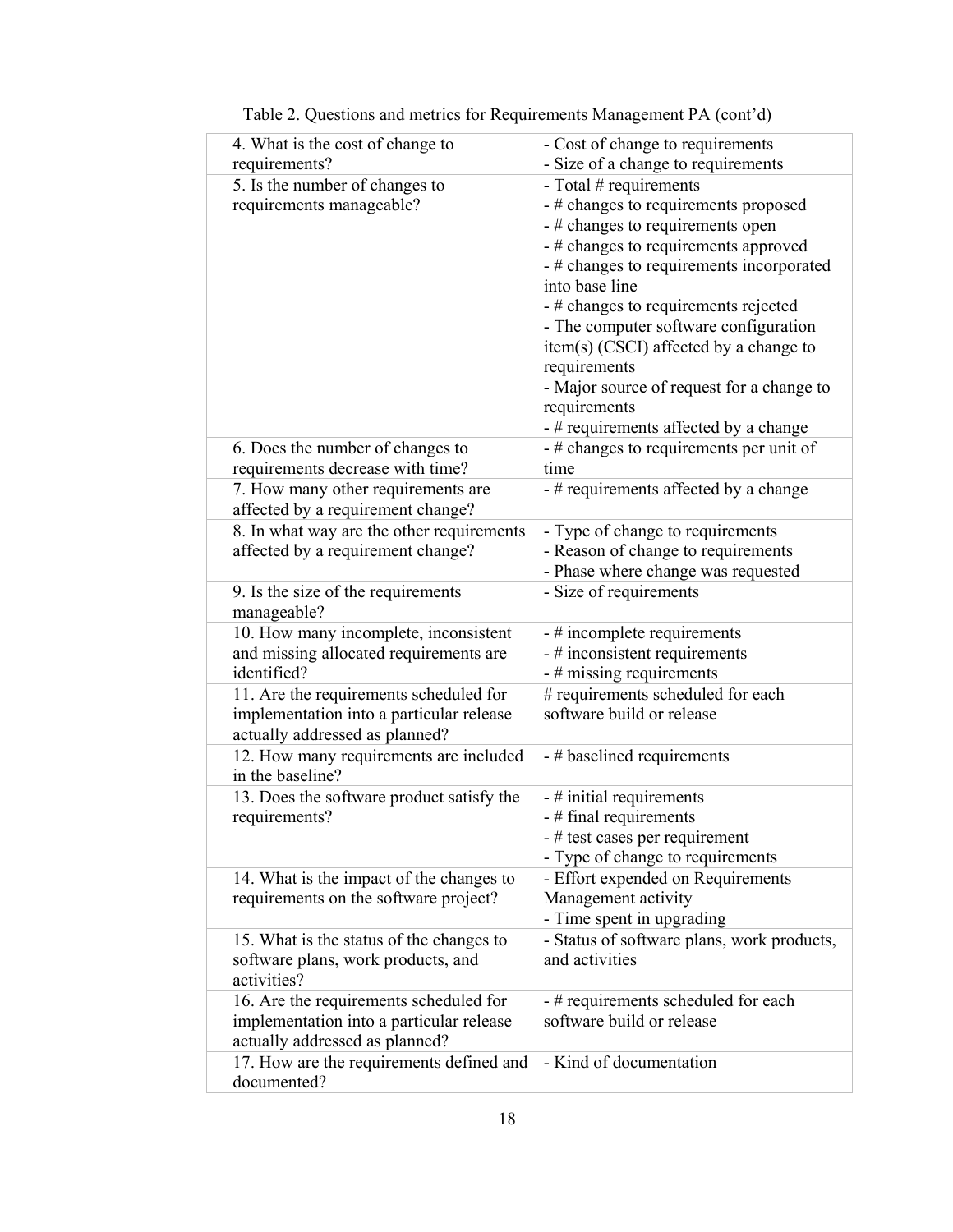Table 2. Questions and metrics for Requirements Management PA (cont'd)

| | |
|---|---|
| 4. What is the cost of change to requirements? | - Cost of change to requirements<br>- Size of a change to requirements |
| 5. Is the number of changes to requirements manageable? | - Total # requirements<br>- # changes to requirements proposed<br>- # changes to requirements open<br>- # changes to requirements approved<br>- # changes to requirements incorporated into base line<br>- # changes to requirements rejected<br>- The computer software configuration item(s) (CSCI) affected by a change to requirements<br>- Major source of request for a change to requirements<br>- # requirements affected by a change |
| 6. Does the number of changes to requirements decrease with time? | - # changes to requirements per unit of time |
| 7. How many other requirements are affected by a requirement change? | - # requirements affected by a change |
| 8. In what way are the other requirements affected by a requirement change? | - Type of change to requirements<br>- Reason of change to requirements<br>- Phase where change was requested |
| 9. Is the size of the requirements manageable? | - Size of requirements |
| 10. How many incomplete, inconsistent and missing allocated requirements are identified? | - # incomplete requirements<br>- # inconsistent requirements<br>- # missing requirements |
| 11. Are the requirements scheduled for implementation into a particular release actually addressed as planned? | # requirements scheduled for each software build or release |
| 12. How many requirements are included in the baseline? | - # baselined requirements |
| 13. Does the software product satisfy the requirements? | - # initial requirements<br>- # final requirements<br>- # test cases per requirement<br>- Type of change to requirements |
| 14. What is the impact of the changes to requirements on the software project? | - Effort expended on Requirements Management activity<br>- Time spent in upgrading |
| 15. What is the status of the changes to software plans, work products, and activities? | - Status of software plans, work products, and activities |
| 16. Are the requirements scheduled for implementation into a particular release actually addressed as planned? | - # requirements scheduled for each software build or release |
| 17. How are the requirements defined and documented? | - Kind of documentation |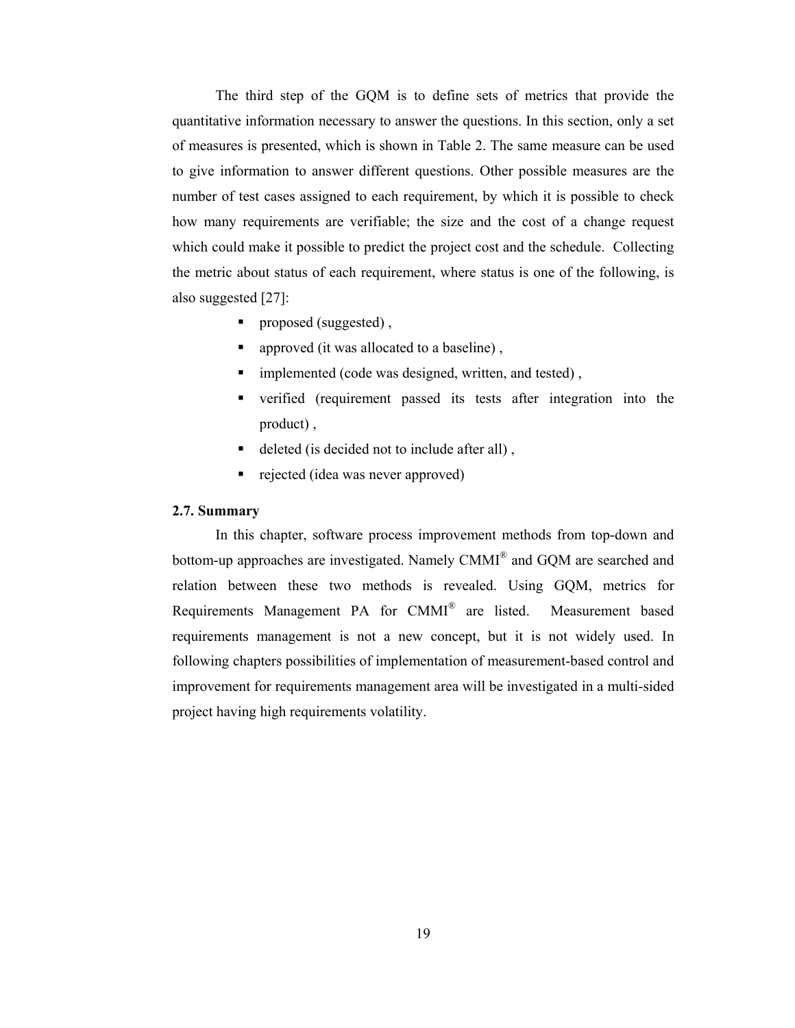The third step of the GQM is to define sets of metrics that provide the quantitative information necessary to answer the questions. In this section, only a set of measures is presented, which is shown in Table 2. The same measure can be used to give information to answer different questions. Other possible measures are the number of test cases assigned to each requirement, by which it is possible to check how many requirements are verifiable; the size and the cost of a change request which could make it possible to predict the project cost and the schedule. Collecting the metric about status of each requirement, where status is one of the following, is also suggested [27]:

- proposed (suggested) ,
- approved (it was allocated to a baseline) ,
- implemented (code was designed, written, and tested) ,
- verified (requirement passed its tests after integration into the product) ,
- deleted (is decided not to include after all) ,
- rejected (idea was never approved)

### 2.7. Summary

In this chapter, software process improvement methods from top-down and bottom-up approaches are investigated. Namely CMMI® and GQM are searched and relation between these two methods is revealed. Using GQM, metrics for Requirements Management PA for CMMI® are listed. Measurement based requirements management is not a new concept, but it is not widely used. In following chapters possibilities of implementation of measurement-based control and improvement for requirements management area will be investigated in a multi-sided project having high requirements volatility.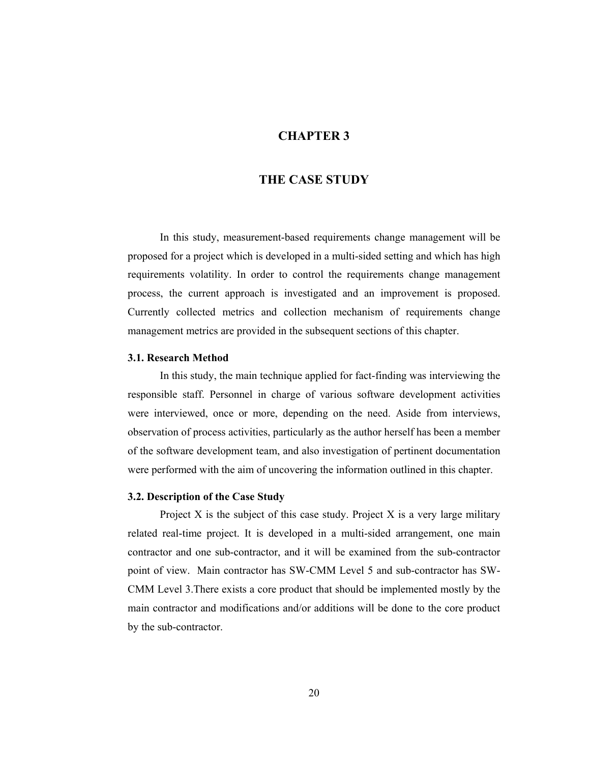# CHAPTER 3

# THE CASE STUDY

In this study, measurement-based requirements change management will be proposed for a project which is developed in a multi-sided setting and which has high requirements volatility. In order to control the requirements change management process, the current approach is investigated and an improvement is proposed. Currently collected metrics and collection mechanism of requirements change management metrics are provided in the subsequent sections of this chapter.

### 3.1. Research Method

In this study, the main technique applied for fact-finding was interviewing the responsible staff. Personnel in charge of various software development activities were interviewed, once or more, depending on the need. Aside from interviews, observation of process activities, particularly as the author herself has been a member of the software development team, and also investigation of pertinent documentation were performed with the aim of uncovering the information outlined in this chapter.

### 3.2. Description of the Case Study

Project X is the subject of this case study. Project X is a very large military related real-time project. It is developed in a multi-sided arrangement, one main contractor and one sub-contractor, and it will be examined from the sub-contractor point of view. Main contractor has SW-CMM Level 5 and sub-contractor has SW-CMM Level 3.There exists a core product that should be implemented mostly by the main contractor and modifications and/or additions will be done to the core product by the sub-contractor.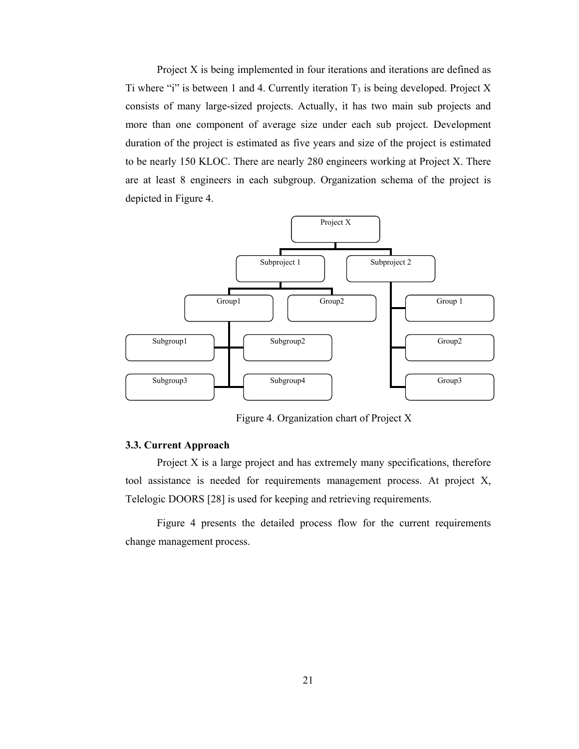Project X is being implemented in four iterations and iterations are defined as Ti where "i" is between 1 and 4. Currently iteration $T_3$ is being developed. Project X consists of many large-sized projects. Actually, it has two main sub projects and more than one component of average size under each sub project. Development duration of the project is estimated as five years and size of the project is estimated to be nearly 150 KLOC. There are nearly 280 engineers working at Project X. There are at least 8 engineers in each subgroup. Organization schema of the project is depicted in Figure 4.

Figure 4. Organization chart of Project X

### 3.3. Current Approach

Project X is a large project and has extremely many specifications, therefore tool assistance is needed for requirements management process. At project X, Telelogic DOORS [28] is used for keeping and retrieving requirements.

Figure 4 presents the detailed process flow for the current requirements change management process.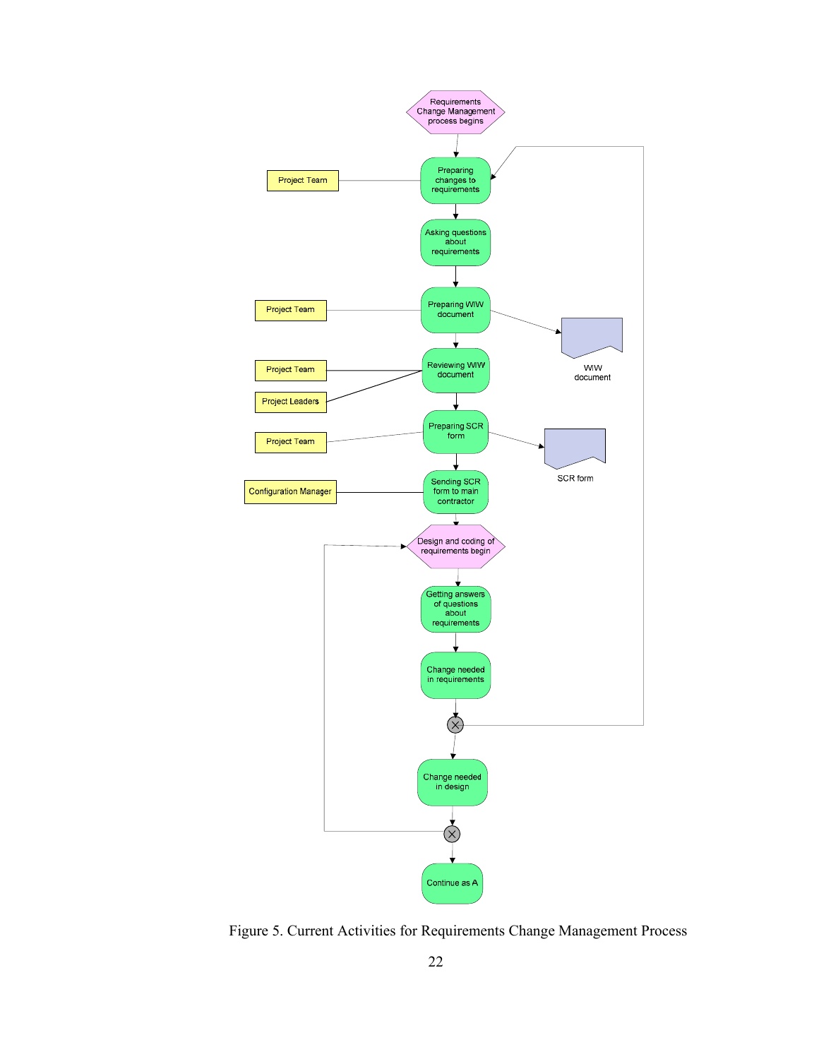Requirements Change Management process begins

Project Team — Preparing changes to requirements

Asking questions about requirements

Project Team — Preparing WIW document → WIW document

Project Team, Project Leaders — Reviewing WIW document

Project Team — Preparing SCR form → SCR form

Configuration Manager — Sending SCR form to main contractor

Design and coding of requirements begin

Getting answers of questions about requirements

Change needed in requirements

Change needed in design

Continue as A

Figure 5. Current Activities for Requirements Change Management Process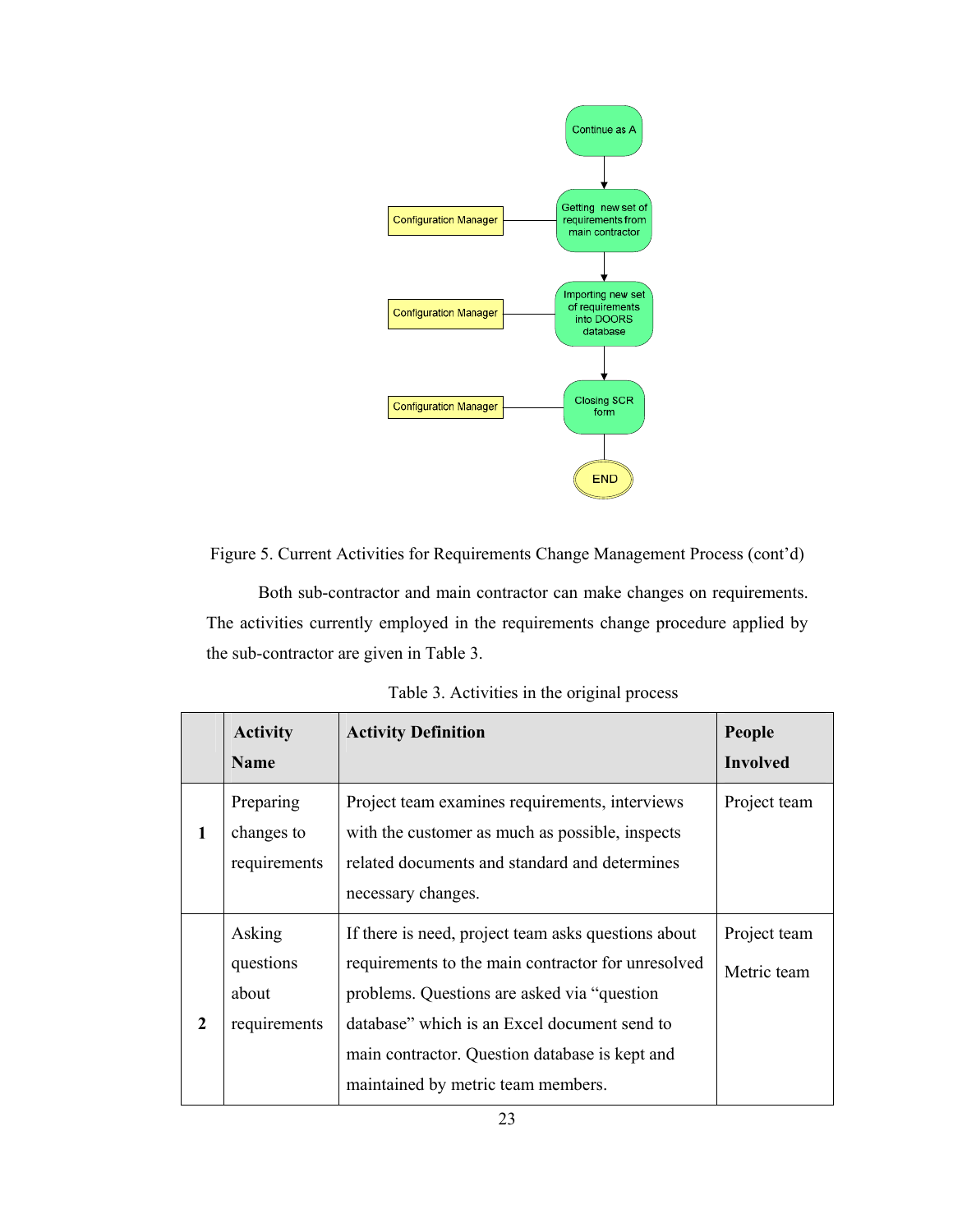Figure 5. Current Activities for Requirements Change Management Process (cont'd)

Both sub-contractor and main contractor can make changes on requirements. The activities currently employed in the requirements change procedure applied by the sub-contractor are given in Table 3.

Table 3. Activities in the original process

| | Activity Name | Activity Definition | People Involved |
|---|---|---|---|
| **1** | Preparing changes to requirements | Project team examines requirements, interviews with the customer as much as possible, inspects related documents and standard and determines necessary changes. | Project team |
| **2** | Asking questions about requirements | If there is need, project team asks questions about requirements to the main contractor for unresolved problems. Questions are asked via "question database" which is an Excel document send to main contractor. Question database is kept and maintained by metric team members. | Project team<br>Metric team |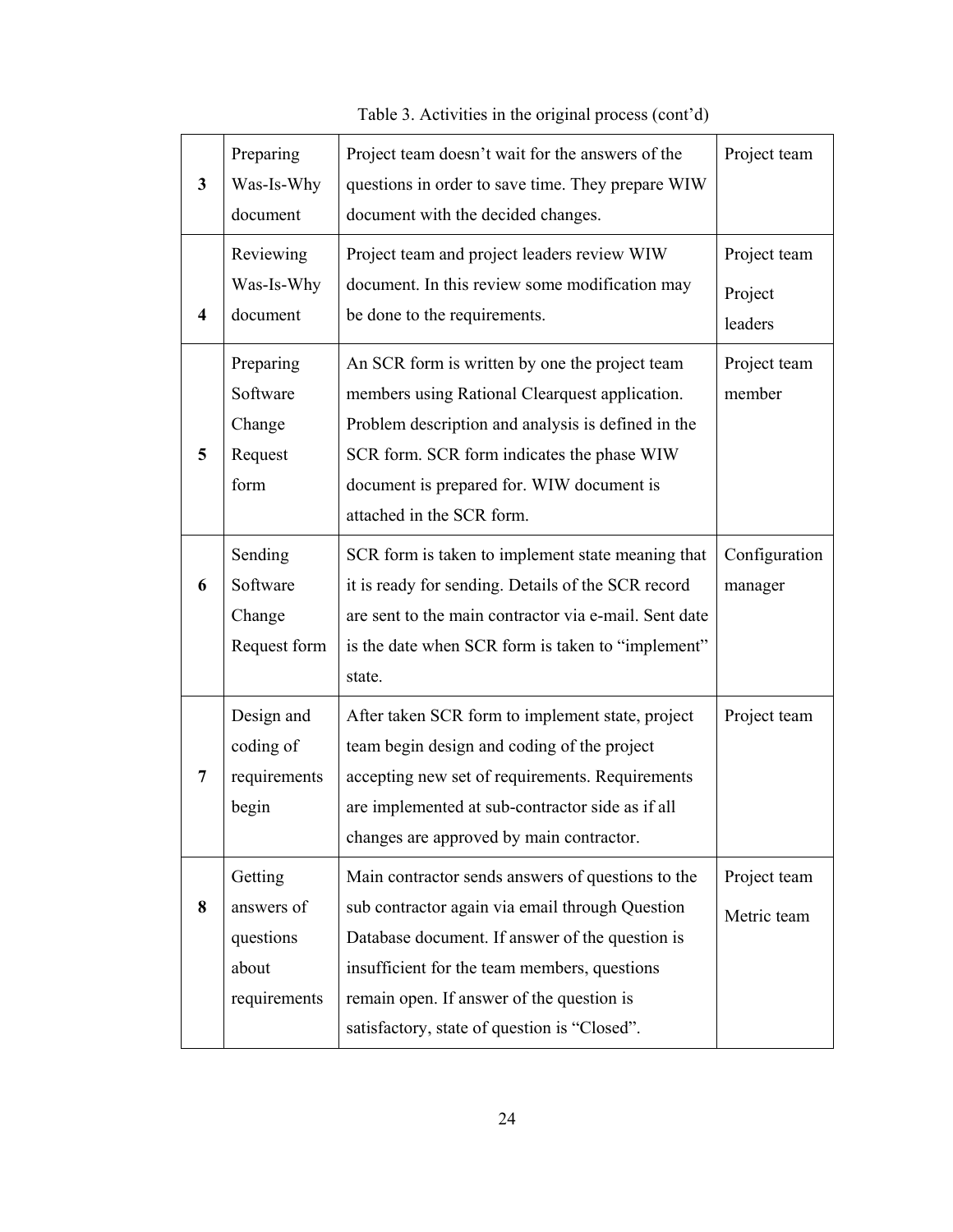Table 3. Activities in the original process (cont'd)

| | | | |
|---|---|---|---|
| **3** | Preparing Was-Is-Why document | Project team doesn't wait for the answers of the questions in order to save time. They prepare WIW document with the decided changes. | Project team |
| **4** | Reviewing Was-Is-Why document | Project team and project leaders review WIW document. In this review some modification may be done to the requirements. | Project team<br>Project leaders |
| **5** | Preparing Software Change Request form | An SCR form is written by one the project team members using Rational Clearquest application. Problem description and analysis is defined in the SCR form. SCR form indicates the phase WIW document is prepared for. WIW document is attached in the SCR form. | Project team member |
| **6** | Sending Software Change Request form | SCR form is taken to implement state meaning that it is ready for sending. Details of the SCR record are sent to the main contractor via e-mail. Sent date is the date when SCR form is taken to "implement" state. | Configuration manager |
| **7** | Design and coding of requirements begin | After taken SCR form to implement state, project team begin design and coding of the project accepting new set of requirements. Requirements are implemented at sub-contractor side as if all changes are approved by main contractor. | Project team |
| **8** | Getting answers of questions about requirements | Main contractor sends answers of questions to the sub contractor again via email through Question Database document. If answer of the question is insufficient for the team members, questions remain open. If answer of the question is satisfactory, state of question is "Closed". | Project team<br>Metric team |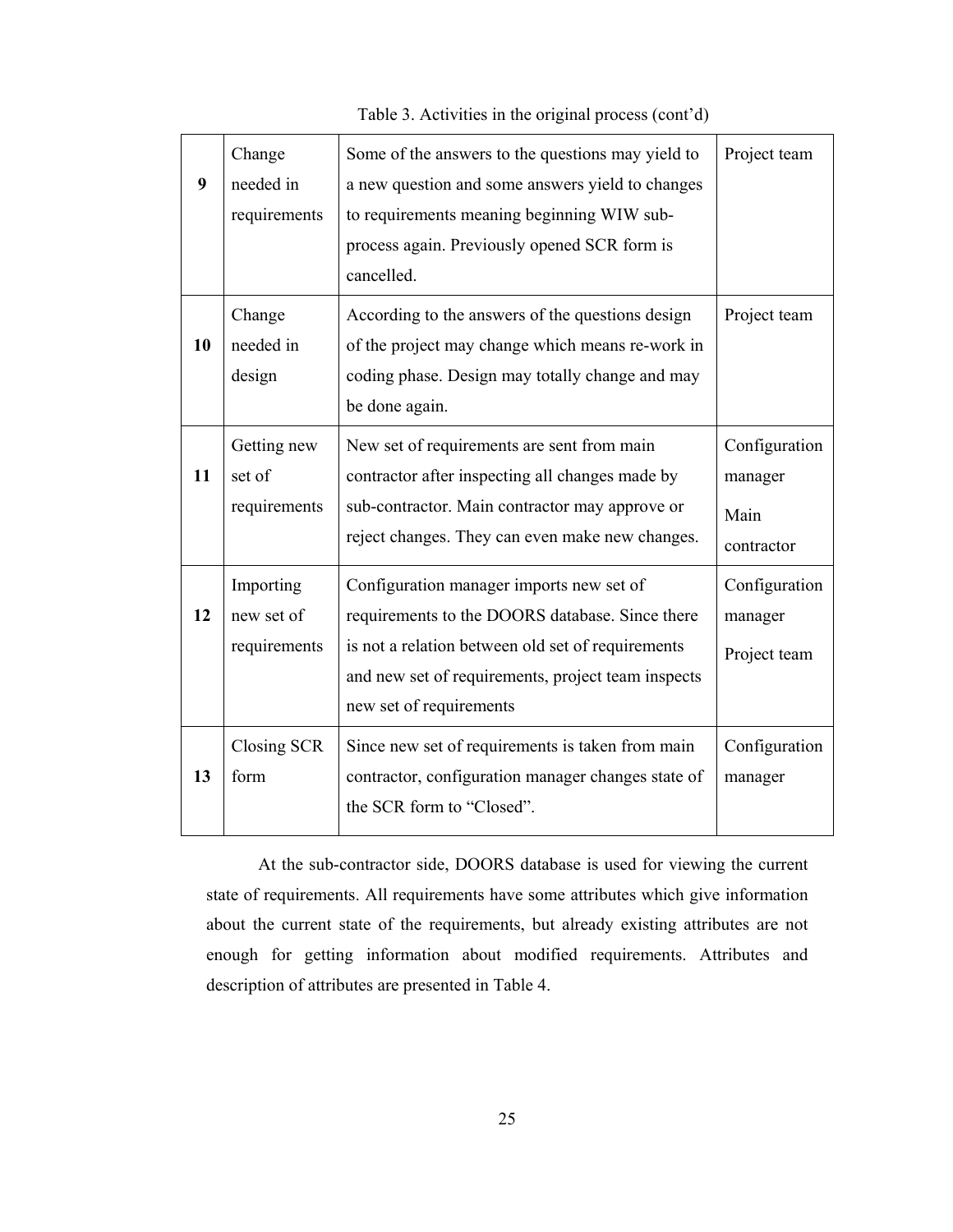Table 3. Activities in the original process (cont'd)

| | | | |
|---|---|---|---|
| **9** | Change needed in requirements | Some of the answers to the questions may yield to a new question and some answers yield to changes to requirements meaning beginning WIW sub-process again. Previously opened SCR form is cancelled. | Project team |
| **10** | Change needed in design | According to the answers of the questions design of the project may change which means re-work in coding phase. Design may totally change and may be done again. | Project team |
| **11** | Getting new set of requirements | New set of requirements are sent from main contractor after inspecting all changes made by sub-contractor. Main contractor may approve or reject changes. They can even make new changes. | Configuration manager<br>Main contractor |
| **12** | Importing new set of requirements | Configuration manager imports new set of requirements to the DOORS database. Since there is not a relation between old set of requirements and new set of requirements, project team inspects new set of requirements | Configuration manager<br>Project team |
| **13** | Closing SCR form | Since new set of requirements is taken from main contractor, configuration manager changes state of the SCR form to "Closed". | Configuration manager |

At the sub-contractor side, DOORS database is used for viewing the current state of requirements. All requirements have some attributes which give information about the current state of the requirements, but already existing attributes are not enough for getting information about modified requirements. Attributes and description of attributes are presented in Table 4.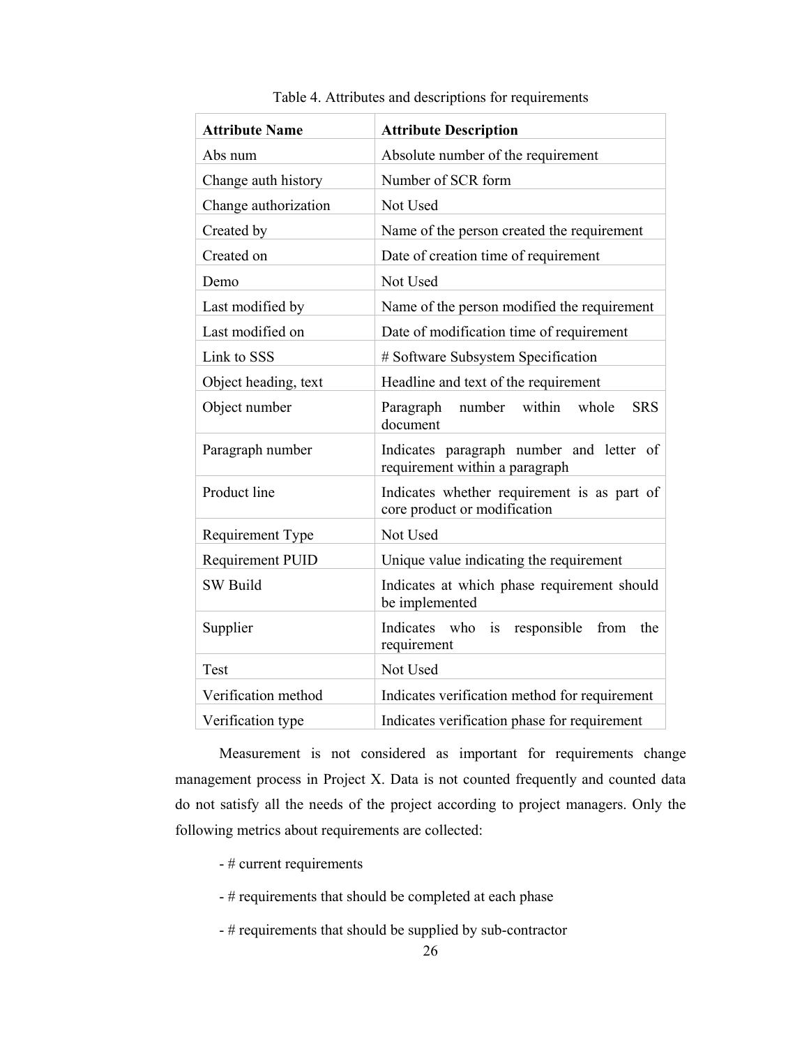Table 4. Attributes and descriptions for requirements

| Attribute Name | Attribute Description |
|---|---|
| Abs num | Absolute number of the requirement |
| Change auth history | Number of SCR form |
| Change authorization | Not Used |
| Created by | Name of the person created the requirement |
| Created on | Date of creation time of requirement |
| Demo | Not Used |
| Last modified by | Name of the person modified the requirement |
| Last modified on | Date of modification time of requirement |
| Link to SSS | # Software Subsystem Specification |
| Object heading, text | Headline and text of the requirement |
| Object number | Paragraph number within whole SRS document |
| Paragraph number | Indicates paragraph number and letter of requirement within a paragraph |
| Product line | Indicates whether requirement is as part of core product or modification |
| Requirement Type | Not Used |
| Requirement PUID | Unique value indicating the requirement |
| SW Build | Indicates at which phase requirement should be implemented |
| Supplier | Indicates who is responsible from the requirement |
| Test | Not Used |
| Verification method | Indicates verification method for requirement |
| Verification type | Indicates verification phase for requirement |

Measurement is not considered as important for requirements change management process in Project X. Data is not counted frequently and counted data do not satisfy all the needs of the project according to project managers. Only the following metrics about requirements are collected:

- # current requirements

- # requirements that should be completed at each phase

- # requirements that should be supplied by sub-contractor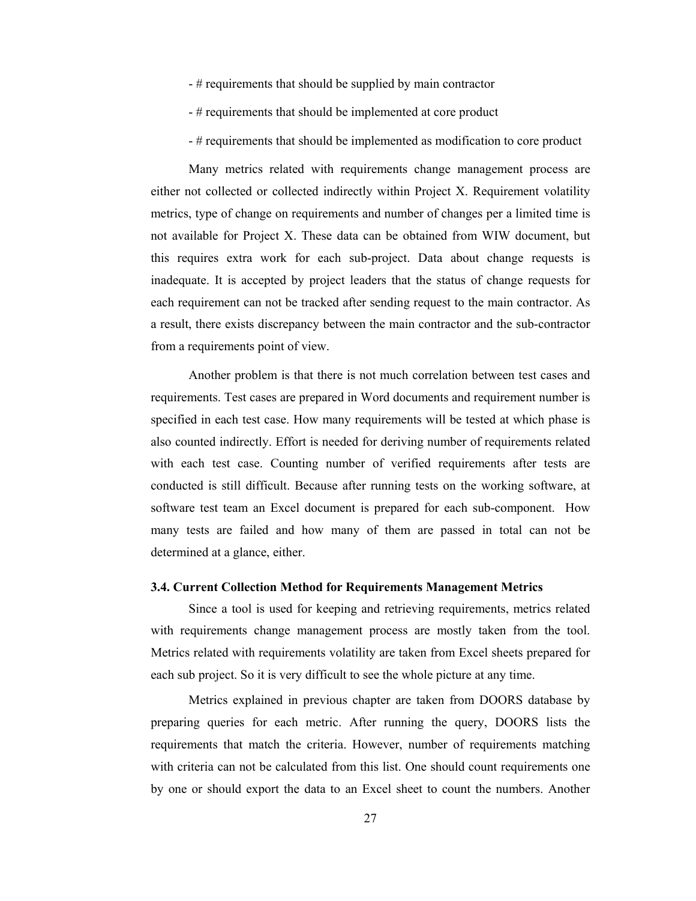- # requirements that should be supplied by main contractor

- # requirements that should be implemented at core product

- # requirements that should be implemented as modification to core product

Many metrics related with requirements change management process are either not collected or collected indirectly within Project X. Requirement volatility metrics, type of change on requirements and number of changes per a limited time is not available for Project X. These data can be obtained from WIW document, but this requires extra work for each sub-project. Data about change requests is inadequate. It is accepted by project leaders that the status of change requests for each requirement can not be tracked after sending request to the main contractor. As a result, there exists discrepancy between the main contractor and the sub-contractor from a requirements point of view.

Another problem is that there is not much correlation between test cases and requirements. Test cases are prepared in Word documents and requirement number is specified in each test case. How many requirements will be tested at which phase is also counted indirectly. Effort is needed for deriving number of requirements related with each test case. Counting number of verified requirements after tests are conducted is still difficult. Because after running tests on the working software, at software test team an Excel document is prepared for each sub-component. How many tests are failed and how many of them are passed in total can not be determined at a glance, either.

### 3.4. Current Collection Method for Requirements Management Metrics

Since a tool is used for keeping and retrieving requirements, metrics related with requirements change management process are mostly taken from the tool. Metrics related with requirements volatility are taken from Excel sheets prepared for each sub project. So it is very difficult to see the whole picture at any time.

Metrics explained in previous chapter are taken from DOORS database by preparing queries for each metric. After running the query, DOORS lists the requirements that match the criteria. However, number of requirements matching with criteria can not be calculated from this list. One should count requirements one by one or should export the data to an Excel sheet to count the numbers. Another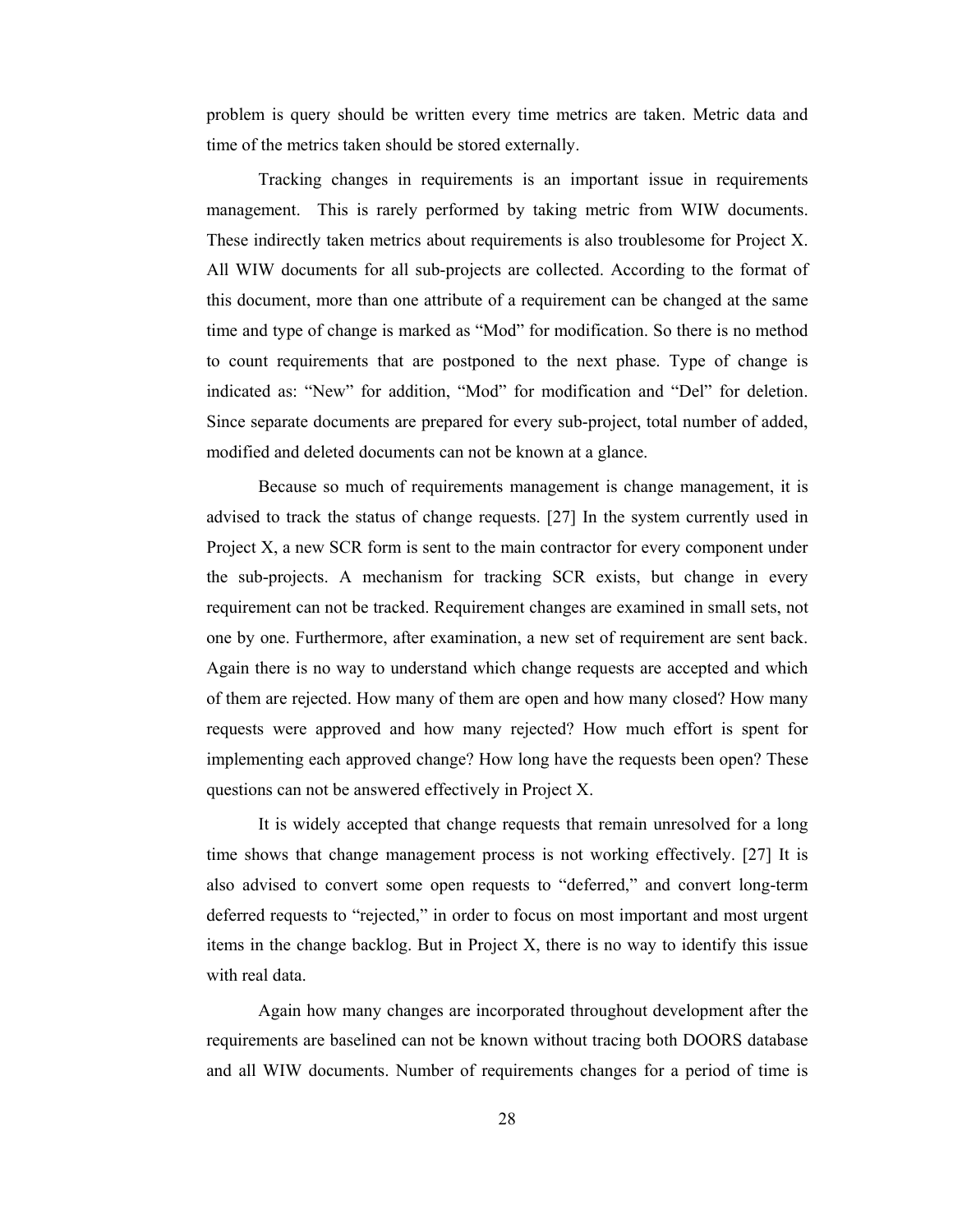problem is query should be written every time metrics are taken. Metric data and time of the metrics taken should be stored externally.

Tracking changes in requirements is an important issue in requirements management. This is rarely performed by taking metric from WIW documents. These indirectly taken metrics about requirements is also troublesome for Project X. All WIW documents for all sub-projects are collected. According to the format of this document, more than one attribute of a requirement can be changed at the same time and type of change is marked as "Mod" for modification. So there is no method to count requirements that are postponed to the next phase. Type of change is indicated as: "New" for addition, "Mod" for modification and "Del" for deletion. Since separate documents are prepared for every sub-project, total number of added, modified and deleted documents can not be known at a glance.

Because so much of requirements management is change management, it is advised to track the status of change requests. [27] In the system currently used in Project X, a new SCR form is sent to the main contractor for every component under the sub-projects. A mechanism for tracking SCR exists, but change in every requirement can not be tracked. Requirement changes are examined in small sets, not one by one. Furthermore, after examination, a new set of requirement are sent back. Again there is no way to understand which change requests are accepted and which of them are rejected. How many of them are open and how many closed? How many requests were approved and how many rejected? How much effort is spent for implementing each approved change? How long have the requests been open? These questions can not be answered effectively in Project X.

It is widely accepted that change requests that remain unresolved for a long time shows that change management process is not working effectively. [27] It is also advised to convert some open requests to "deferred," and convert long-term deferred requests to "rejected," in order to focus on most important and most urgent items in the change backlog. But in Project X, there is no way to identify this issue with real data.

Again how many changes are incorporated throughout development after the requirements are baselined can not be known without tracing both DOORS database and all WIW documents. Number of requirements changes for a period of time is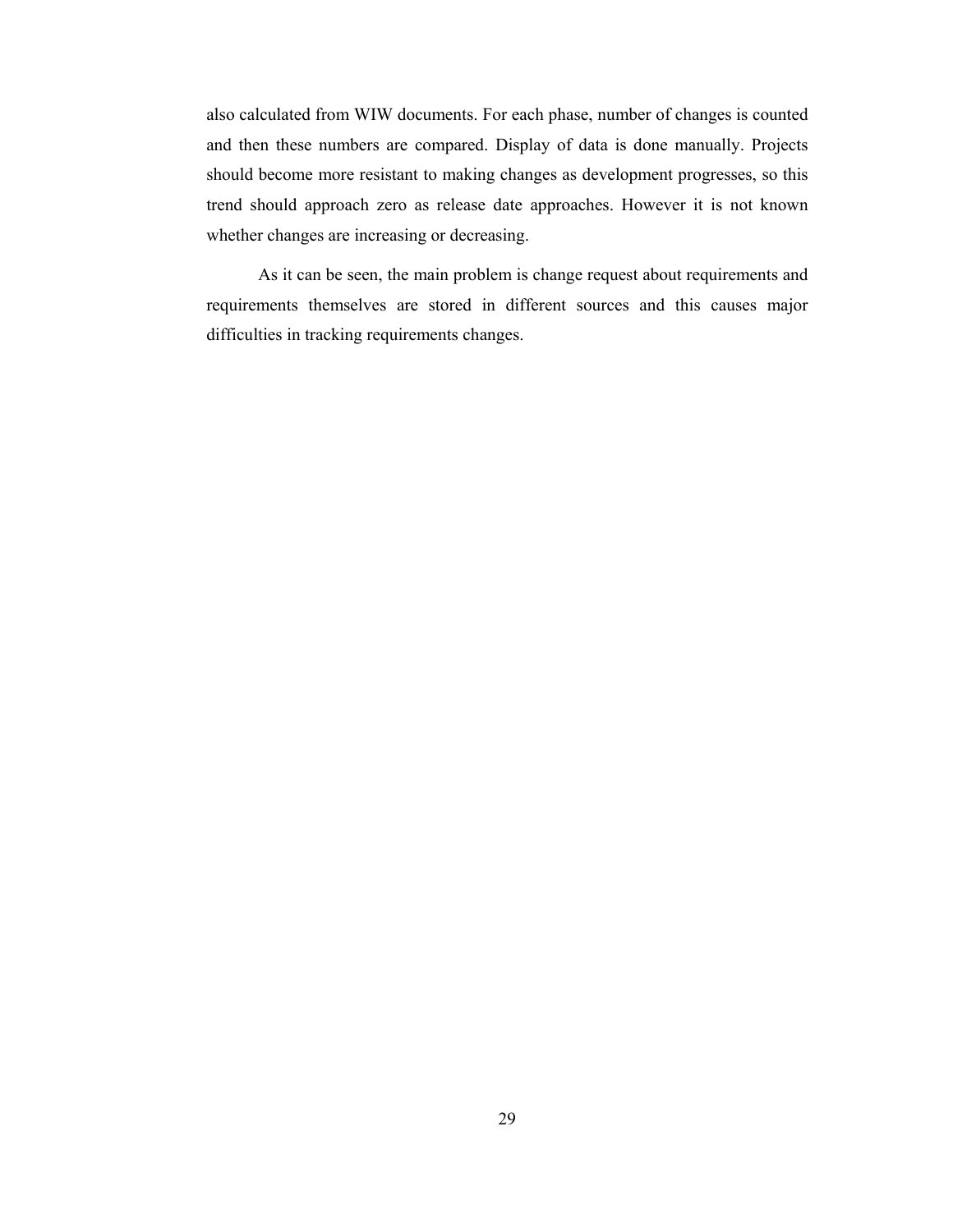also calculated from WIW documents. For each phase, number of changes is counted and then these numbers are compared. Display of data is done manually. Projects should become more resistant to making changes as development progresses, so this trend should approach zero as release date approaches. However it is not known whether changes are increasing or decreasing.

As it can be seen, the main problem is change request about requirements and requirements themselves are stored in different sources and this causes major difficulties in tracking requirements changes.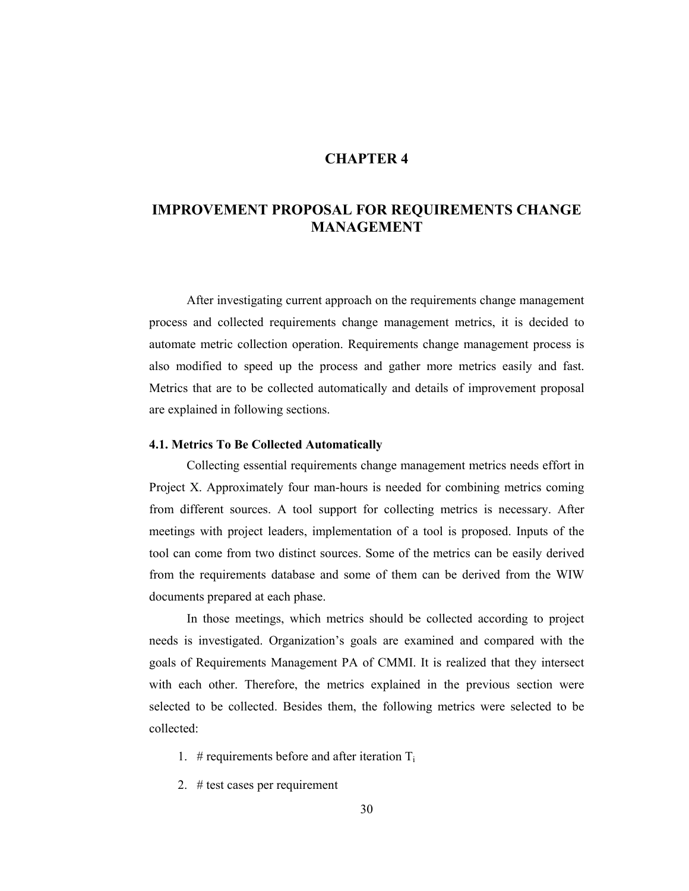# CHAPTER 4

# IMPROVEMENT PROPOSAL FOR REQUIREMENTS CHANGE MANAGEMENT

After investigating current approach on the requirements change management process and collected requirements change management metrics, it is decided to automate metric collection operation. Requirements change management process is also modified to speed up the process and gather more metrics easily and fast. Metrics that are to be collected automatically and details of improvement proposal are explained in following sections.

### 4.1. Metrics To Be Collected Automatically

Collecting essential requirements change management metrics needs effort in Project X. Approximately four man-hours is needed for combining metrics coming from different sources. A tool support for collecting metrics is necessary. After meetings with project leaders, implementation of a tool is proposed. Inputs of the tool can come from two distinct sources. Some of the metrics can be easily derived from the requirements database and some of them can be derived from the WIW documents prepared at each phase.

In those meetings, which metrics should be collected according to project needs is investigated. Organization's goals are examined and compared with the goals of Requirements Management PA of CMMI. It is realized that they intersect with each other. Therefore, the metrics explained in the previous section were selected to be collected. Besides them, the following metrics were selected to be collected:

1. # requirements before and after iteration $T_i$
2. # test cases per requirement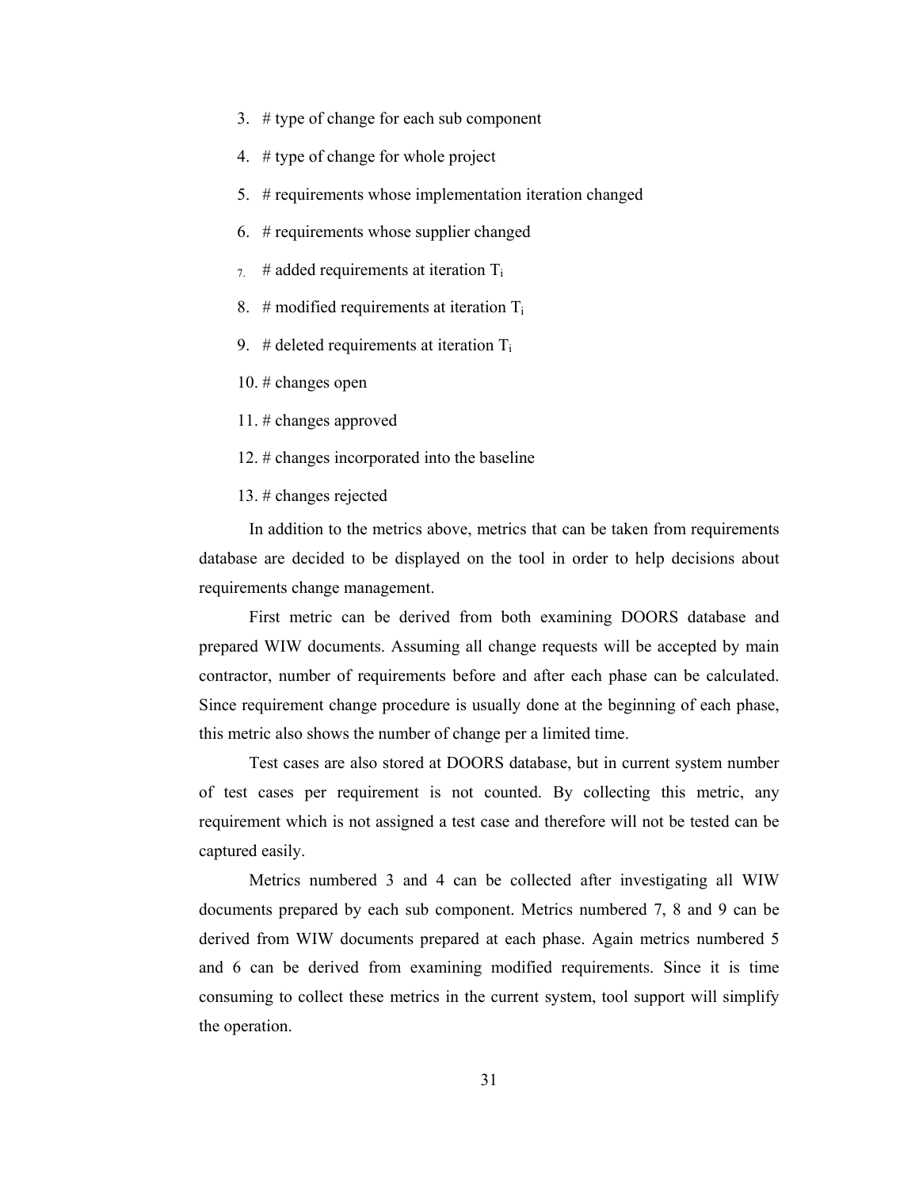3. # type of change for each sub component
4. # type of change for whole project
5. # requirements whose implementation iteration changed
6. # requirements whose supplier changed
7. # added requirements at iteration $T_i$
8. # modified requirements at iteration $T_i$
9. # deleted requirements at iteration $T_i$
10. # changes open
11. # changes approved
12. # changes incorporated into the baseline
13. # changes rejected

In addition to the metrics above, metrics that can be taken from requirements database are decided to be displayed on the tool in order to help decisions about requirements change management.

First metric can be derived from both examining DOORS database and prepared WIW documents. Assuming all change requests will be accepted by main contractor, number of requirements before and after each phase can be calculated. Since requirement change procedure is usually done at the beginning of each phase, this metric also shows the number of change per a limited time.

Test cases are also stored at DOORS database, but in current system number of test cases per requirement is not counted. By collecting this metric, any requirement which is not assigned a test case and therefore will not be tested can be captured easily.

Metrics numbered 3 and 4 can be collected after investigating all WIW documents prepared by each sub component. Metrics numbered 7, 8 and 9 can be derived from WIW documents prepared at each phase. Again metrics numbered 5 and 6 can be derived from examining modified requirements. Since it is time consuming to collect these metrics in the current system, tool support will simplify the operation.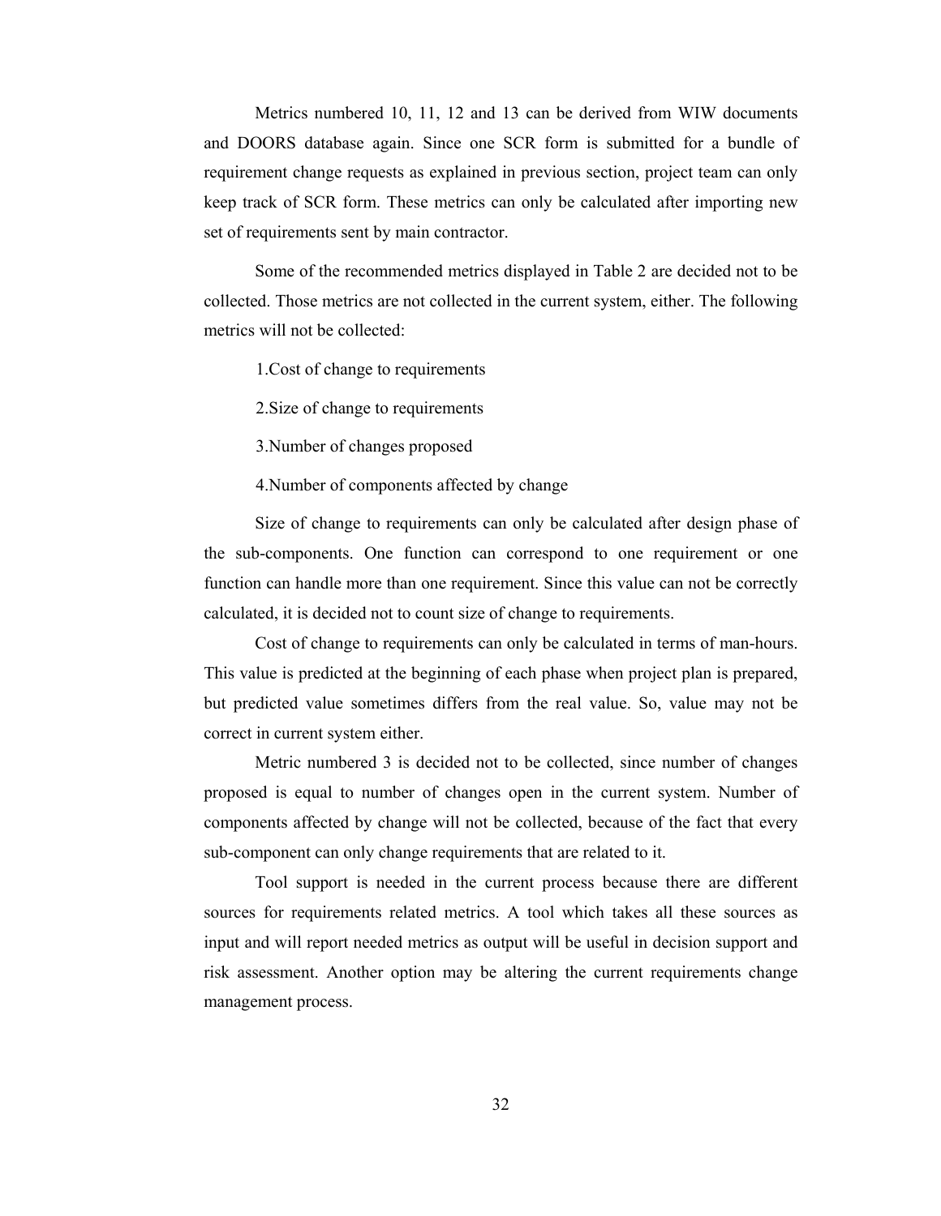Metrics numbered 10, 11, 12 and 13 can be derived from WIW documents and DOORS database again. Since one SCR form is submitted for a bundle of requirement change requests as explained in previous section, project team can only keep track of SCR form. These metrics can only be calculated after importing new set of requirements sent by main contractor.

Some of the recommended metrics displayed in Table 2 are decided not to be collected. Those metrics are not collected in the current system, either. The following metrics will not be collected:

1.Cost of change to requirements

2.Size of change to requirements

3.Number of changes proposed

4.Number of components affected by change

Size of change to requirements can only be calculated after design phase of the sub-components. One function can correspond to one requirement or one function can handle more than one requirement. Since this value can not be correctly calculated, it is decided not to count size of change to requirements.

Cost of change to requirements can only be calculated in terms of man-hours. This value is predicted at the beginning of each phase when project plan is prepared, but predicted value sometimes differs from the real value. So, value may not be correct in current system either.

Metric numbered 3 is decided not to be collected, since number of changes proposed is equal to number of changes open in the current system. Number of components affected by change will not be collected, because of the fact that every sub-component can only change requirements that are related to it.

Tool support is needed in the current process because there are different sources for requirements related metrics. A tool which takes all these sources as input and will report needed metrics as output will be useful in decision support and risk assessment. Another option may be altering the current requirements change management process.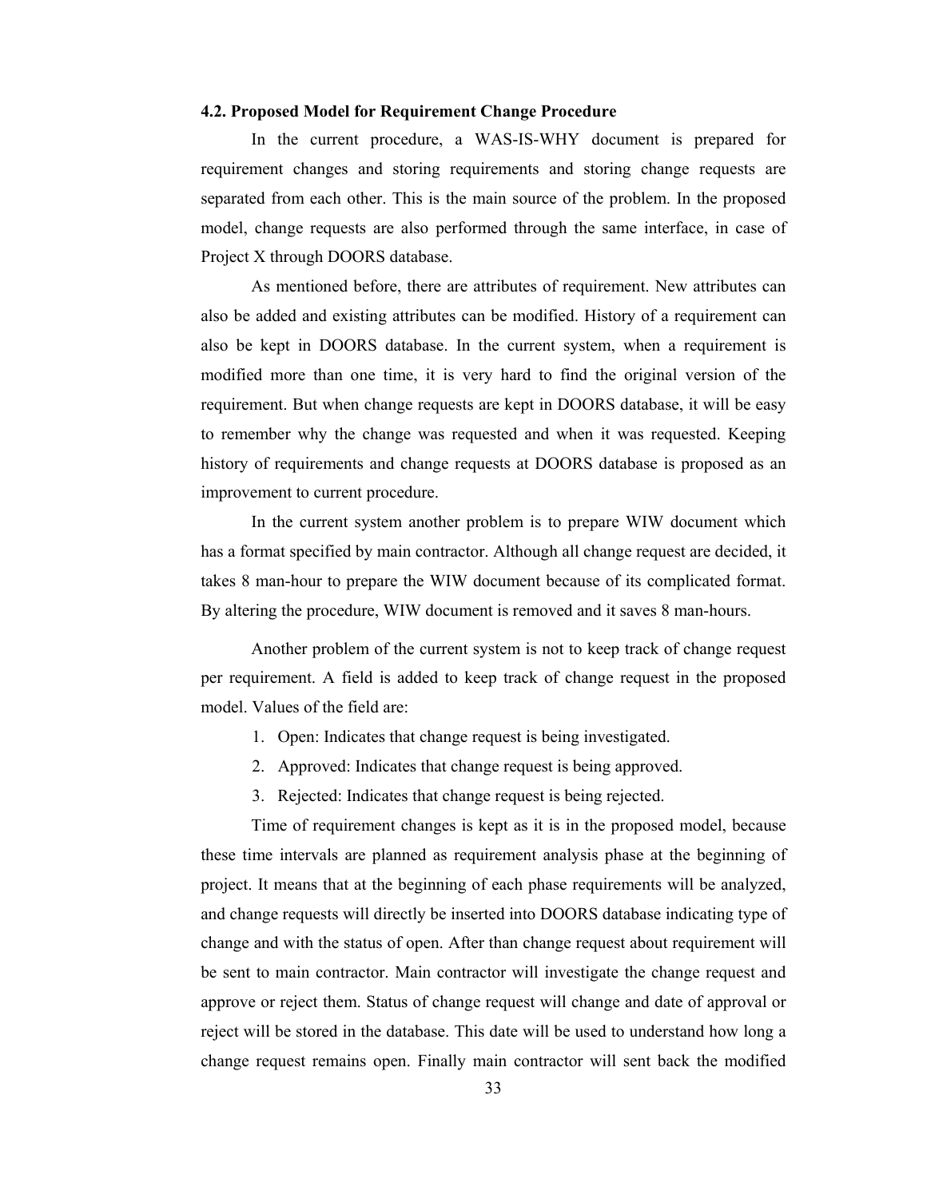### 4.2. Proposed Model for Requirement Change Procedure

In the current procedure, a WAS-IS-WHY document is prepared for requirement changes and storing requirements and storing change requests are separated from each other. This is the main source of the problem. In the proposed model, change requests are also performed through the same interface, in case of Project X through DOORS database.

As mentioned before, there are attributes of requirement. New attributes can also be added and existing attributes can be modified. History of a requirement can also be kept in DOORS database. In the current system, when a requirement is modified more than one time, it is very hard to find the original version of the requirement. But when change requests are kept in DOORS database, it will be easy to remember why the change was requested and when it was requested. Keeping history of requirements and change requests at DOORS database is proposed as an improvement to current procedure.

In the current system another problem is to prepare WIW document which has a format specified by main contractor. Although all change request are decided, it takes 8 man-hour to prepare the WIW document because of its complicated format. By altering the procedure, WIW document is removed and it saves 8 man-hours.

Another problem of the current system is not to keep track of change request per requirement. A field is added to keep track of change request in the proposed model. Values of the field are:

1. Open: Indicates that change request is being investigated.
2. Approved: Indicates that change request is being approved.
3. Rejected: Indicates that change request is being rejected.

Time of requirement changes is kept as it is in the proposed model, because these time intervals are planned as requirement analysis phase at the beginning of project. It means that at the beginning of each phase requirements will be analyzed, and change requests will directly be inserted into DOORS database indicating type of change and with the status of open. After than change request about requirement will be sent to main contractor. Main contractor will investigate the change request and approve or reject them. Status of change request will change and date of approval or reject will be stored in the database. This date will be used to understand how long a change request remains open. Finally main contractor will sent back the modified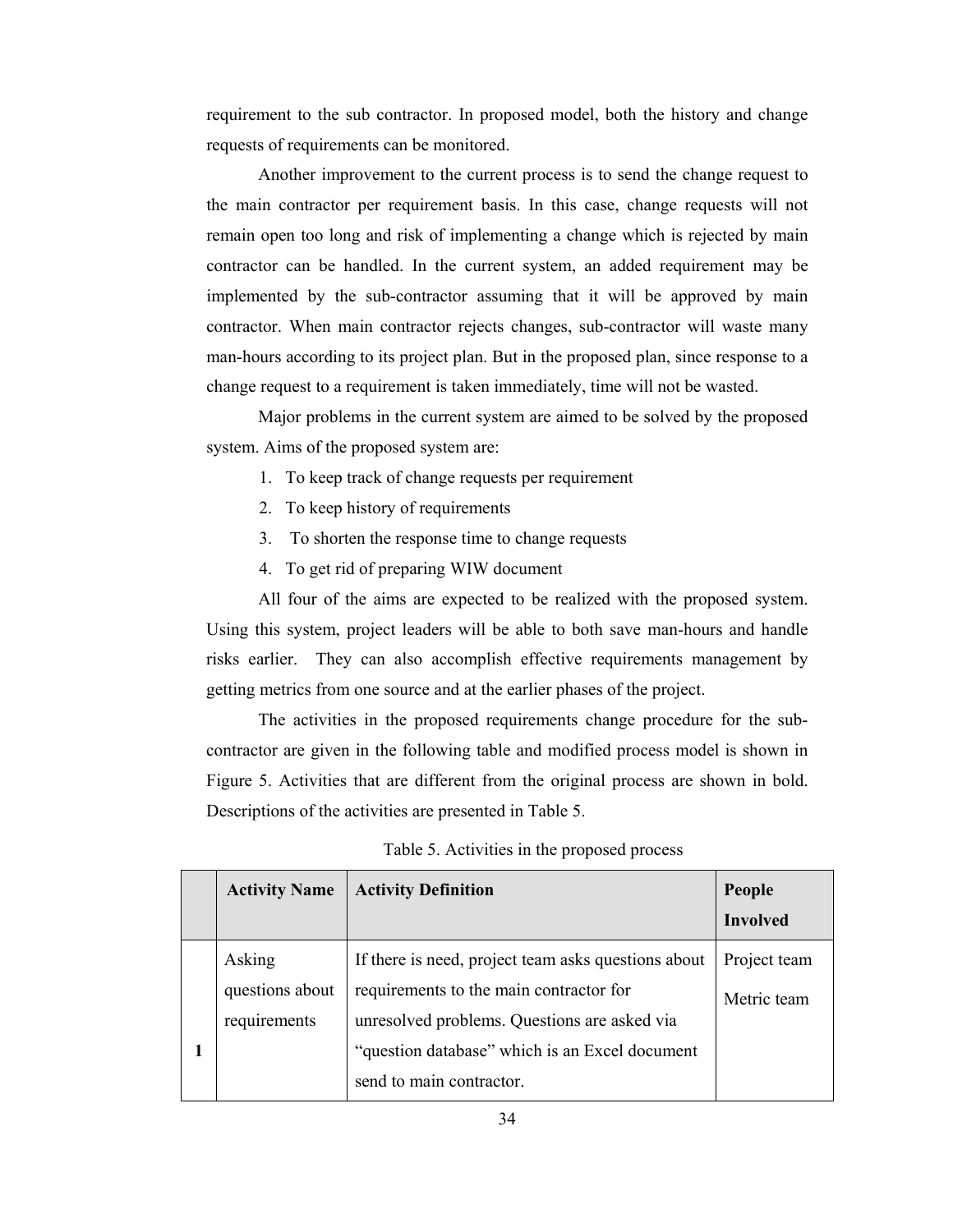requirement to the sub contractor. In proposed model, both the history and change requests of requirements can be monitored.

Another improvement to the current process is to send the change request to the main contractor per requirement basis. In this case, change requests will not remain open too long and risk of implementing a change which is rejected by main contractor can be handled. In the current system, an added requirement may be implemented by the sub-contractor assuming that it will be approved by main contractor. When main contractor rejects changes, sub-contractor will waste many man-hours according to its project plan. But in the proposed plan, since response to a change request to a requirement is taken immediately, time will not be wasted.

Major problems in the current system are aimed to be solved by the proposed system. Aims of the proposed system are:

1. To keep track of change requests per requirement
2. To keep history of requirements
3. To shorten the response time to change requests
4. To get rid of preparing WIW document

All four of the aims are expected to be realized with the proposed system. Using this system, project leaders will be able to both save man-hours and handle risks earlier. They can also accomplish effective requirements management by getting metrics from one source and at the earlier phases of the project.

The activities in the proposed requirements change procedure for the sub-contractor are given in the following table and modified process model is shown in Figure 5. Activities that are different from the original process are shown in bold. Descriptions of the activities are presented in Table 5.

Table 5. Activities in the proposed process

| | **Activity Name** | **Activity Definition** | **People Involved** |
|---|---|---|---|
| **1** | Asking questions about requirements | If there is need, project team asks questions about requirements to the main contractor for unresolved problems. Questions are asked via "question database" which is an Excel document send to main contractor. | Project team<br>Metric team |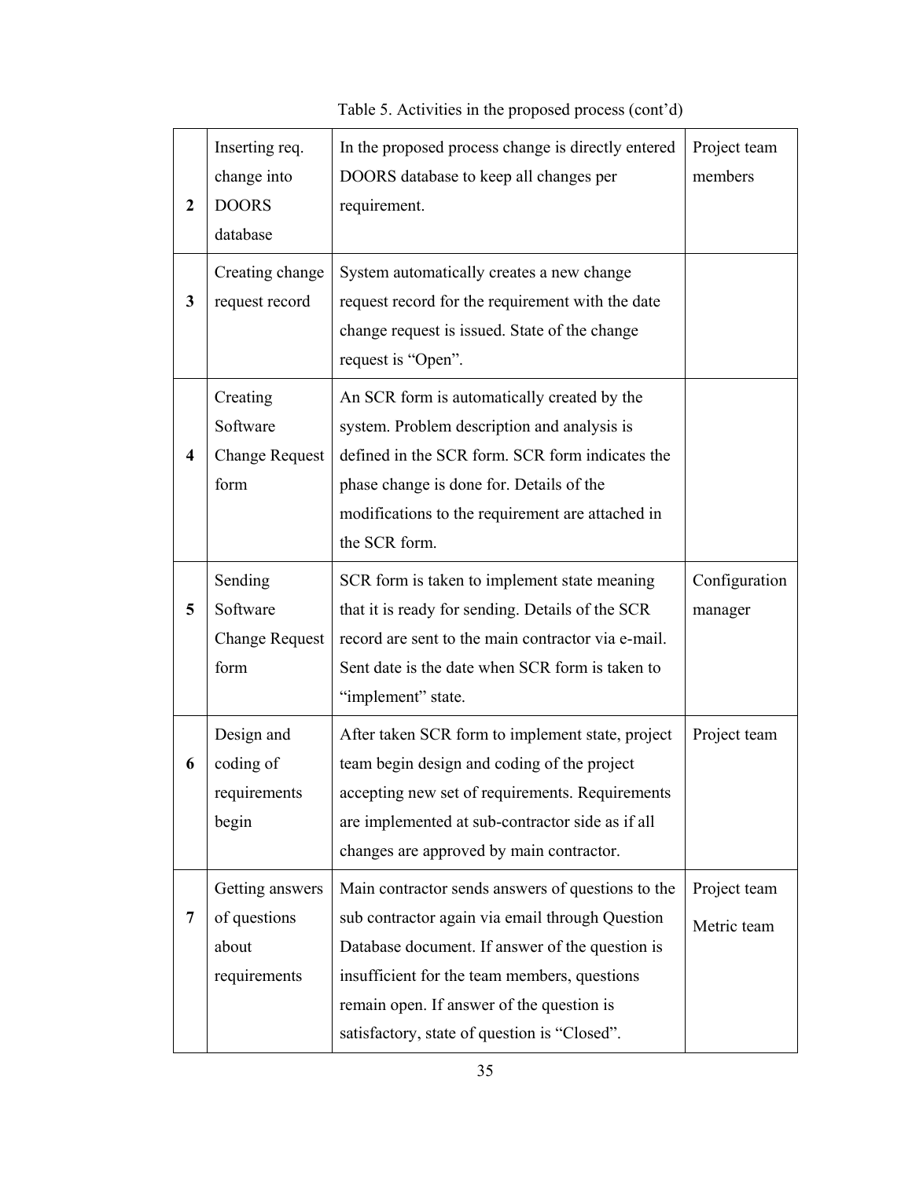Table 5. Activities in the proposed process (cont'd)

| | | | |
|---|---|---|---|
| **2** | Inserting req. change into DOORS database | In the proposed process change is directly entered DOORS database to keep all changes per requirement. | Project team members |
| **3** | Creating change request record | System automatically creates a new change request record for the requirement with the date change request is issued. State of the change request is "Open". | |
| **4** | Creating Software Change Request form | An SCR form is automatically created by the system. Problem description and analysis is defined in the SCR form. SCR form indicates the phase change is done for. Details of the modifications to the requirement are attached in the SCR form. | |
| **5** | Sending Software Change Request form | SCR form is taken to implement state meaning that it is ready for sending. Details of the SCR record are sent to the main contractor via e-mail. Sent date is the date when SCR form is taken to "implement" state. | Configuration manager |
| **6** | Design and coding of requirements begin | After taken SCR form to implement state, project team begin design and coding of the project accepting new set of requirements. Requirements are implemented at sub-contractor side as if all changes are approved by main contractor. | Project team |
| **7** | Getting answers of questions about requirements | Main contractor sends answers of questions to the sub contractor again via email through Question Database document. If answer of the question is insufficient for the team members, questions remain open. If answer of the question is satisfactory, state of question is "Closed". | Project team<br>Metric team |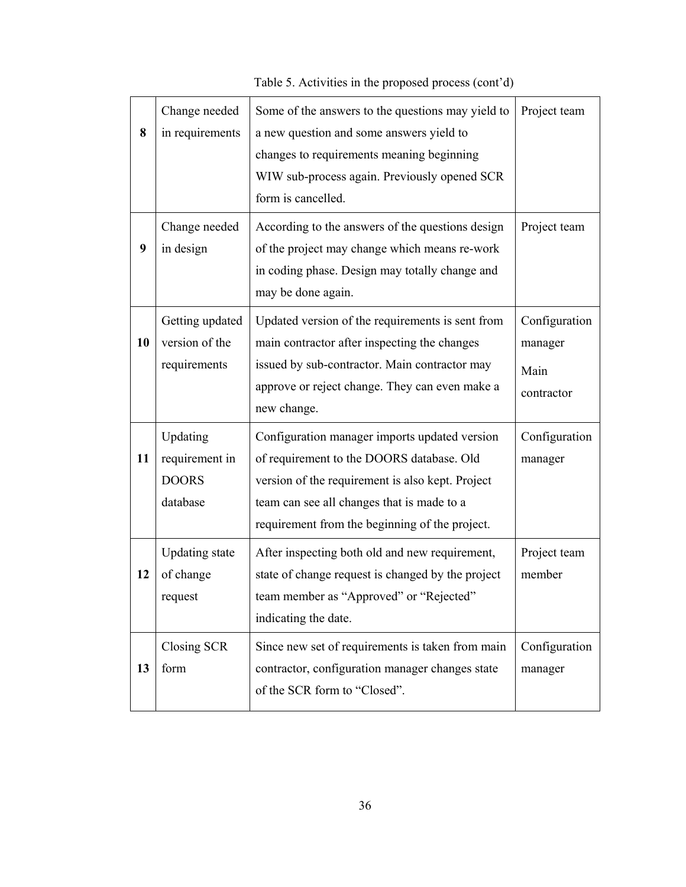Table 5. Activities in the proposed process (cont'd)

| | | | |
|---|---|---|---|
| **8** | Change needed in requirements | Some of the answers to the questions may yield to a new question and some answers yield to changes to requirements meaning beginning WIW sub-process again. Previously opened SCR form is cancelled. | Project team |
| **9** | Change needed in design | According to the answers of the questions design of the project may change which means re-work in coding phase. Design may totally change and may be done again. | Project team |
| **10** | Getting updated version of the requirements | Updated version of the requirements is sent from main contractor after inspecting the changes issued by sub-contractor. Main contractor may approve or reject change. They can even make a new change. | Configuration manager<br>Main contractor |
| **11** | Updating requirement in DOORS database | Configuration manager imports updated version of requirement to the DOORS database. Old version of the requirement is also kept. Project team can see all changes that is made to a requirement from the beginning of the project. | Configuration manager |
| **12** | Updating state of change request | After inspecting both old and new requirement, state of change request is changed by the project team member as "Approved" or "Rejected" indicating the date. | Project team member |
| **13** | Closing SCR form | Since new set of requirements is taken from main contractor, configuration manager changes state of the SCR form to "Closed". | Configuration manager |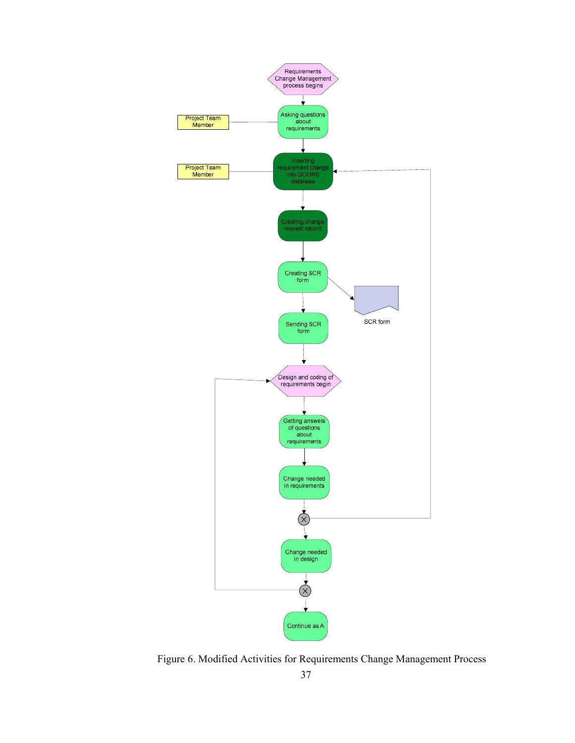Requirements Change Management process begins

Project Team Member — Asking questions about requirements

Project Team Member — Inserting requirement change into DOORS database

Creating change request record

Creating SCR form → SCR form

Sending SCR form

Design and coding of requirements begin

Getting answers of questions about requirements

Change needed in requirements

Change needed in design

Continue as A

Figure 6. Modified Activities for Requirements Change Management Process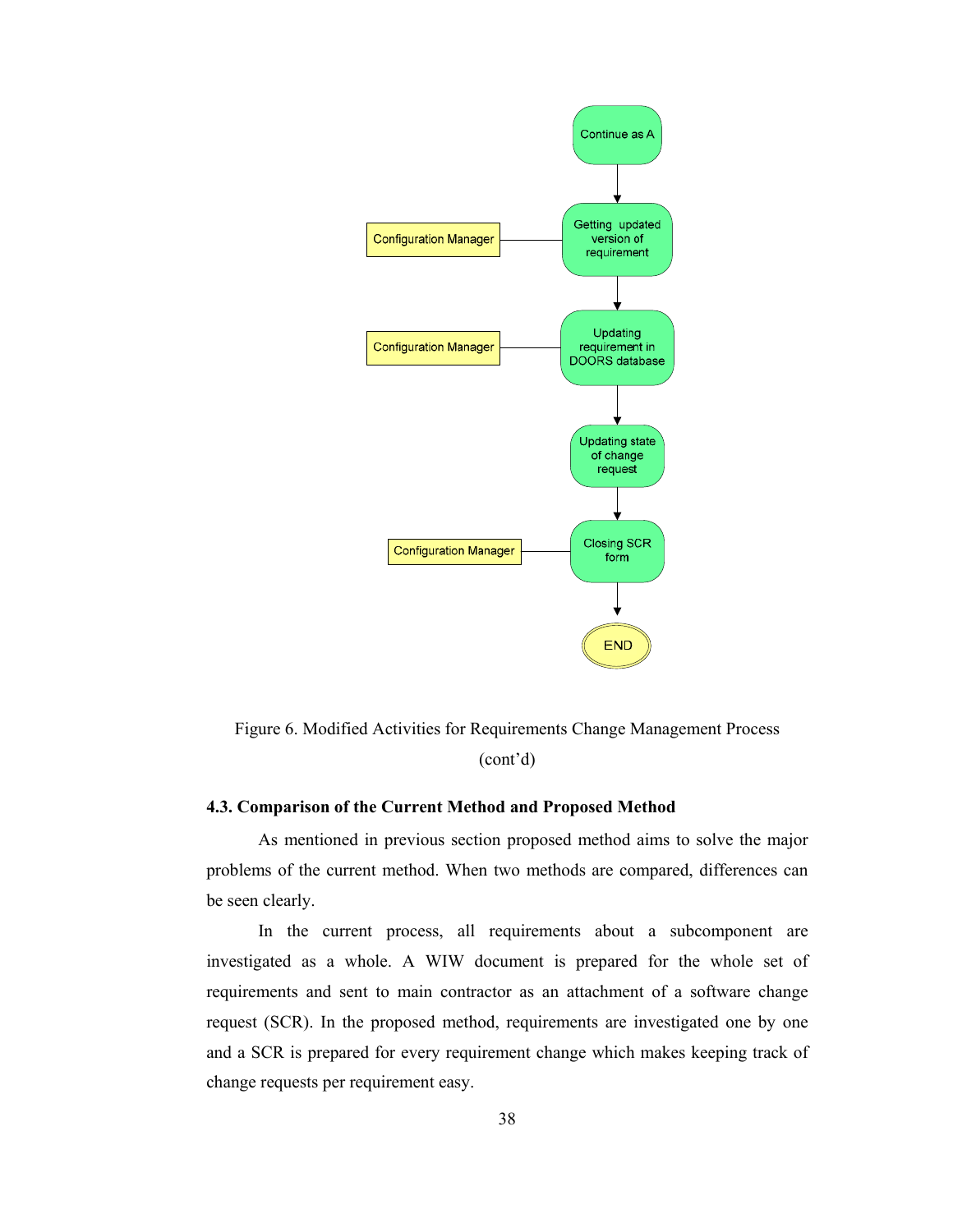Figure 6. Modified Activities for Requirements Change Management Process (cont'd)

### 4.3. Comparison of the Current Method and Proposed Method

As mentioned in previous section proposed method aims to solve the major problems of the current method. When two methods are compared, differences can be seen clearly.

In the current process, all requirements about a subcomponent are investigated as a whole. A WIW document is prepared for the whole set of requirements and sent to main contractor as an attachment of a software change request (SCR). In the proposed method, requirements are investigated one by one and a SCR is prepared for every requirement change which makes keeping track of change requests per requirement easy.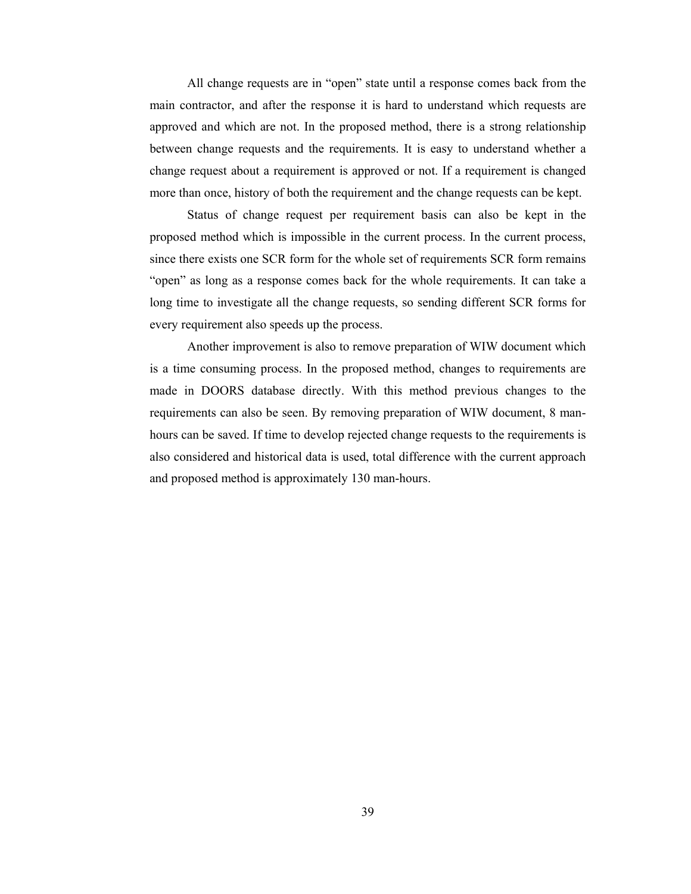All change requests are in "open" state until a response comes back from the main contractor, and after the response it is hard to understand which requests are approved and which are not. In the proposed method, there is a strong relationship between change requests and the requirements. It is easy to understand whether a change request about a requirement is approved or not. If a requirement is changed more than once, history of both the requirement and the change requests can be kept.

Status of change request per requirement basis can also be kept in the proposed method which is impossible in the current process. In the current process, since there exists one SCR form for the whole set of requirements SCR form remains "open" as long as a response comes back for the whole requirements. It can take a long time to investigate all the change requests, so sending different SCR forms for every requirement also speeds up the process.

Another improvement is also to remove preparation of WIW document which is a time consuming process. In the proposed method, changes to requirements are made in DOORS database directly. With this method previous changes to the requirements can also be seen. By removing preparation of WIW document, 8 man-hours can be saved. If time to develop rejected change requests to the requirements is also considered and historical data is used, total difference with the current approach and proposed method is approximately 130 man-hours.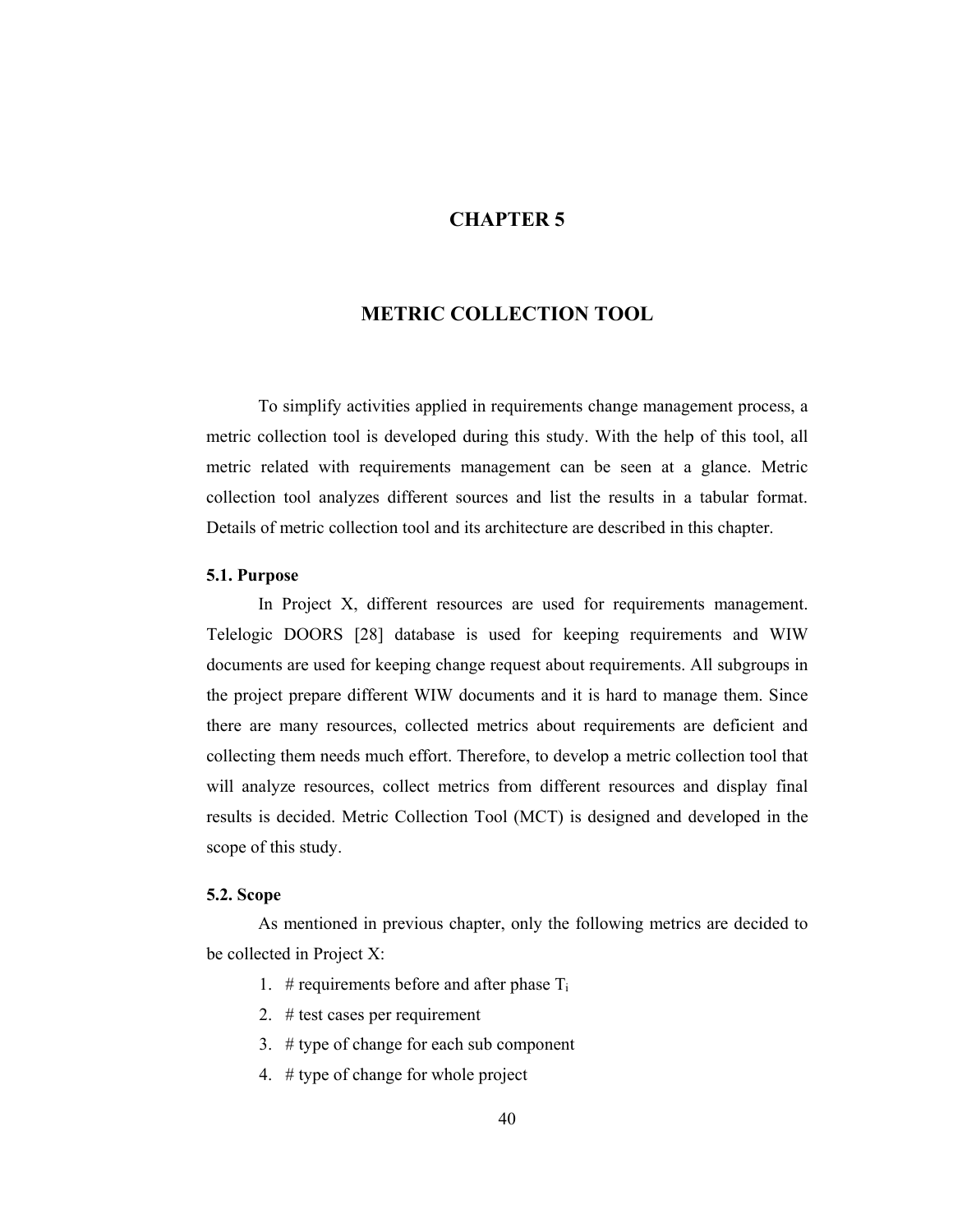# CHAPTER 5

# METRIC COLLECTION TOOL

To simplify activities applied in requirements change management process, a metric collection tool is developed during this study. With the help of this tool, all metric related with requirements management can be seen at a glance. Metric collection tool analyzes different sources and list the results in a tabular format. Details of metric collection tool and its architecture are described in this chapter.

### 5.1. Purpose

In Project X, different resources are used for requirements management. Telelogic DOORS [28] database is used for keeping requirements and WIW documents are used for keeping change request about requirements. All subgroups in the project prepare different WIW documents and it is hard to manage them. Since there are many resources, collected metrics about requirements are deficient and collecting them needs much effort. Therefore, to develop a metric collection tool that will analyze resources, collect metrics from different resources and display final results is decided. Metric Collection Tool (MCT) is designed and developed in the scope of this study.

### 5.2. Scope

As mentioned in previous chapter, only the following metrics are decided to be collected in Project X:

1. # requirements before and after phase $T_i$
2. # test cases per requirement
3. # type of change for each sub component
4. # type of change for whole project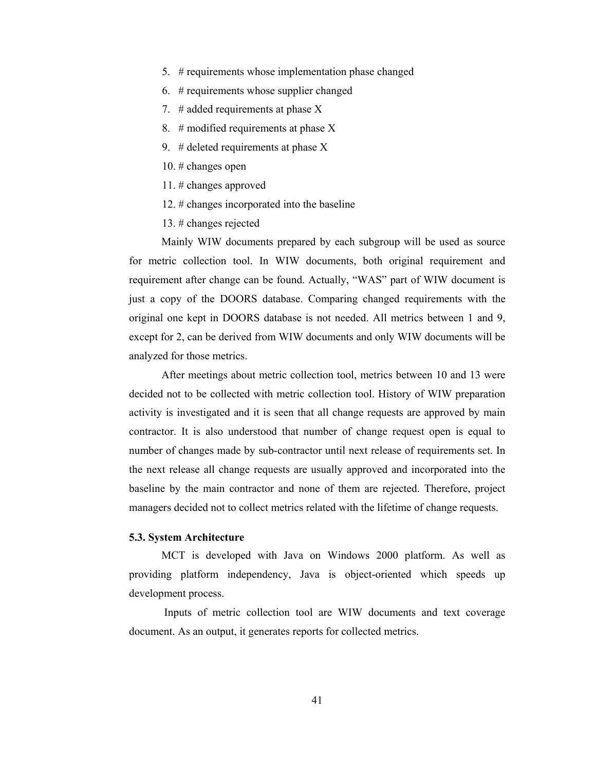5. # requirements whose implementation phase changed
6. # requirements whose supplier changed
7. # added requirements at phase X
8. # modified requirements at phase X
9. # deleted requirements at phase X
10. # changes open
11. # changes approved
12. # changes incorporated into the baseline
13. # changes rejected

Mainly WIW documents prepared by each subgroup will be used as source for metric collection tool. In WIW documents, both original requirement and requirement after change can be found. Actually, "WAS" part of WIW document is just a copy of the DOORS database. Comparing changed requirements with the original one kept in DOORS database is not needed. All metrics between 1 and 9, except for 2, can be derived from WIW documents and only WIW documents will be analyzed for those metrics.

After meetings about metric collection tool, metrics between 10 and 13 were decided not to be collected with metric collection tool. History of WIW preparation activity is investigated and it is seen that all change requests are approved by main contractor. It is also understood that number of change request open is equal to number of changes made by sub-contractor until next release of requirements set. In the next release all change requests are usually approved and incorporated into the baseline by the main contractor and none of them are rejected. Therefore, project managers decided not to collect metrics related with the lifetime of change requests.

### 5.3. System Architecture

MCT is developed with Java on Windows 2000 platform. As well as providing platform independency, Java is object-oriented which speeds up development process.

Inputs of metric collection tool are WIW documents and text coverage document. As an output, it generates reports for collected metrics.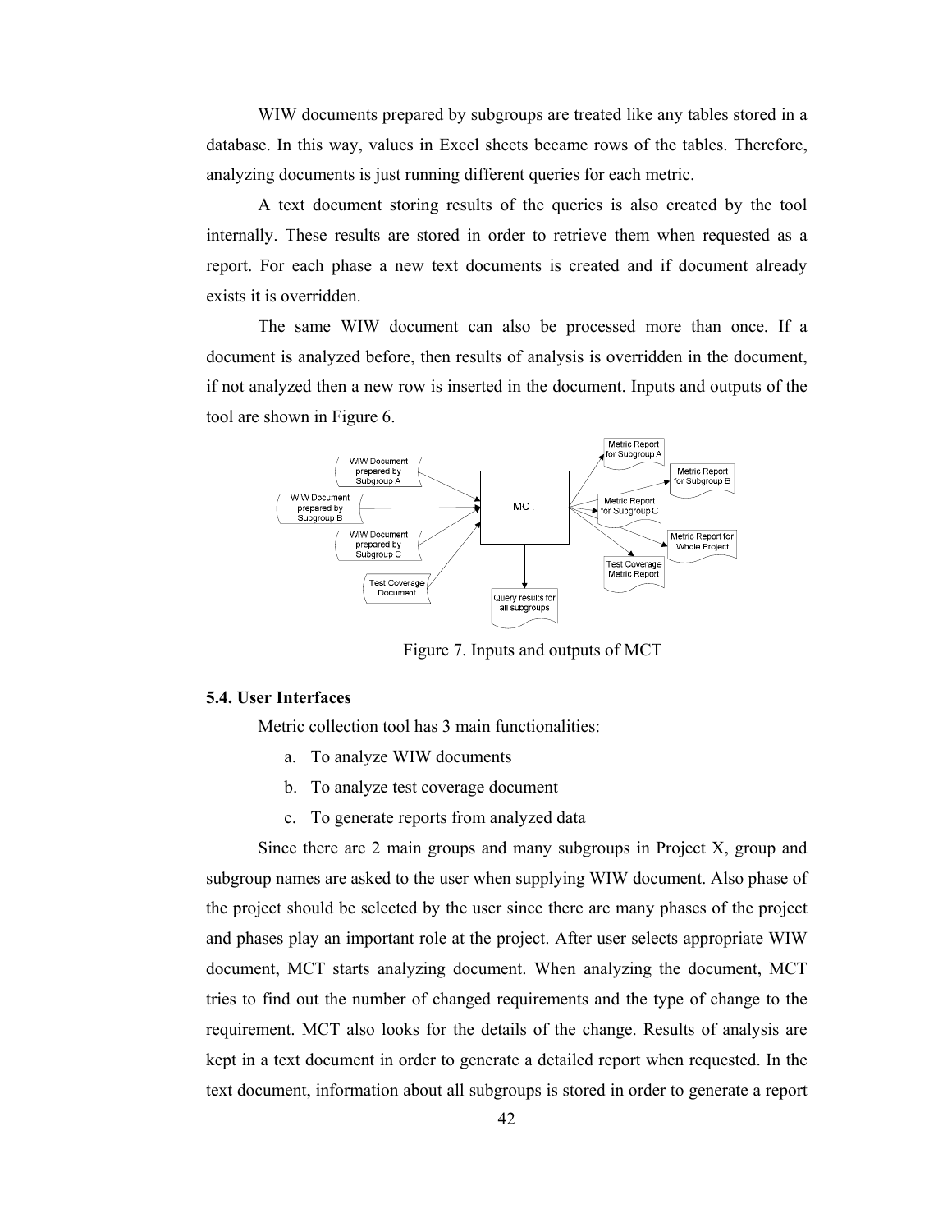WIW documents prepared by subgroups are treated like any tables stored in a database. In this way, values in Excel sheets became rows of the tables. Therefore, analyzing documents is just running different queries for each metric.

A text document storing results of the queries is also created by the tool internally. These results are stored in order to retrieve them when requested as a report. For each phase a new text documents is created and if document already exists it is overridden.

The same WIW document can also be processed more than once. If a document is analyzed before, then results of analysis is overridden in the document, if not analyzed then a new row is inserted in the document. Inputs and outputs of the tool are shown in Figure 6.

Figure 7. Inputs and outputs of MCT

### 5.4. User Interfaces

Metric collection tool has 3 main functionalities:

a. To analyze WIW documents

b. To analyze test coverage document

c. To generate reports from analyzed data

Since there are 2 main groups and many subgroups in Project X, group and subgroup names are asked to the user when supplying WIW document. Also phase of the project should be selected by the user since there are many phases of the project and phases play an important role at the project. After user selects appropriate WIW document, MCT starts analyzing document. When analyzing the document, MCT tries to find out the number of changed requirements and the type of change to the requirement. MCT also looks for the details of the change. Results of analysis are kept in a text document in order to generate a detailed report when requested. In the text document, information about all subgroups is stored in order to generate a report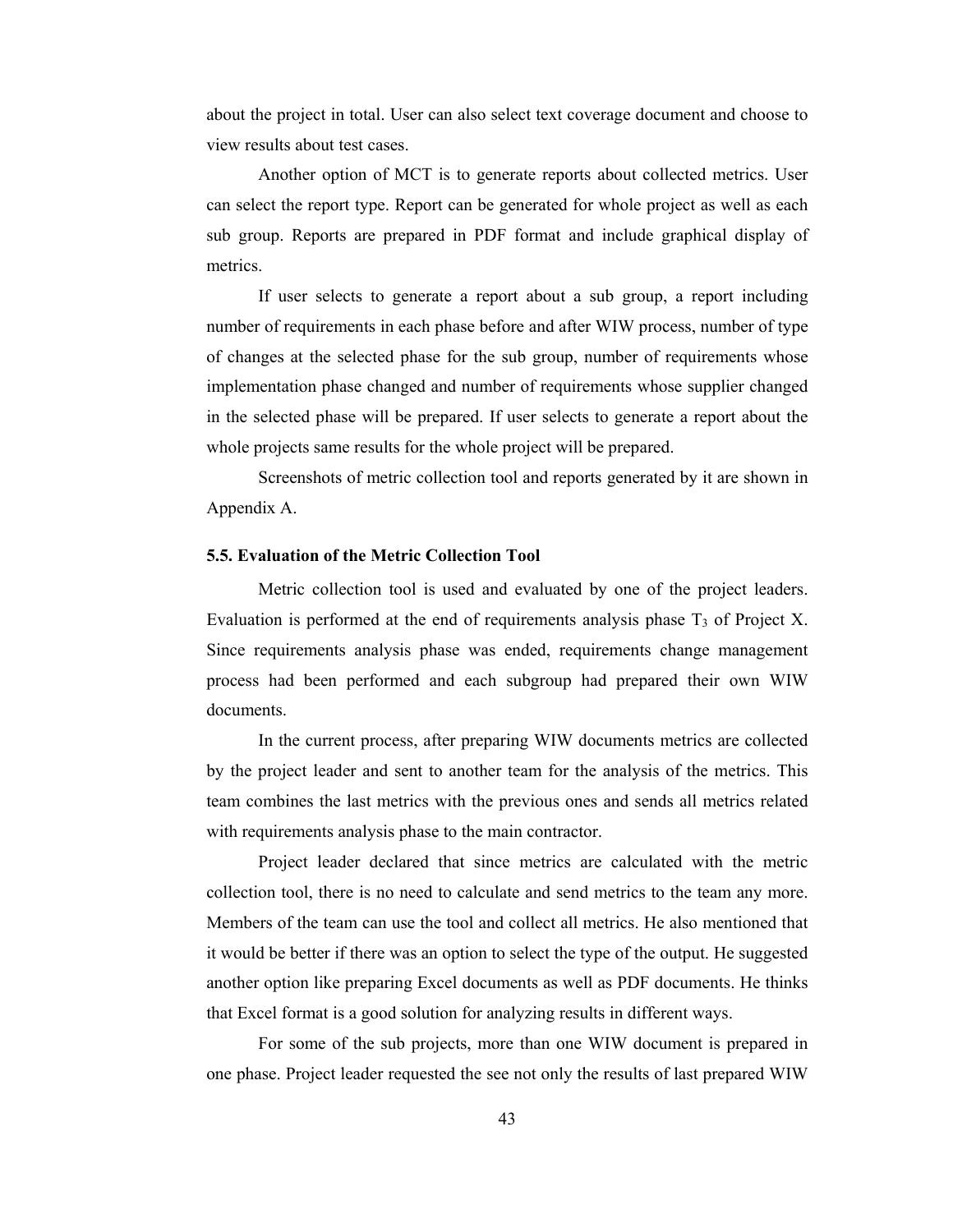about the project in total. User can also select text coverage document and choose to view results about test cases.

Another option of MCT is to generate reports about collected metrics. User can select the report type. Report can be generated for whole project as well as each sub group. Reports are prepared in PDF format and include graphical display of metrics.

If user selects to generate a report about a sub group, a report including number of requirements in each phase before and after WIW process, number of type of changes at the selected phase for the sub group, number of requirements whose implementation phase changed and number of requirements whose supplier changed in the selected phase will be prepared. If user selects to generate a report about the whole projects same results for the whole project will be prepared.

Screenshots of metric collection tool and reports generated by it are shown in Appendix A.

### 5.5. Evaluation of the Metric Collection Tool

Metric collection tool is used and evaluated by one of the project leaders. Evaluation is performed at the end of requirements analysis phase $T_3$ of Project X. Since requirements analysis phase was ended, requirements change management process had been performed and each subgroup had prepared their own WIW documents.

In the current process, after preparing WIW documents metrics are collected by the project leader and sent to another team for the analysis of the metrics. This team combines the last metrics with the previous ones and sends all metrics related with requirements analysis phase to the main contractor.

Project leader declared that since metrics are calculated with the metric collection tool, there is no need to calculate and send metrics to the team any more. Members of the team can use the tool and collect all metrics. He also mentioned that it would be better if there was an option to select the type of the output. He suggested another option like preparing Excel documents as well as PDF documents. He thinks that Excel format is a good solution for analyzing results in different ways.

For some of the sub projects, more than one WIW document is prepared in one phase. Project leader requested the see not only the results of last prepared WIW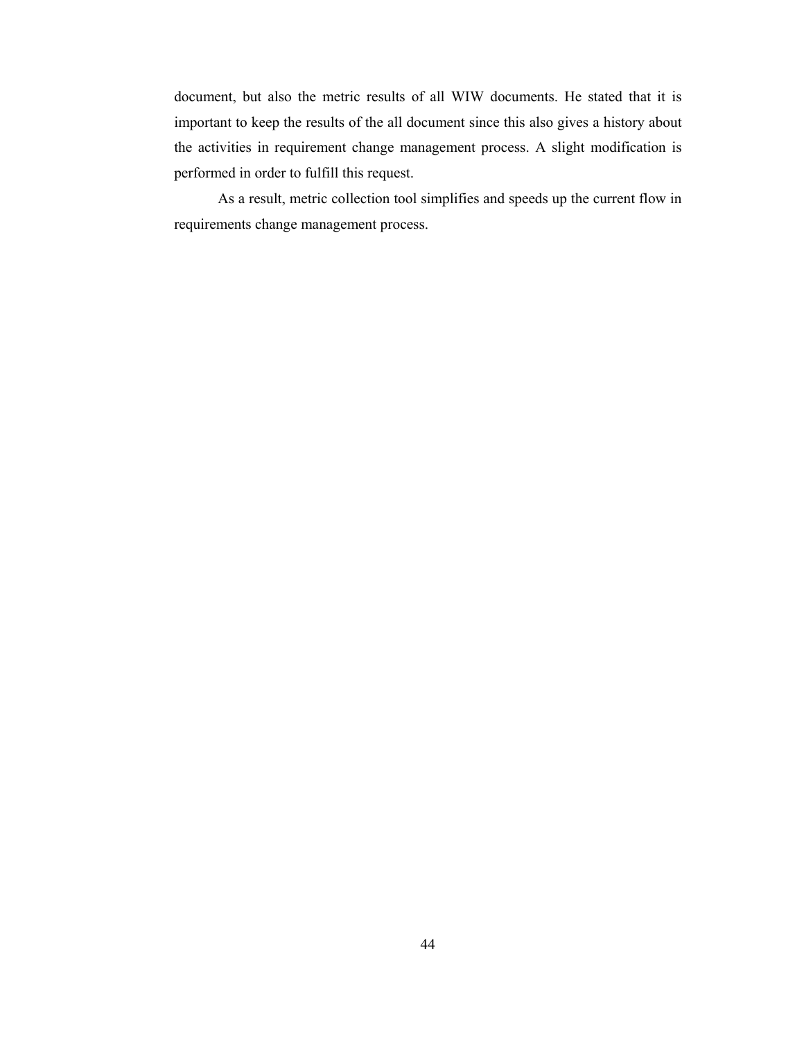document, but also the metric results of all WIW documents. He stated that it is important to keep the results of the all document since this also gives a history about the activities in requirement change management process. A slight modification is performed in order to fulfill this request.

As a result, metric collection tool simplifies and speeds up the current flow in requirements change management process.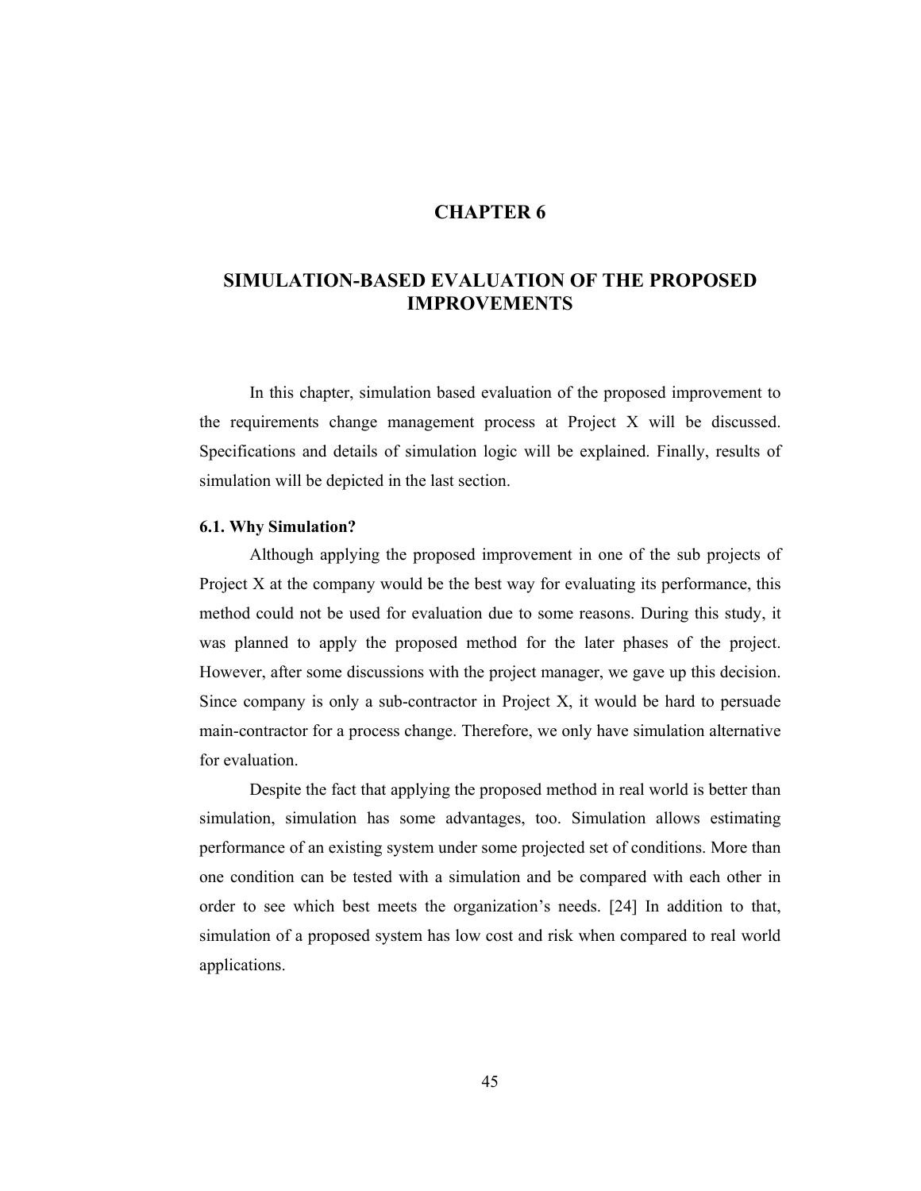# CHAPTER 6

# SIMULATION-BASED EVALUATION OF THE PROPOSED IMPROVEMENTS

In this chapter, simulation based evaluation of the proposed improvement to the requirements change management process at Project X will be discussed. Specifications and details of simulation logic will be explained. Finally, results of simulation will be depicted in the last section.

## 6.1. Why Simulation?

Although applying the proposed improvement in one of the sub projects of Project X at the company would be the best way for evaluating its performance, this method could not be used for evaluation due to some reasons. During this study, it was planned to apply the proposed method for the later phases of the project. However, after some discussions with the project manager, we gave up this decision. Since company is only a sub-contractor in Project X, it would be hard to persuade main-contractor for a process change. Therefore, we only have simulation alternative for evaluation.

Despite the fact that applying the proposed method in real world is better than simulation, simulation has some advantages, too. Simulation allows estimating performance of an existing system under some projected set of conditions. More than one condition can be tested with a simulation and be compared with each other in order to see which best meets the organization's needs. [24] In addition to that, simulation of a proposed system has low cost and risk when compared to real world applications.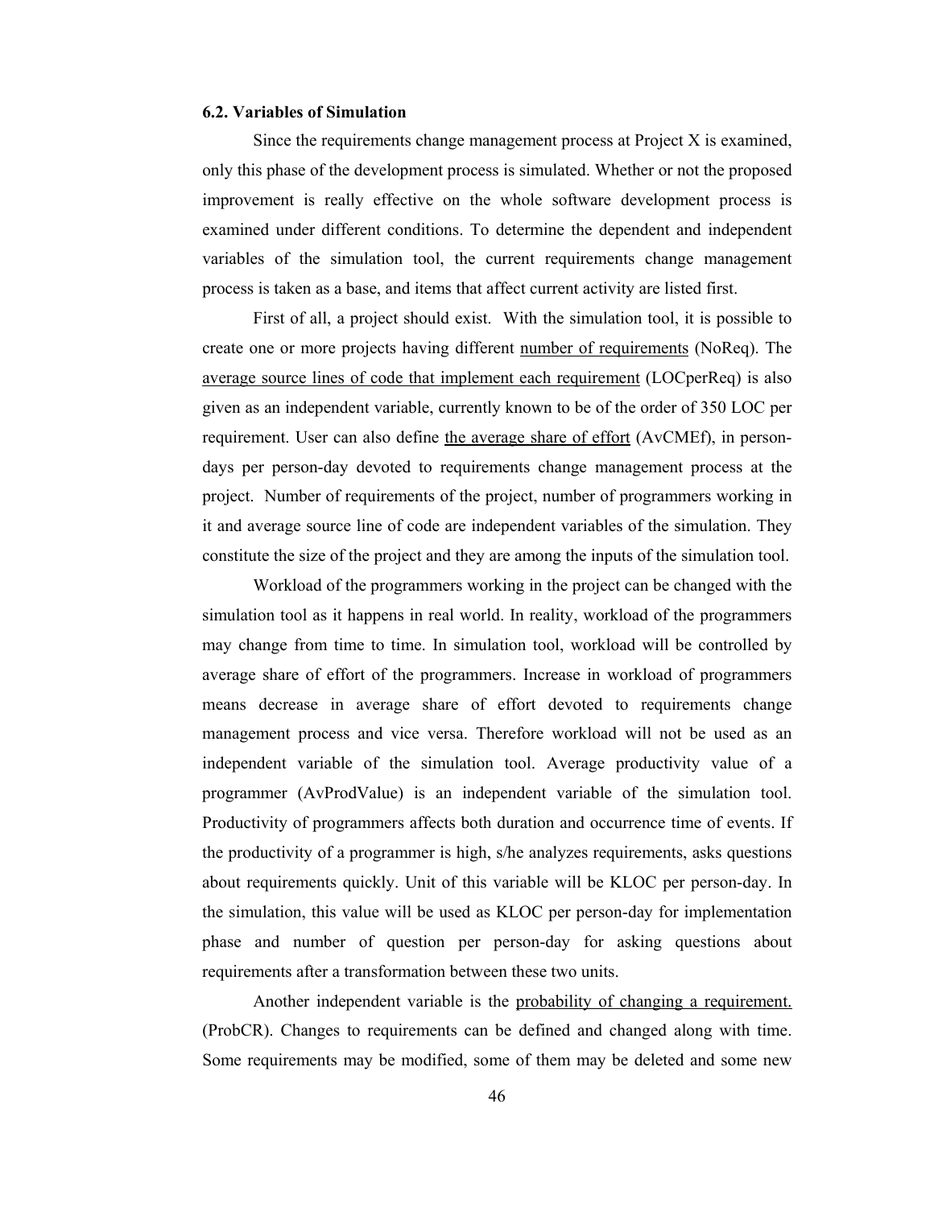### 6.2. Variables of Simulation

Since the requirements change management process at Project X is examined, only this phase of the development process is simulated. Whether or not the proposed improvement is really effective on the whole software development process is examined under different conditions. To determine the dependent and independent variables of the simulation tool, the current requirements change management process is taken as a base, and items that affect current activity are listed first.

First of all, a project should exist. With the simulation tool, it is possible to create one or more projects having different <u>number of requirements</u> (NoReq). The <u>average source lines of code that implement each requirement</u> (LOCperReq) is also given as an independent variable, currently known to be of the order of 350 LOC per requirement. User can also define <u>the average share of effort</u> (AvCMEf), in person-days per person-day devoted to requirements change management process at the project. Number of requirements of the project, number of programmers working in it and average source line of code are independent variables of the simulation. They constitute the size of the project and they are among the inputs of the simulation tool.

Workload of the programmers working in the project can be changed with the simulation tool as it happens in real world. In reality, workload of the programmers may change from time to time. In simulation tool, workload will be controlled by average share of effort of the programmers. Increase in workload of programmers means decrease in average share of effort devoted to requirements change management process and vice versa. Therefore workload will not be used as an independent variable of the simulation tool. Average productivity value of a programmer (AvProdValue) is an independent variable of the simulation tool. Productivity of programmers affects both duration and occurrence time of events. If the productivity of a programmer is high, s/he analyzes requirements, asks questions about requirements quickly. Unit of this variable will be KLOC per person-day. In the simulation, this value will be used as KLOC per person-day for implementation phase and number of question per person-day for asking questions about requirements after a transformation between these two units.

Another independent variable is the <u>probability of changing a requirement.</u> (ProbCR). Changes to requirements can be defined and changed along with time. Some requirements may be modified, some of them may be deleted and some new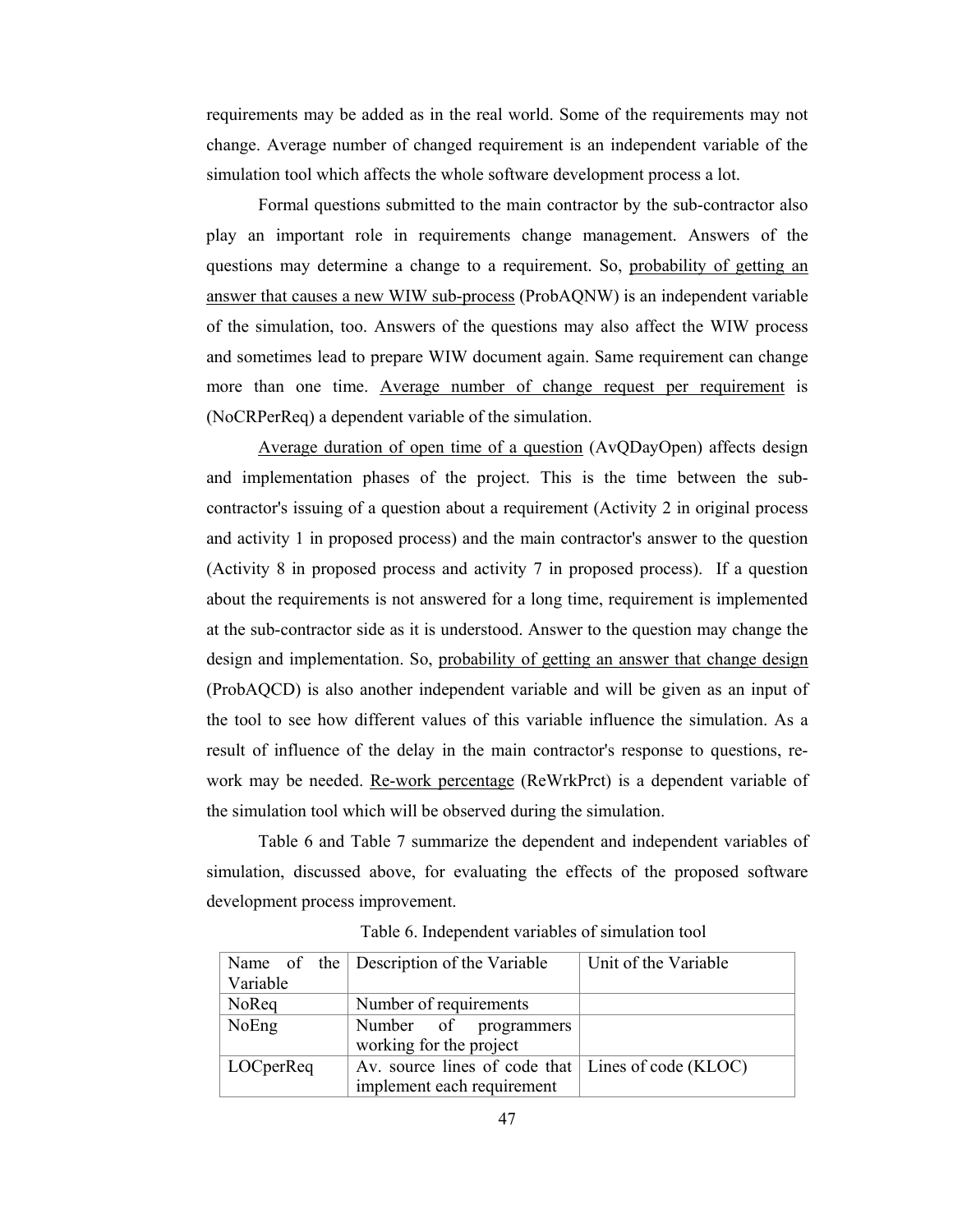requirements may be added as in the real world. Some of the requirements may not change. Average number of changed requirement is an independent variable of the simulation tool which affects the whole software development process a lot.

Formal questions submitted to the main contractor by the sub-contractor also play an important role in requirements change management. Answers of the questions may determine a change to a requirement. So, <u>probability of getting an answer that causes a new WIW sub-process</u> (ProbAQNW) is an independent variable of the simulation, too. Answers of the questions may also affect the WIW process and sometimes lead to prepare WIW document again. Same requirement can change more than one time. <u>Average number of change request per requirement</u> is (NoCRPerReq) a dependent variable of the simulation.

<u>Average duration of open time of a question</u> (AvQDayOpen) affects design and implementation phases of the project. This is the time between the sub-contractor's issuing of a question about a requirement (Activity 2 in original process and activity 1 in proposed process) and the main contractor's answer to the question (Activity 8 in proposed process and activity 7 in proposed process). If a question about the requirements is not answered for a long time, requirement is implemented at the sub-contractor side as it is understood. Answer to the question may change the design and implementation. So, <u>probability of getting an answer that change design</u> (ProbAQCD) is also another independent variable and will be given as an input of the tool to see how different values of this variable influence the simulation. As a result of influence of the delay in the main contractor's response to questions, re-work may be needed. <u>Re-work percentage</u> (ReWrkPrct) is a dependent variable of the simulation tool which will be observed during the simulation.

Table 6 and Table 7 summarize the dependent and independent variables of simulation, discussed above, for evaluating the effects of the proposed software development process improvement.

Table 6. Independent variables of simulation tool

| Name of the Variable | Description of the Variable | Unit of the Variable |
|---|---|---|
| NoReq | Number of requirements | |
| NoEng | Number of programmers working for the project | |
| LOCperReq | Av. source lines of code that implement each requirement | Lines of code (KLOC) |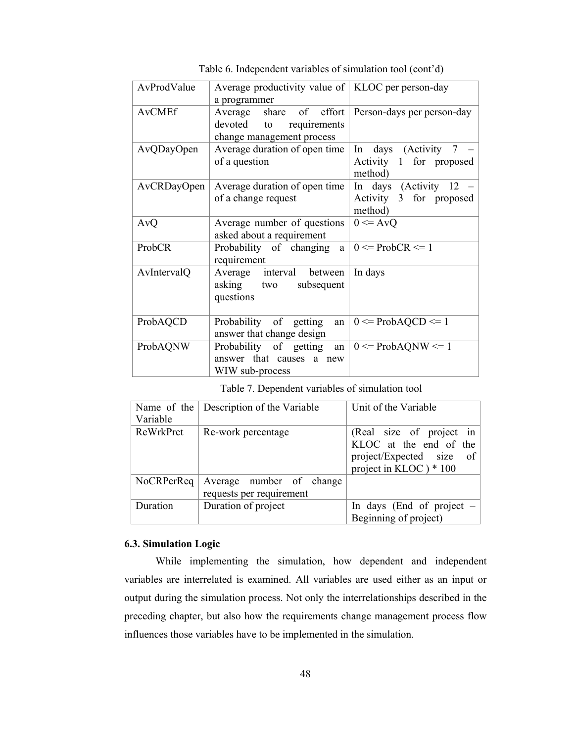Table 6. Independent variables of simulation tool (cont'd)

| | | |
|---|---|---|
| AvProdValue | Average productivity value of a programmer | KLOC per person-day |
| AvCMEf | Average share of effort devoted to requirements change management process | Person-days per person-day |
| AvQDayOpen | Average duration of open time of a question | In days (Activity 7 – Activity 1 for proposed method) |
| AvCRDayOpen | Average duration of open time of a change request | In days (Activity 12 – Activity 3 for proposed method) |
| AvQ | Average number of questions asked about a requirement | 0 <= AvQ |
| ProbCR | Probability of changing a requirement | 0 <= ProbCR <= 1 |
| AvIntervalQ | Average interval between asking two subsequent questions | In days |
| ProbAQCD | Probability of getting an answer that change design | 0 <= ProbAQCD <= 1 |
| ProbAQNW | Probability of getting an answer that causes a new WIW sub-process | 0 <= ProbAQNW <= 1 |

Table 7. Dependent variables of simulation tool

| Name of the Variable | Description of the Variable | Unit of the Variable |
|---|---|---|
| ReWrkPrct | Re-work percentage | (Real size of project in KLOC at the end of the project/Expected size of project in KLOC ) * 100 |
| NoCRPerReq | Average number of change requests per requirement | |
| Duration | Duration of project | In days (End of project – Beginning of project) |

### 6.3. Simulation Logic

While implementing the simulation, how dependent and independent variables are interrelated is examined. All variables are used either as an input or output during the simulation process. Not only the interrelationships described in the preceding chapter, but also how the requirements change management process flow influences those variables have to be implemented in the simulation.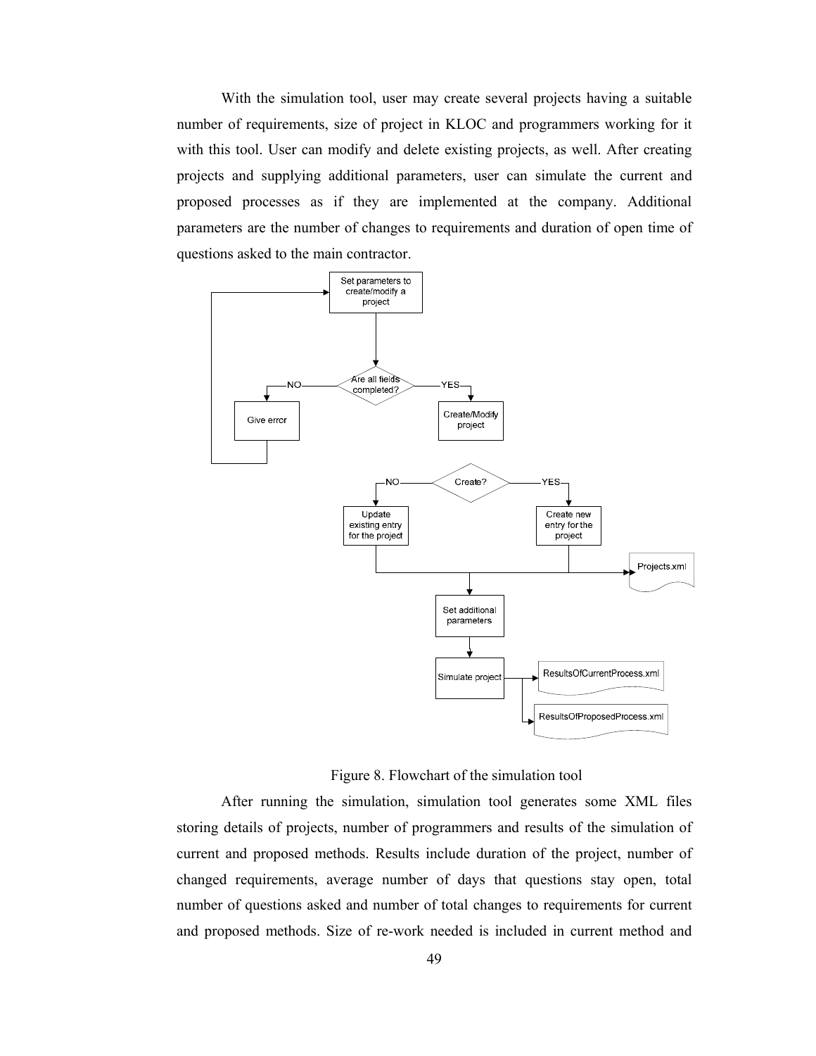With the simulation tool, user may create several projects having a suitable number of requirements, size of project in KLOC and programmers working for it with this tool. User can modify and delete existing projects, as well. After creating projects and supplying additional parameters, user can simulate the current and proposed processes as if they are implemented at the company. Additional parameters are the number of changes to requirements and duration of open time of questions asked to the main contractor.

Figure 8. Flowchart of the simulation tool

After running the simulation, simulation tool generates some XML files storing details of projects, number of programmers and results of the simulation of current and proposed methods. Results include duration of the project, number of changed requirements, average number of days that questions stay open, total number of questions asked and number of total changes to requirements for current and proposed methods. Size of re-work needed is included in current method and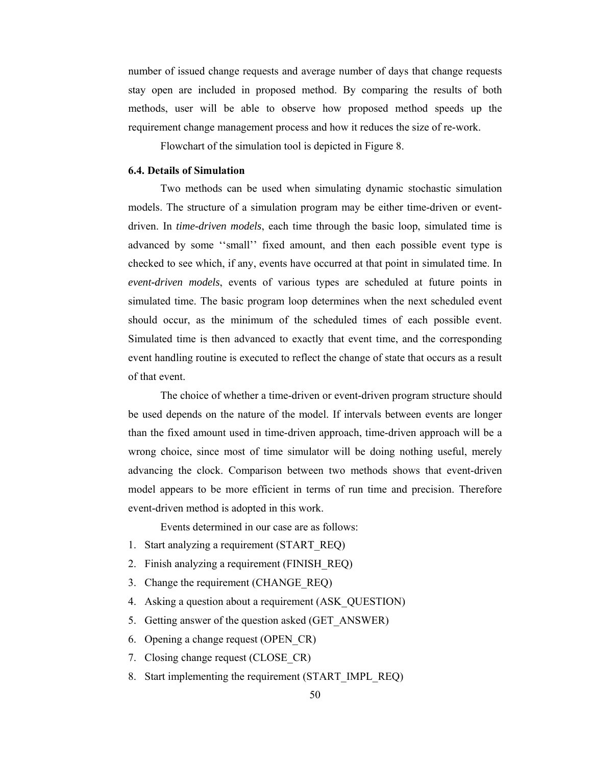number of issued change requests and average number of days that change requests stay open are included in proposed method. By comparing the results of both methods, user will be able to observe how proposed method speeds up the requirement change management process and how it reduces the size of re-work.

Flowchart of the simulation tool is depicted in Figure 8.

### 6.4. Details of Simulation

Two methods can be used when simulating dynamic stochastic simulation models. The structure of a simulation program may be either time-driven or event-driven. In *time-driven models*, each time through the basic loop, simulated time is advanced by some ''small'' fixed amount, and then each possible event type is checked to see which, if any, events have occurred at that point in simulated time. In *event-driven models*, events of various types are scheduled at future points in simulated time. The basic program loop determines when the next scheduled event should occur, as the minimum of the scheduled times of each possible event. Simulated time is then advanced to exactly that event time, and the corresponding event handling routine is executed to reflect the change of state that occurs as a result of that event.

The choice of whether a time-driven or event-driven program structure should be used depends on the nature of the model. If intervals between events are longer than the fixed amount used in time-driven approach, time-driven approach will be a wrong choice, since most of time simulator will be doing nothing useful, merely advancing the clock. Comparison between two methods shows that event-driven model appears to be more efficient in terms of run time and precision. Therefore event-driven method is adopted in this work.

Events determined in our case are as follows:

1. Start analyzing a requirement (START_REQ)
2. Finish analyzing a requirement (FINISH_REQ)
3. Change the requirement (CHANGE_REQ)
4. Asking a question about a requirement (ASK_QUESTION)
5. Getting answer of the question asked (GET_ANSWER)
6. Opening a change request (OPEN_CR)
7. Closing change request (CLOSE_CR)
8. Start implementing the requirement (START_IMPL_REQ)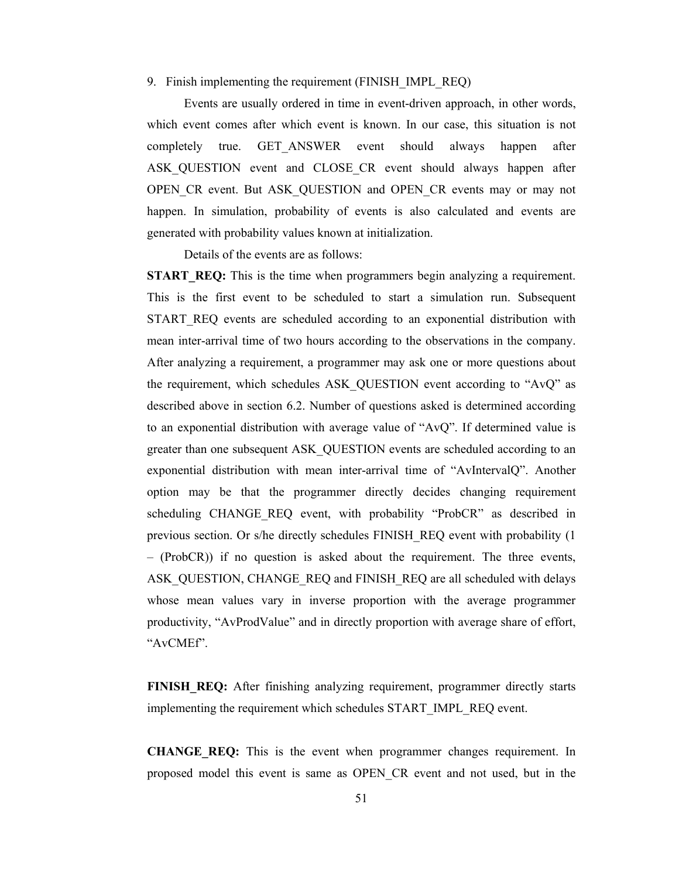9. Finish implementing the requirement (FINISH_IMPL_REQ)

Events are usually ordered in time in event-driven approach, in other words, which event comes after which event is known. In our case, this situation is not completely true. GET_ANSWER event should always happen after ASK_QUESTION event and CLOSE_CR event should always happen after OPEN_CR event. But ASK_QUESTION and OPEN_CR events may or may not happen. In simulation, probability of events is also calculated and events are generated with probability values known at initialization.

Details of the events are as follows:

**START_REQ:** This is the time when programmers begin analyzing a requirement. This is the first event to be scheduled to start a simulation run. Subsequent START_REQ events are scheduled according to an exponential distribution with mean inter-arrival time of two hours according to the observations in the company. After analyzing a requirement, a programmer may ask one or more questions about the requirement, which schedules ASK_QUESTION event according to "AvQ" as described above in section 6.2. Number of questions asked is determined according to an exponential distribution with average value of "AvQ". If determined value is greater than one subsequent ASK_QUESTION events are scheduled according to an exponential distribution with mean inter-arrival time of "AvIntervalQ". Another option may be that the programmer directly decides changing requirement scheduling CHANGE_REQ event, with probability "ProbCR" as described in previous section. Or s/he directly schedules FINISH_REQ event with probability (1 – (ProbCR)) if no question is asked about the requirement. The three events, ASK_QUESTION, CHANGE_REQ and FINISH_REQ are all scheduled with delays whose mean values vary in inverse proportion with the average programmer productivity, "AvProdValue" and in directly proportion with average share of effort, "AvCMEf".

**FINISH_REQ:** After finishing analyzing requirement, programmer directly starts implementing the requirement which schedules START_IMPL_REQ event.

**CHANGE_REQ:** This is the event when programmer changes requirement. In proposed model this event is same as OPEN_CR event and not used, but in the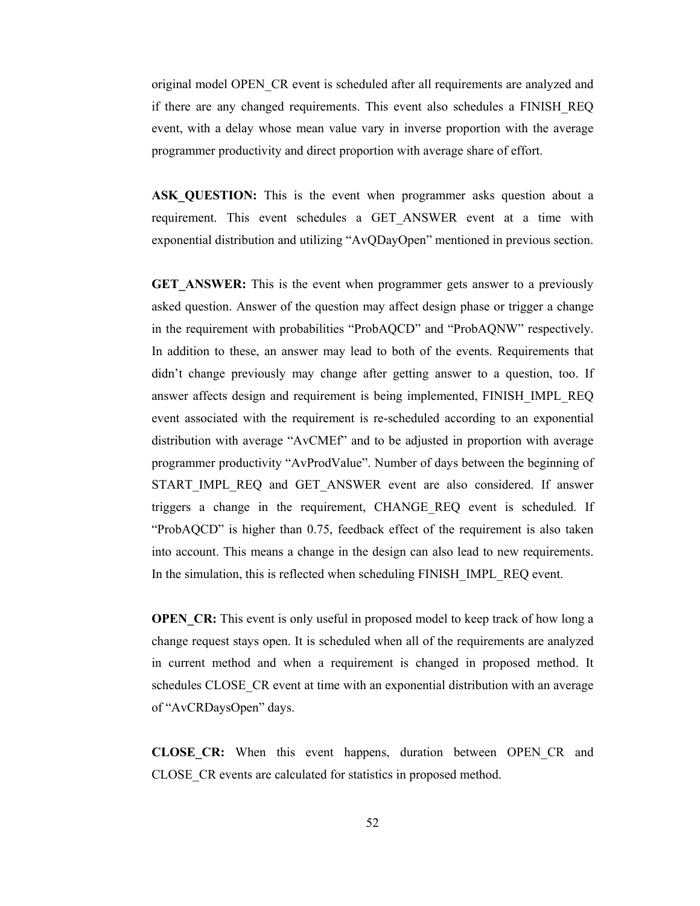original model OPEN_CR event is scheduled after all requirements are analyzed and if there are any changed requirements. This event also schedules a FINISH_REQ event, with a delay whose mean value vary in inverse proportion with the average programmer productivity and direct proportion with average share of effort.

**ASK_QUESTION:** This is the event when programmer asks question about a requirement. This event schedules a GET_ANSWER event at a time with exponential distribution and utilizing "AvQDayOpen" mentioned in previous section.

**GET_ANSWER:** This is the event when programmer gets answer to a previously asked question. Answer of the question may affect design phase or trigger a change in the requirement with probabilities "ProbAQCD" and "ProbAQNW" respectively. In addition to these, an answer may lead to both of the events. Requirements that didn't change previously may change after getting answer to a question, too. If answer affects design and requirement is being implemented, FINISH_IMPL_REQ event associated with the requirement is re-scheduled according to an exponential distribution with average "AvCMEf" and to be adjusted in proportion with average programmer productivity "AvProdValue". Number of days between the beginning of START_IMPL_REQ and GET_ANSWER event are also considered. If answer triggers a change in the requirement, CHANGE_REQ event is scheduled. If "ProbAQCD" is higher than 0.75, feedback effect of the requirement is also taken into account. This means a change in the design can also lead to new requirements. In the simulation, this is reflected when scheduling FINISH_IMPL_REQ event.

**OPEN_CR:** This event is only useful in proposed model to keep track of how long a change request stays open. It is scheduled when all of the requirements are analyzed in current method and when a requirement is changed in proposed method. It schedules CLOSE_CR event at time with an exponential distribution with an average of "AvCRDaysOpen" days.

**CLOSE_CR:** When this event happens, duration between OPEN_CR and CLOSE_CR events are calculated for statistics in proposed method.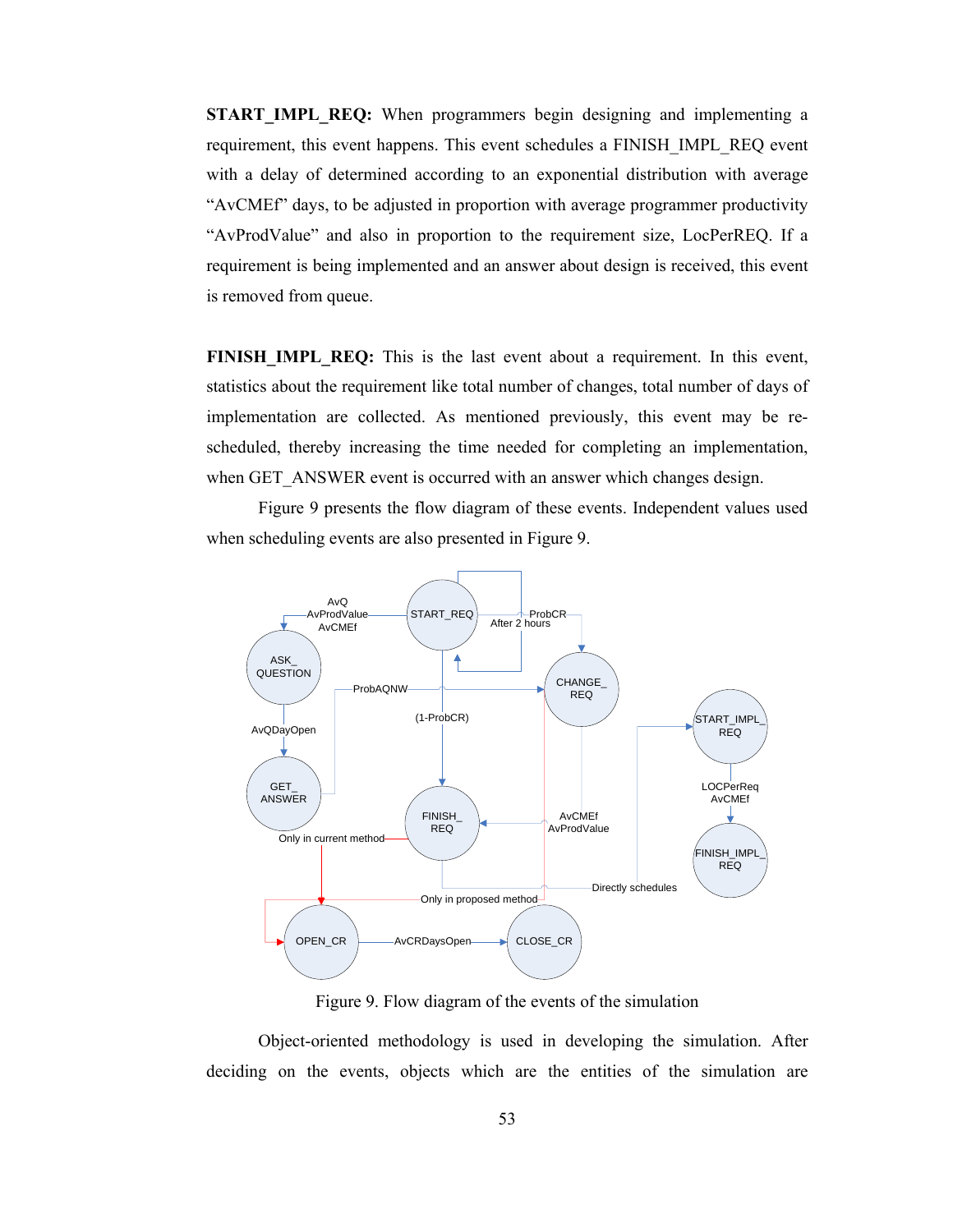**START_IMPL_REQ:** When programmers begin designing and implementing a requirement, this event happens. This event schedules a FINISH_IMPL_REQ event with a delay of determined according to an exponential distribution with average “AvCMEf” days, to be adjusted in proportion with average programmer productivity “AvProdValue” and also in proportion to the requirement size, LocPerREQ. If a requirement is being implemented and an answer about design is received, this event is removed from queue.

**FINISH_IMPL_REQ:** This is the last event about a requirement. In this event, statistics about the requirement like total number of changes, total number of days of implementation are collected. As mentioned previously, this event may be re-scheduled, thereby increasing the time needed for completing an implementation, when GET_ANSWER event is occurred with an answer which changes design.

Figure 9 presents the flow diagram of these events. Independent values used when scheduling events are also presented in Figure 9.

Figure 9. Flow diagram of the events of the simulation

Object-oriented methodology is used in developing the simulation. After deciding on the events, objects which are the entities of the simulation are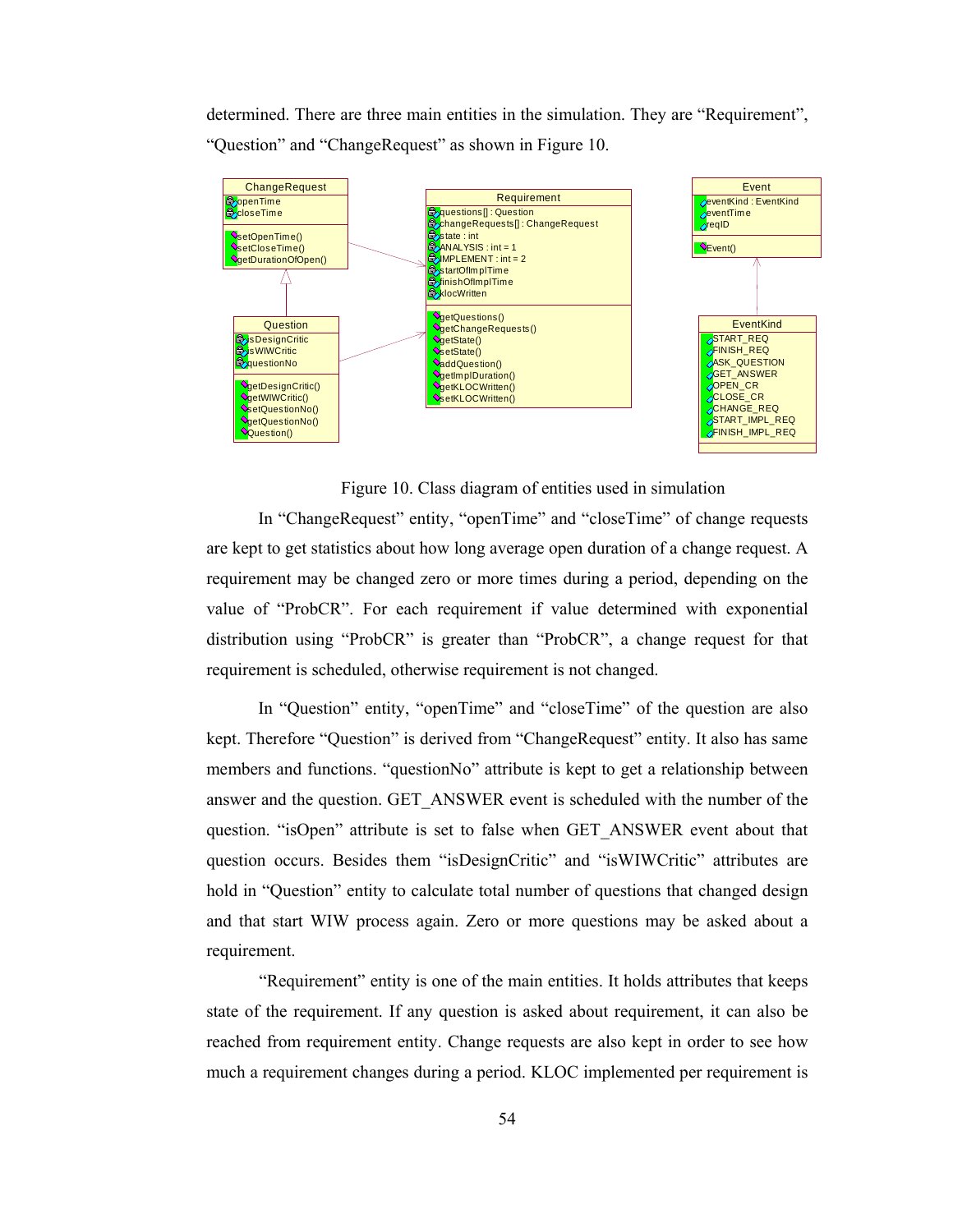determined. There are three main entities in the simulation. They are "Requirement", "Question" and "ChangeRequest" as shown in Figure 10.

Figure 10. Class diagram of entities used in simulation

In "ChangeRequest" entity, "openTime" and "closeTime" of change requests are kept to get statistics about how long average open duration of a change request. A requirement may be changed zero or more times during a period, depending on the value of "ProbCR". For each requirement if value determined with exponential distribution using "ProbCR" is greater than "ProbCR", a change request for that requirement is scheduled, otherwise requirement is not changed.

In "Question" entity, "openTime" and "closeTime" of the question are also kept. Therefore "Question" is derived from "ChangeRequest" entity. It also has same members and functions. "questionNo" attribute is kept to get a relationship between answer and the question. GET_ANSWER event is scheduled with the number of the question. "isOpen" attribute is set to false when GET_ANSWER event about that question occurs. Besides them "isDesignCritic" and "isWIWCritic" attributes are hold in "Question" entity to calculate total number of questions that changed design and that start WIW process again. Zero or more questions may be asked about a requirement.

"Requirement" entity is one of the main entities. It holds attributes that keeps state of the requirement. If any question is asked about requirement, it can also be reached from requirement entity. Change requests are also kept in order to see how much a requirement changes during a period. KLOC implemented per requirement is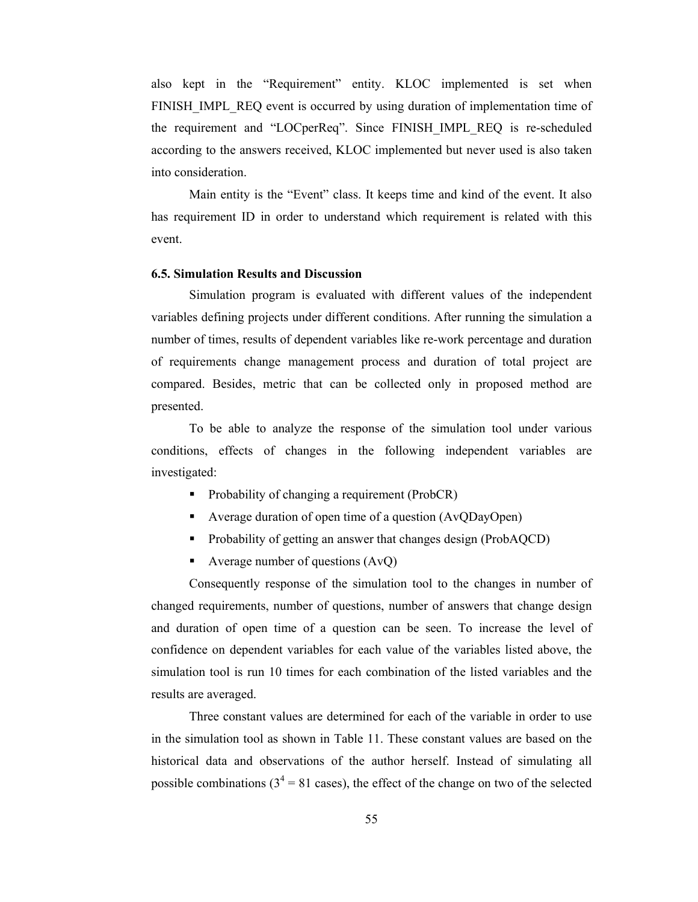also kept in the "Requirement" entity. KLOC implemented is set when FINISH_IMPL_REQ event is occurred by using duration of implementation time of the requirement and "LOCperReq". Since FINISH_IMPL_REQ is re-scheduled according to the answers received, KLOC implemented but never used is also taken into consideration.

Main entity is the "Event" class. It keeps time and kind of the event. It also has requirement ID in order to understand which requirement is related with this event.

### 6.5. Simulation Results and Discussion

Simulation program is evaluated with different values of the independent variables defining projects under different conditions. After running the simulation a number of times, results of dependent variables like re-work percentage and duration of requirements change management process and duration of total project are compared. Besides, metric that can be collected only in proposed method are presented.

To be able to analyze the response of the simulation tool under various conditions, effects of changes in the following independent variables are investigated:

- Probability of changing a requirement (ProbCR)
- Average duration of open time of a question (AvQDayOpen)
- Probability of getting an answer that changes design (ProbAQCD)
- Average number of questions (AvQ)

Consequently response of the simulation tool to the changes in number of changed requirements, number of questions, number of answers that change design and duration of open time of a question can be seen. To increase the level of confidence on dependent variables for each value of the variables listed above, the simulation tool is run 10 times for each combination of the listed variables and the results are averaged.

Three constant values are determined for each of the variable in order to use in the simulation tool as shown in Table 11. These constant values are based on the historical data and observations of the author herself. Instead of simulating all possible combinations ($3^4 = 81$ cases), the effect of the change on two of the selected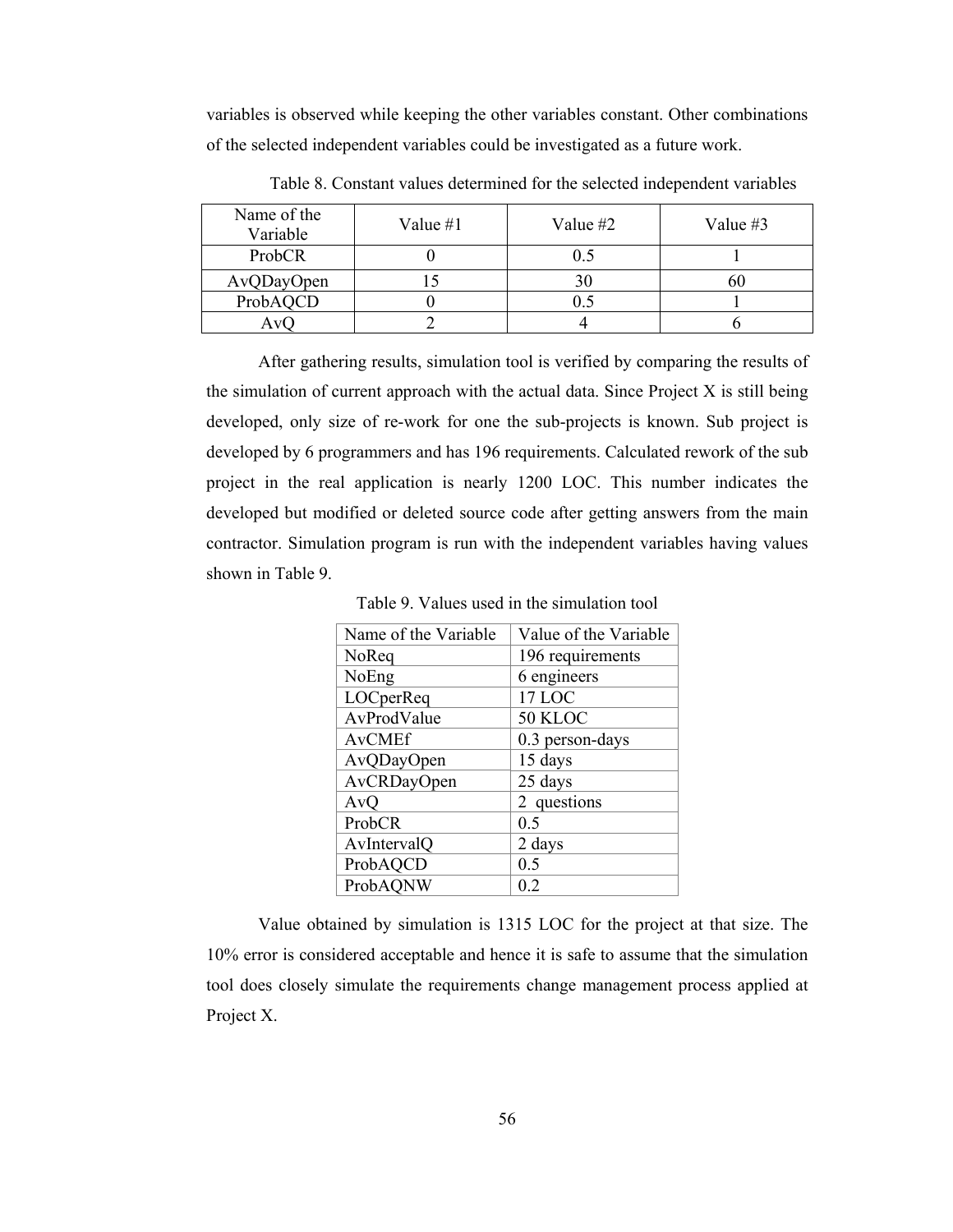variables is observed while keeping the other variables constant. Other combinations of the selected independent variables could be investigated as a future work.

Table 8. Constant values determined for the selected independent variables

| Name of the Variable | Value #1 | Value #2 | Value #3 |
|---|---|---|---|
| ProbCR | 0 | 0.5 | 1 |
| AvQDayOpen | 15 | 30 | 60 |
| ProbAQCD | 0 | 0.5 | 1 |
| AvQ | 2 | 4 | 6 |

After gathering results, simulation tool is verified by comparing the results of the simulation of current approach with the actual data. Since Project X is still being developed, only size of re-work for one the sub-projects is known. Sub project is developed by 6 programmers and has 196 requirements. Calculated rework of the sub project in the real application is nearly 1200 LOC. This number indicates the developed but modified or deleted source code after getting answers from the main contractor. Simulation program is run with the independent variables having values shown in Table 9.

Table 9. Values used in the simulation tool

| Name of the Variable | Value of the Variable |
|---|---|
| NoReq | 196 requirements |
| NoEng | 6 engineers |
| LOCperReq | 17 LOC |
| AvProdValue | 50 KLOC |
| AvCMEf | 0.3 person-days |
| AvQDayOpen | 15 days |
| AvCRDayOpen | 25 days |
| AvQ | 2 questions |
| ProbCR | 0.5 |
| AvIntervalQ | 2 days |
| ProbAQCD | 0.5 |
| ProbAQNW | 0.2 |

Value obtained by simulation is 1315 LOC for the project at that size. The 10% error is considered acceptable and hence it is safe to assume that the simulation tool does closely simulate the requirements change management process applied at Project X.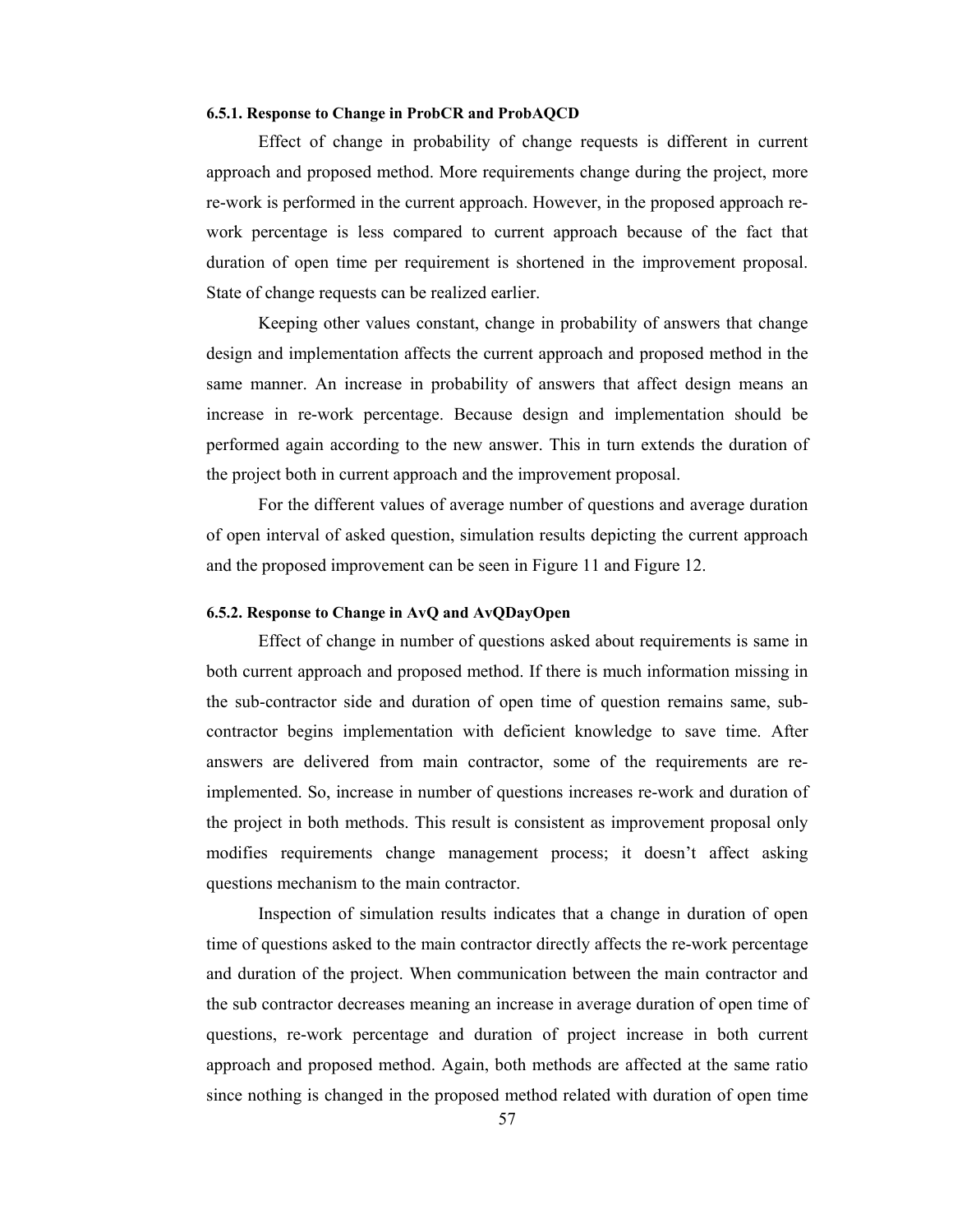#### 6.5.1. Response to Change in ProbCR and ProbAQCD

Effect of change in probability of change requests is different in current approach and proposed method. More requirements change during the project, more re-work is performed in the current approach. However, in the proposed approach re-work percentage is less compared to current approach because of the fact that duration of open time per requirement is shortened in the improvement proposal. State of change requests can be realized earlier.

Keeping other values constant, change in probability of answers that change design and implementation affects the current approach and proposed method in the same manner. An increase in probability of answers that affect design means an increase in re-work percentage. Because design and implementation should be performed again according to the new answer. This in turn extends the duration of the project both in current approach and the improvement proposal.

For the different values of average number of questions and average duration of open interval of asked question, simulation results depicting the current approach and the proposed improvement can be seen in Figure 11 and Figure 12.

#### 6.5.2. Response to Change in AvQ and AvQDayOpen

Effect of change in number of questions asked about requirements is same in both current approach and proposed method. If there is much information missing in the sub-contractor side and duration of open time of question remains same, sub-contractor begins implementation with deficient knowledge to save time. After answers are delivered from main contractor, some of the requirements are re-implemented. So, increase in number of questions increases re-work and duration of the project in both methods. This result is consistent as improvement proposal only modifies requirements change management process; it doesn't affect asking questions mechanism to the main contractor.

Inspection of simulation results indicates that a change in duration of open time of questions asked to the main contractor directly affects the re-work percentage and duration of the project. When communication between the main contractor and the sub contractor decreases meaning an increase in average duration of open time of questions, re-work percentage and duration of project increase in both current approach and proposed method. Again, both methods are affected at the same ratio since nothing is changed in the proposed method related with duration of open time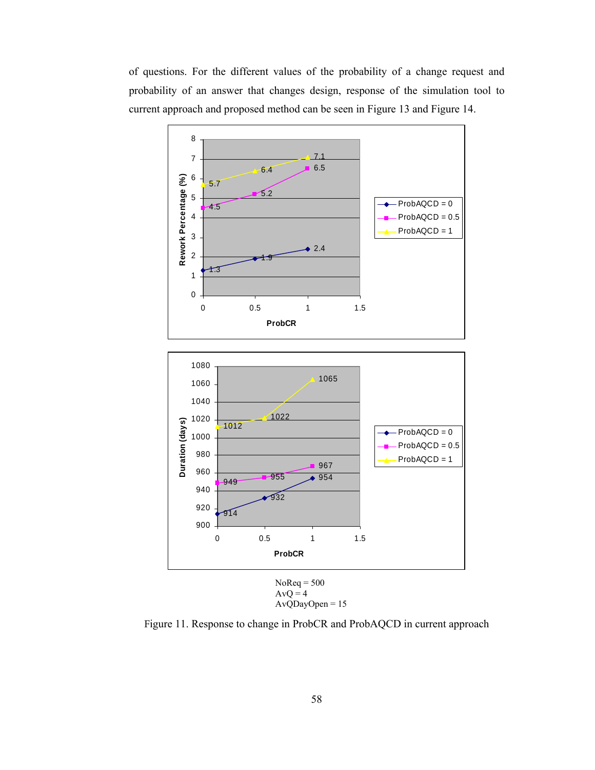of questions. For the different values of the probability of a change request and probability of an answer that changes design, response of the simulation tool to current approach and proposed method can be seen in Figure 13 and Figure 14.

NoReq = 500
AvQ = 4
AvQDayOpen = 15

Figure 11. Response to change in ProbCR and ProbAQCD in current approach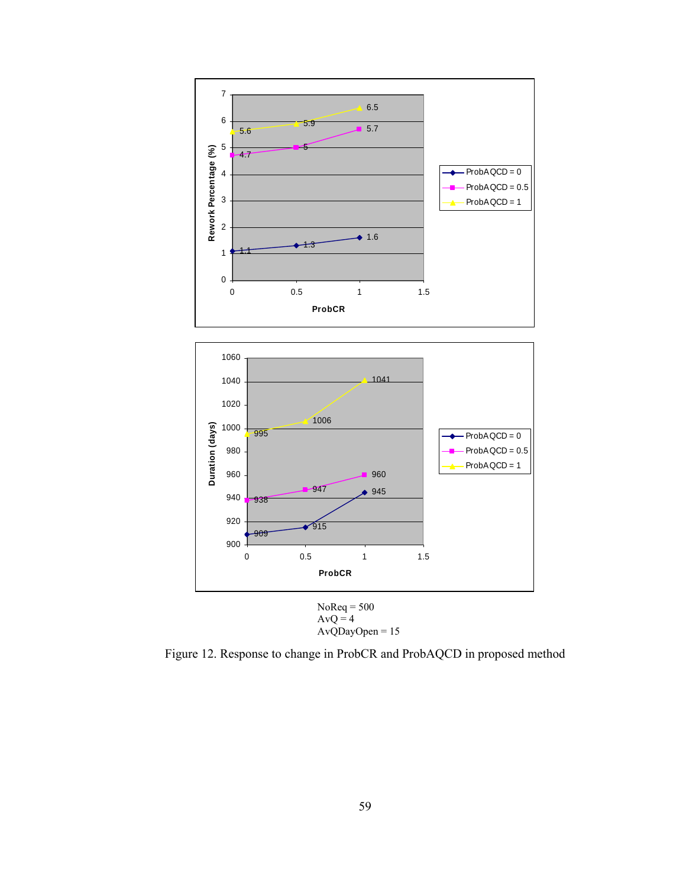NoReq = 500
AvQ = 4
AvQDayOpen = 15

Figure 12. Response to change in ProbCR and ProbAQCD in proposed method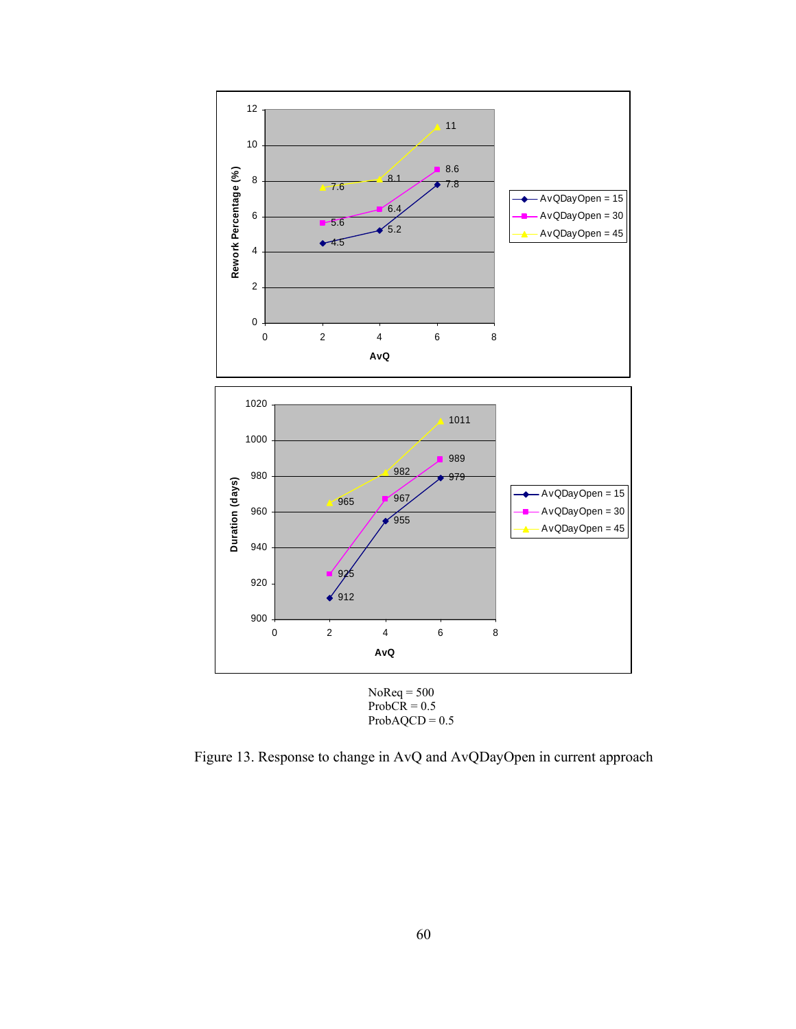NoReq = 500
ProbCR = 0.5
ProbAQCD = 0.5

Figure 13. Response to change in AvQ and AvQDayOpen in current approach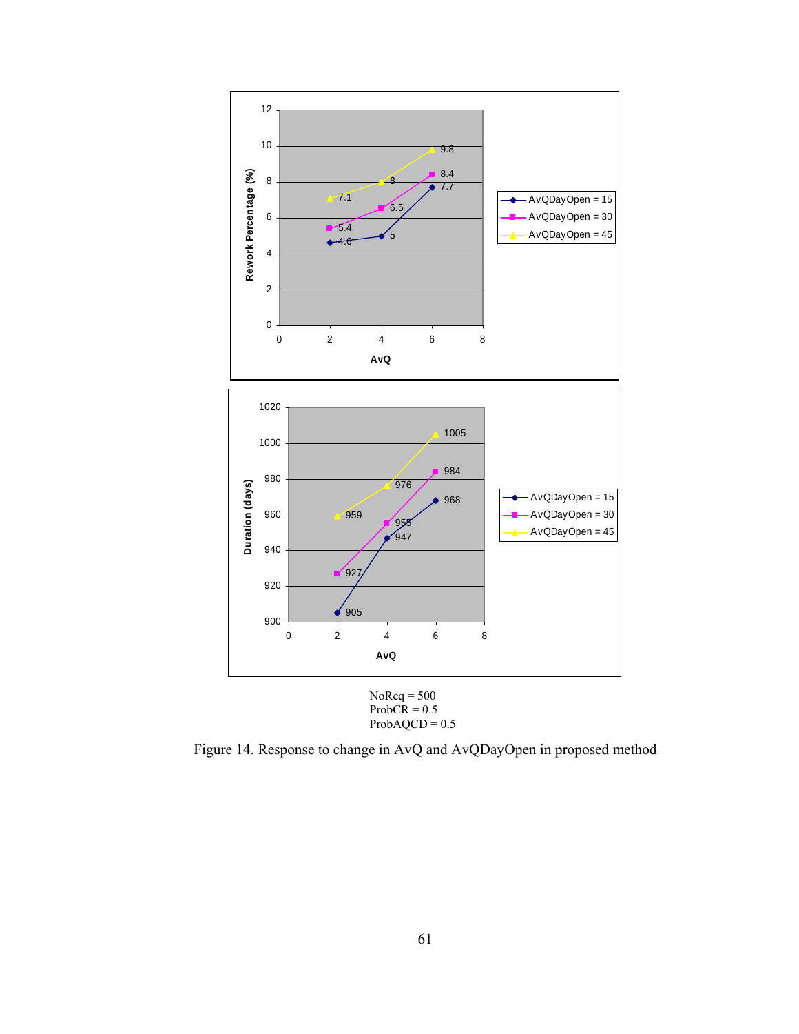NoReq = 500
ProbCR = 0.5
ProbAQCD = 0.5

Figure 14. Response to change in AvQ and AvQDayOpen in proposed method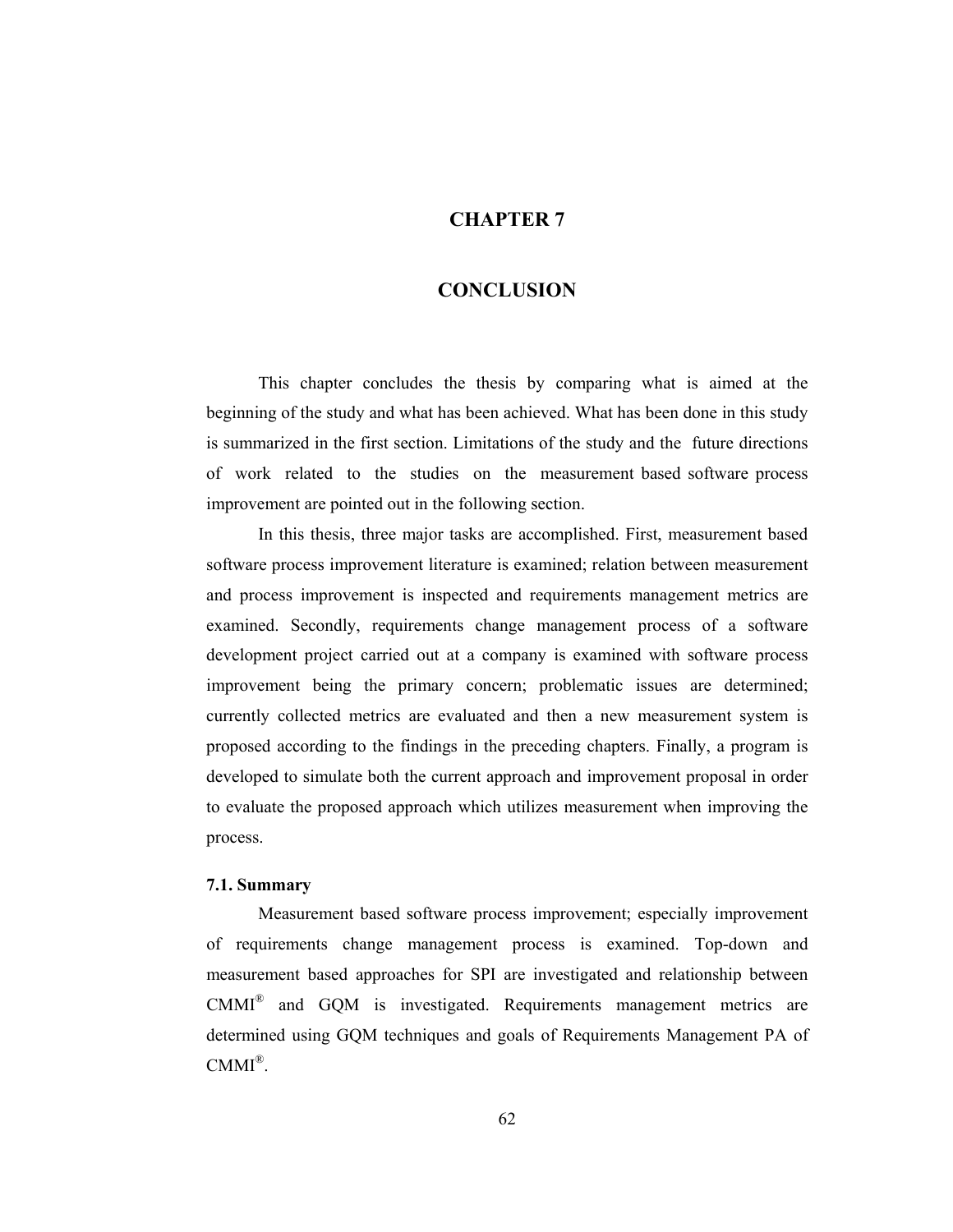# CHAPTER 7

# CONCLUSION

This chapter concludes the thesis by comparing what is aimed at the beginning of the study and what has been achieved. What has been done in this study is summarized in the first section. Limitations of the study and the future directions of work related to the studies on the measurement based software process improvement are pointed out in the following section.

In this thesis, three major tasks are accomplished. First, measurement based software process improvement literature is examined; relation between measurement and process improvement is inspected and requirements management metrics are examined. Secondly, requirements change management process of a software development project carried out at a company is examined with software process improvement being the primary concern; problematic issues are determined; currently collected metrics are evaluated and then a new measurement system is proposed according to the findings in the preceding chapters. Finally, a program is developed to simulate both the current approach and improvement proposal in order to evaluate the proposed approach which utilizes measurement when improving the process.

## 7.1. Summary

Measurement based software process improvement; especially improvement of requirements change management process is examined. Top-down and measurement based approaches for SPI are investigated and relationship between CMMI® and GQM is investigated. Requirements management metrics are determined using GQM techniques and goals of Requirements Management PA of CMMI®.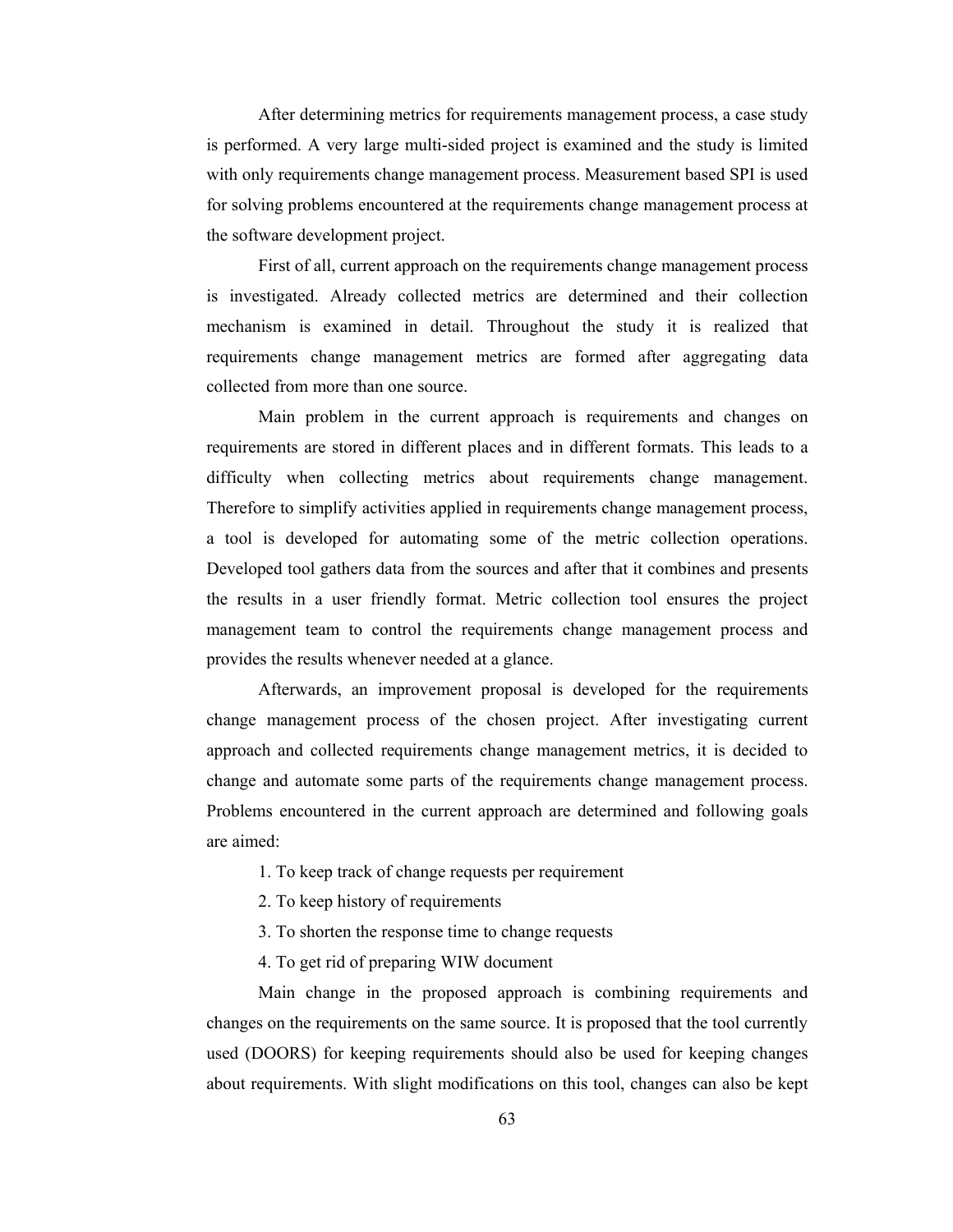After determining metrics for requirements management process, a case study is performed. A very large multi-sided project is examined and the study is limited with only requirements change management process. Measurement based SPI is used for solving problems encountered at the requirements change management process at the software development project.

First of all, current approach on the requirements change management process is investigated. Already collected metrics are determined and their collection mechanism is examined in detail. Throughout the study it is realized that requirements change management metrics are formed after aggregating data collected from more than one source.

Main problem in the current approach is requirements and changes on requirements are stored in different places and in different formats. This leads to a difficulty when collecting metrics about requirements change management. Therefore to simplify activities applied in requirements change management process, a tool is developed for automating some of the metric collection operations. Developed tool gathers data from the sources and after that it combines and presents the results in a user friendly format. Metric collection tool ensures the project management team to control the requirements change management process and provides the results whenever needed at a glance.

Afterwards, an improvement proposal is developed for the requirements change management process of the chosen project. After investigating current approach and collected requirements change management metrics, it is decided to change and automate some parts of the requirements change management process. Problems encountered in the current approach are determined and following goals are aimed:

1. To keep track of change requests per requirement
2. To keep history of requirements
3. To shorten the response time to change requests
4. To get rid of preparing WIW document

Main change in the proposed approach is combining requirements and changes on the requirements on the same source. It is proposed that the tool currently used (DOORS) for keeping requirements should also be used for keeping changes about requirements. With slight modifications on this tool, changes can also be kept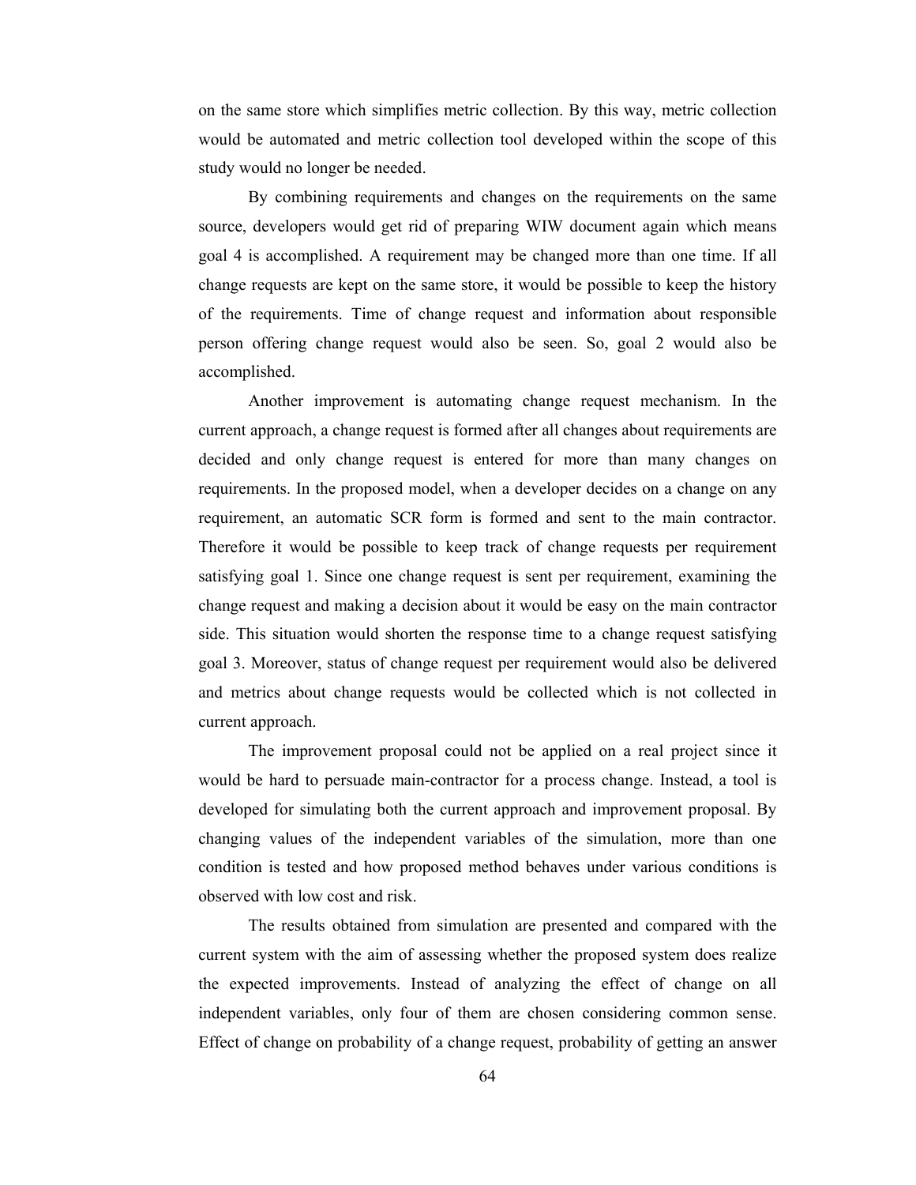on the same store which simplifies metric collection. By this way, metric collection would be automated and metric collection tool developed within the scope of this study would no longer be needed.

By combining requirements and changes on the requirements on the same source, developers would get rid of preparing WIW document again which means goal 4 is accomplished. A requirement may be changed more than one time. If all change requests are kept on the same store, it would be possible to keep the history of the requirements. Time of change request and information about responsible person offering change request would also be seen. So, goal 2 would also be accomplished.

Another improvement is automating change request mechanism. In the current approach, a change request is formed after all changes about requirements are decided and only change request is entered for more than many changes on requirements. In the proposed model, when a developer decides on a change on any requirement, an automatic SCR form is formed and sent to the main contractor. Therefore it would be possible to keep track of change requests per requirement satisfying goal 1. Since one change request is sent per requirement, examining the change request and making a decision about it would be easy on the main contractor side. This situation would shorten the response time to a change request satisfying goal 3. Moreover, status of change request per requirement would also be delivered and metrics about change requests would be collected which is not collected in current approach.

The improvement proposal could not be applied on a real project since it would be hard to persuade main-contractor for a process change. Instead, a tool is developed for simulating both the current approach and improvement proposal. By changing values of the independent variables of the simulation, more than one condition is tested and how proposed method behaves under various conditions is observed with low cost and risk.

The results obtained from simulation are presented and compared with the current system with the aim of assessing whether the proposed system does realize the expected improvements. Instead of analyzing the effect of change on all independent variables, only four of them are chosen considering common sense. Effect of change on probability of a change request, probability of getting an answer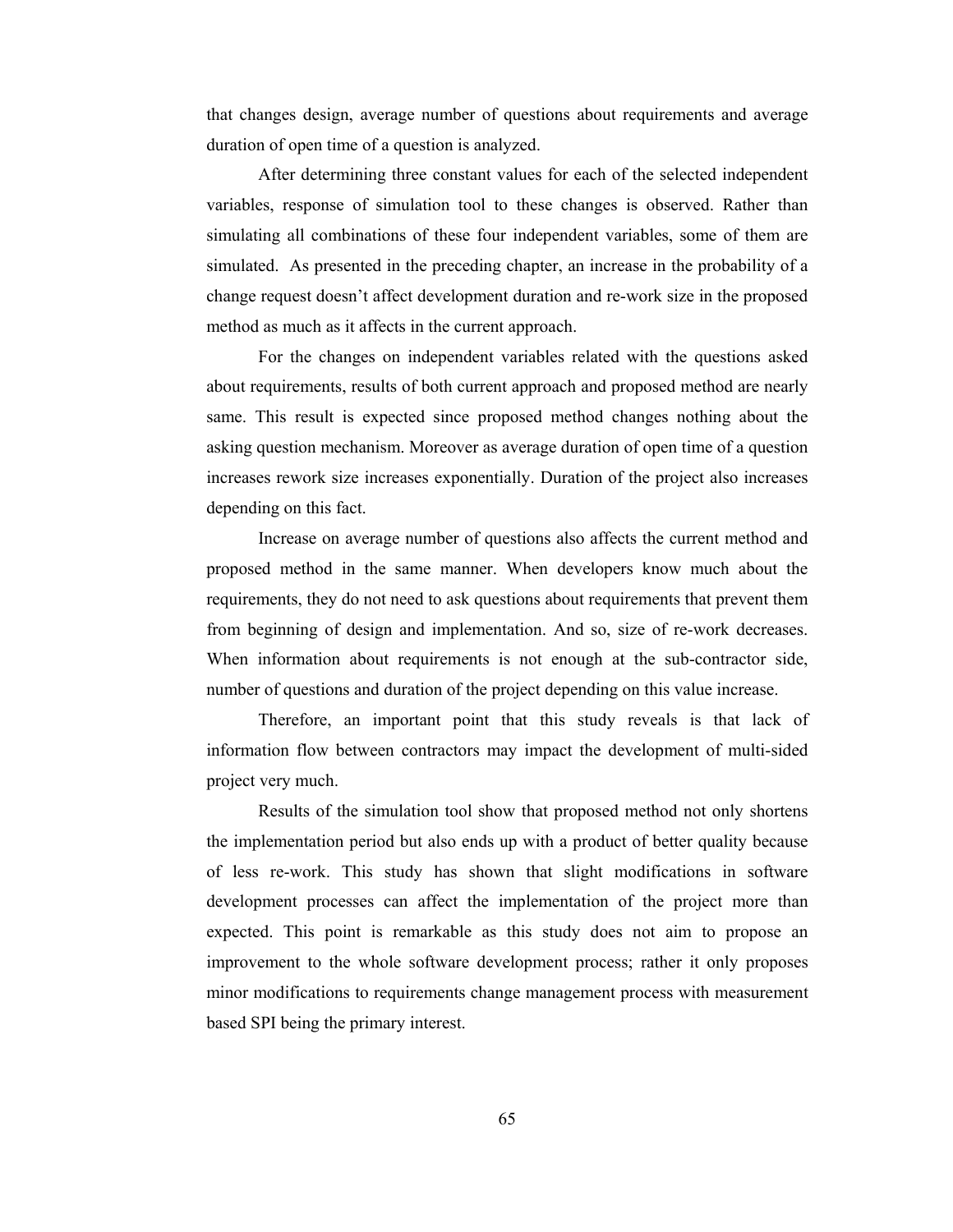that changes design, average number of questions about requirements and average duration of open time of a question is analyzed.

After determining three constant values for each of the selected independent variables, response of simulation tool to these changes is observed. Rather than simulating all combinations of these four independent variables, some of them are simulated. As presented in the preceding chapter, an increase in the probability of a change request doesn't affect development duration and re-work size in the proposed method as much as it affects in the current approach.

For the changes on independent variables related with the questions asked about requirements, results of both current approach and proposed method are nearly same. This result is expected since proposed method changes nothing about the asking question mechanism. Moreover as average duration of open time of a question increases rework size increases exponentially. Duration of the project also increases depending on this fact.

Increase on average number of questions also affects the current method and proposed method in the same manner. When developers know much about the requirements, they do not need to ask questions about requirements that prevent them from beginning of design and implementation. And so, size of re-work decreases. When information about requirements is not enough at the sub-contractor side, number of questions and duration of the project depending on this value increase.

Therefore, an important point that this study reveals is that lack of information flow between contractors may impact the development of multi-sided project very much.

Results of the simulation tool show that proposed method not only shortens the implementation period but also ends up with a product of better quality because of less re-work. This study has shown that slight modifications in software development processes can affect the implementation of the project more than expected. This point is remarkable as this study does not aim to propose an improvement to the whole software development process; rather it only proposes minor modifications to requirements change management process with measurement based SPI being the primary interest.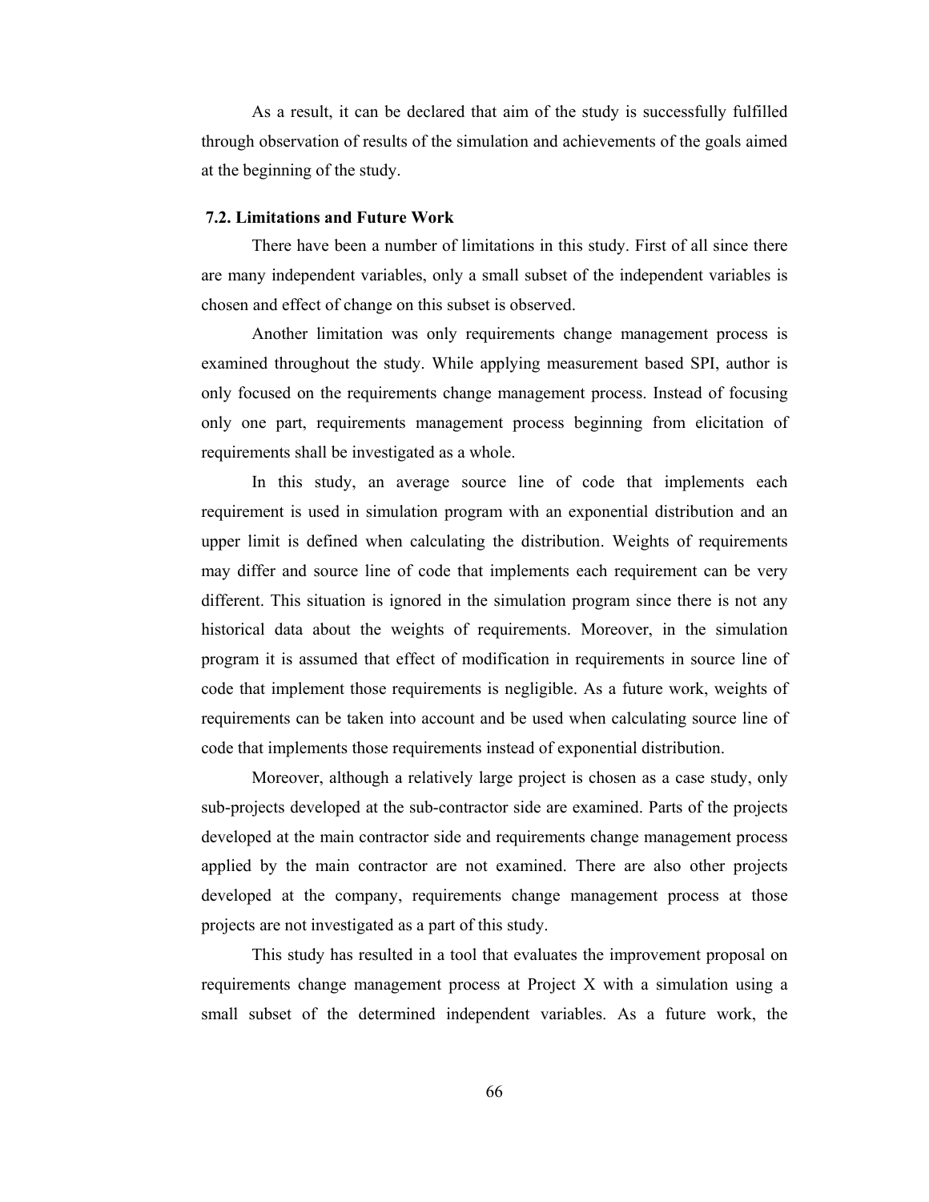As a result, it can be declared that aim of the study is successfully fulfilled through observation of results of the simulation and achievements of the goals aimed at the beginning of the study.

### 7.2. Limitations and Future Work

There have been a number of limitations in this study. First of all since there are many independent variables, only a small subset of the independent variables is chosen and effect of change on this subset is observed.

Another limitation was only requirements change management process is examined throughout the study. While applying measurement based SPI, author is only focused on the requirements change management process. Instead of focusing only one part, requirements management process beginning from elicitation of requirements shall be investigated as a whole.

In this study, an average source line of code that implements each requirement is used in simulation program with an exponential distribution and an upper limit is defined when calculating the distribution. Weights of requirements may differ and source line of code that implements each requirement can be very different. This situation is ignored in the simulation program since there is not any historical data about the weights of requirements. Moreover, in the simulation program it is assumed that effect of modification in requirements in source line of code that implement those requirements is negligible. As a future work, weights of requirements can be taken into account and be used when calculating source line of code that implements those requirements instead of exponential distribution.

Moreover, although a relatively large project is chosen as a case study, only sub-projects developed at the sub-contractor side are examined. Parts of the projects developed at the main contractor side and requirements change management process applied by the main contractor are not examined. There are also other projects developed at the company, requirements change management process at those projects are not investigated as a part of this study.

This study has resulted in a tool that evaluates the improvement proposal on requirements change management process at Project X with a simulation using a small subset of the determined independent variables. As a future work, the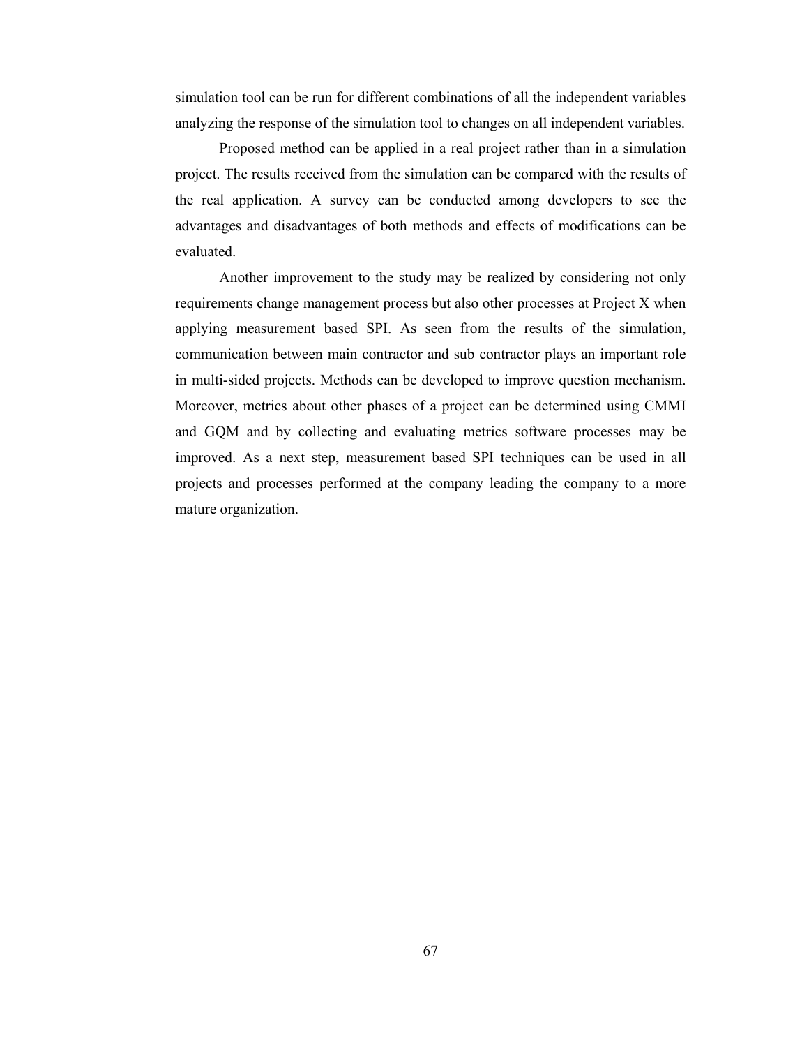simulation tool can be run for different combinations of all the independent variables analyzing the response of the simulation tool to changes on all independent variables.

Proposed method can be applied in a real project rather than in a simulation project. The results received from the simulation can be compared with the results of the real application. A survey can be conducted among developers to see the advantages and disadvantages of both methods and effects of modifications can be evaluated.

Another improvement to the study may be realized by considering not only requirements change management process but also other processes at Project X when applying measurement based SPI. As seen from the results of the simulation, communication between main contractor and sub contractor plays an important role in multi-sided projects. Methods can be developed to improve question mechanism. Moreover, metrics about other phases of a project can be determined using CMMI and GQM and by collecting and evaluating metrics software processes may be improved. As a next step, measurement based SPI techniques can be used in all projects and processes performed at the company leading the company to a more mature organization.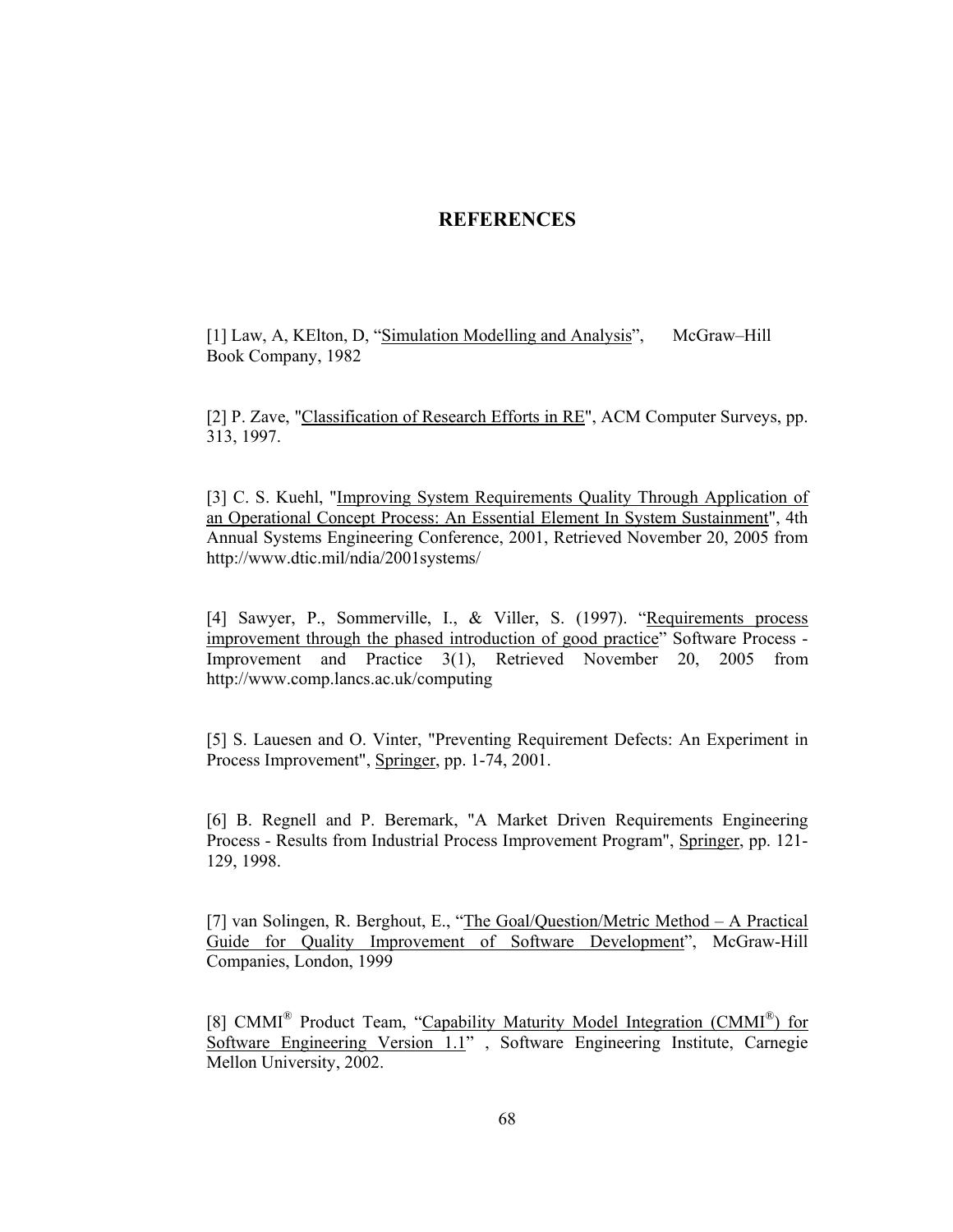# REFERENCES

[1] Law, A, KElton, D, "Simulation Modelling and Analysis", McGraw–Hill Book Company, 1982

[2] P. Zave, "Classification of Research Efforts in RE", ACM Computer Surveys, pp. 313, 1997.

[3] C. S. Kuehl, "Improving System Requirements Quality Through Application of an Operational Concept Process: An Essential Element In System Sustainment", 4th Annual Systems Engineering Conference, 2001, Retrieved November 20, 2005 from http://www.dtic.mil/ndia/2001systems/

[4] Sawyer, P., Sommerville, I., & Viller, S. (1997). "Requirements process improvement through the phased introduction of good practice" Software Process - Improvement and Practice 3(1), Retrieved November 20, 2005 from http://www.comp.lancs.ac.uk/computing

[5] S. Lauesen and O. Vinter, "Preventing Requirement Defects: An Experiment in Process Improvement", Springer, pp. 1-74, 2001.

[6] B. Regnell and P. Beremark, "A Market Driven Requirements Engineering Process - Results from Industrial Process Improvement Program", Springer, pp. 121-129, 1998.

[7] van Solingen, R. Berghout, E., "The Goal/Question/Metric Method – A Practical Guide for Quality Improvement of Software Development", McGraw-Hill Companies, London, 1999

[8] CMMI® Product Team, "Capability Maturity Model Integration (CMMI®) for Software Engineering Version 1.1" , Software Engineering Institute, Carnegie Mellon University, 2002.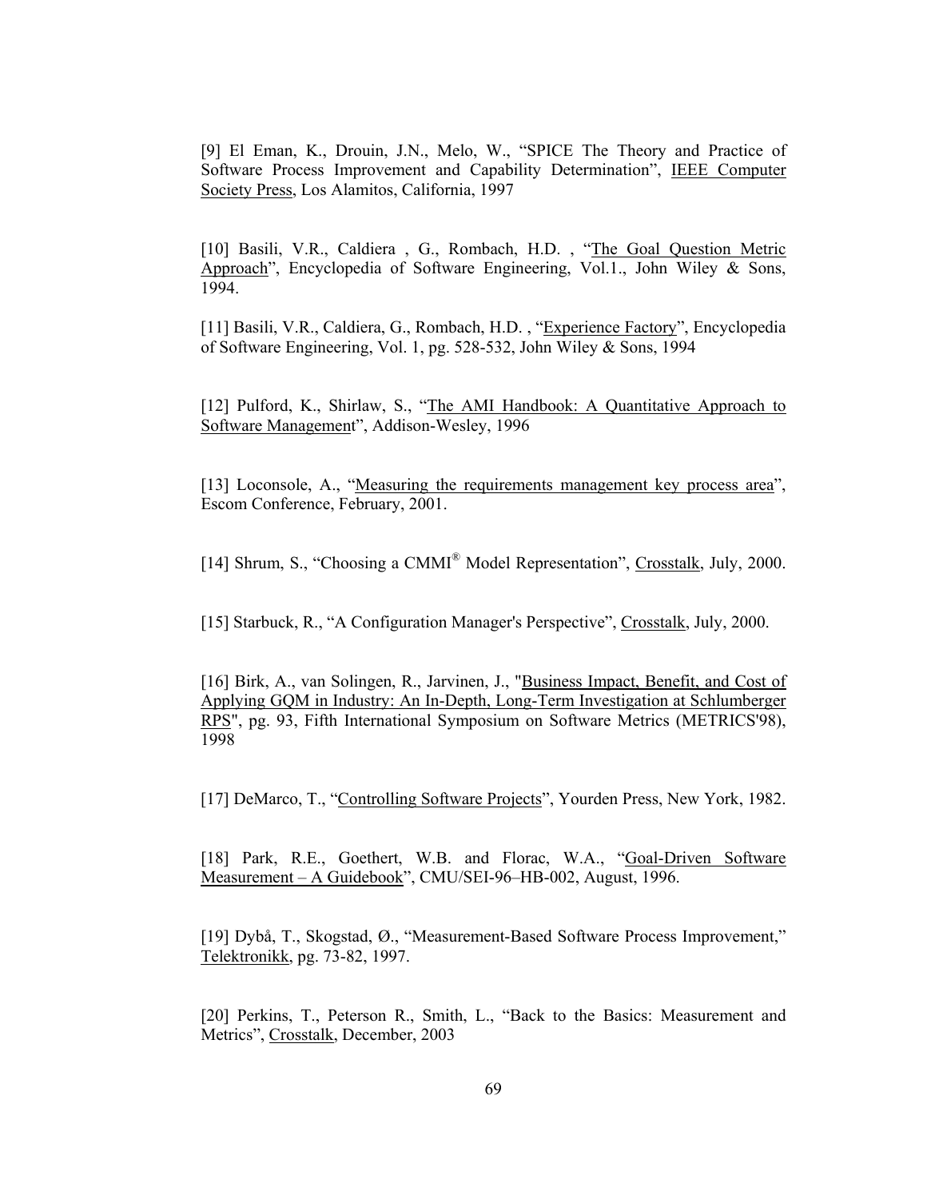[9] El Eman, K., Drouin, J.N., Melo, W., "SPICE The Theory and Practice of Software Process Improvement and Capability Determination", IEEE Computer Society Press, Los Alamitos, California, 1997

[10] Basili, V.R., Caldiera , G., Rombach, H.D. , "The Goal Question Metric Approach", Encyclopedia of Software Engineering, Vol.1., John Wiley & Sons, 1994.

[11] Basili, V.R., Caldiera, G., Rombach, H.D. , "Experience Factory", Encyclopedia of Software Engineering, Vol. 1, pg. 528-532, John Wiley & Sons, 1994

[12] Pulford, K., Shirlaw, S., "The AMI Handbook: A Quantitative Approach to Software Management", Addison-Wesley, 1996

[13] Loconsole, A., "Measuring the requirements management key process area", Escom Conference, February, 2001.

[14] Shrum, S., "Choosing a CMMI® Model Representation", Crosstalk, July, 2000.

[15] Starbuck, R., "A Configuration Manager's Perspective", Crosstalk, July, 2000.

[16] Birk, A., van Solingen, R., Jarvinen, J., "Business Impact, Benefit, and Cost of Applying GQM in Industry: An In-Depth, Long-Term Investigation at Schlumberger RPS", pg. 93, Fifth International Symposium on Software Metrics (METRICS'98), 1998

[17] DeMarco, T., "Controlling Software Projects", Yourden Press, New York, 1982.

[18] Park, R.E., Goethert, W.B. and Florac, W.A., "Goal-Driven Software Measurement – A Guidebook", CMU/SEI-96–HB-002, August, 1996.

[19] Dybå, T., Skogstad, Ø., "Measurement-Based Software Process Improvement," Telektronikk, pg. 73-82, 1997.

[20] Perkins, T., Peterson R., Smith, L., "Back to the Basics: Measurement and Metrics", Crosstalk, December, 2003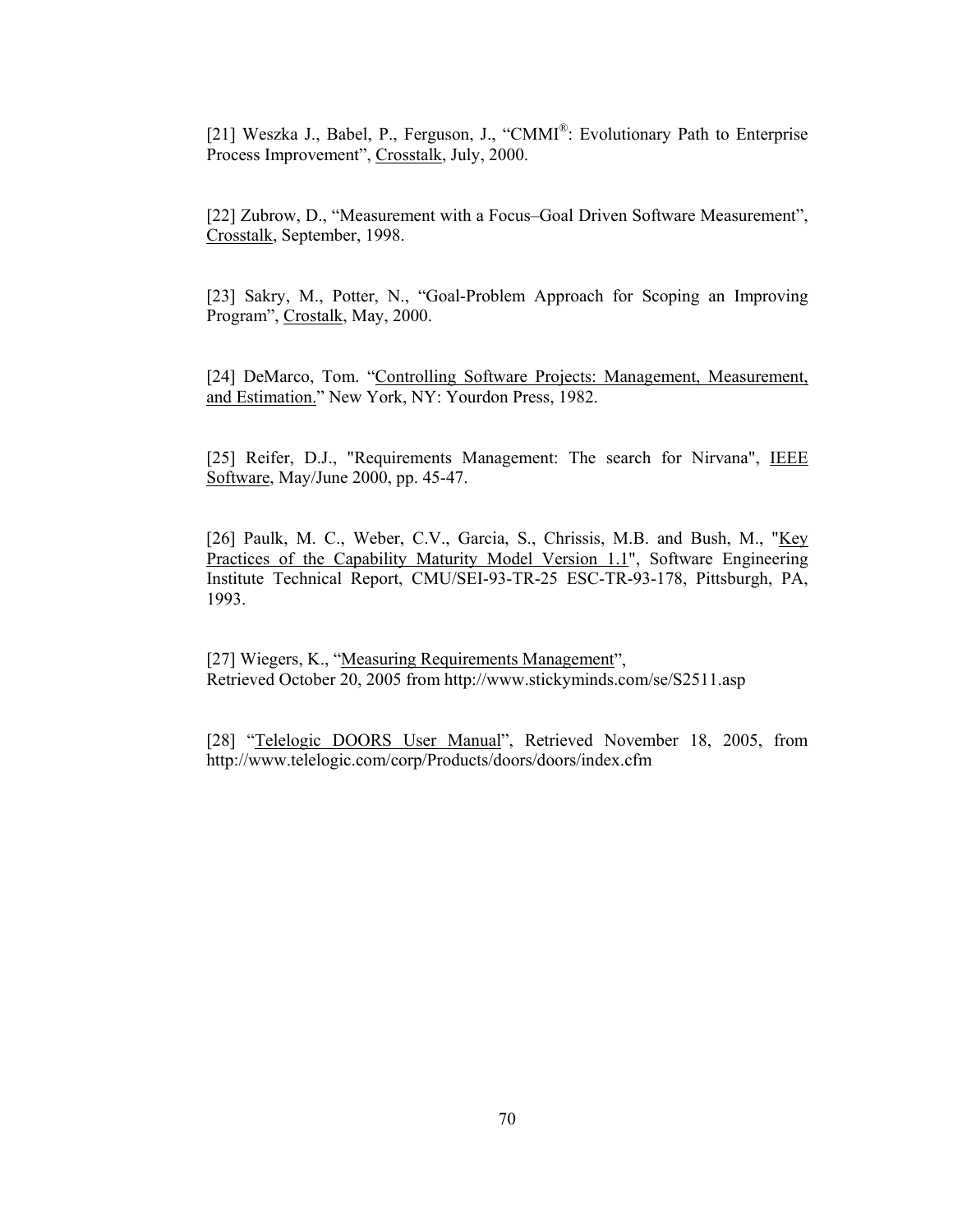[21] Weszka J., Babel, P., Ferguson, J., "CMMI®: Evolutionary Path to Enterprise Process Improvement", Crosstalk, July, 2000.

[22] Zubrow, D., "Measurement with a Focus–Goal Driven Software Measurement", Crosstalk, September, 1998.

[23] Sakry, M., Potter, N., "Goal-Problem Approach for Scoping an Improving Program", Crostalk, May, 2000.

[24] DeMarco, Tom. "Controlling Software Projects: Management, Measurement, and Estimation." New York, NY: Yourdon Press, 1982.

[25] Reifer, D.J., "Requirements Management: The search for Nirvana", IEEE Software, May/June 2000, pp. 45-47.

[26] Paulk, M. C., Weber, C.V., Garcia, S., Chrissis, M.B. and Bush, M., "Key Practices of the Capability Maturity Model Version 1.1", Software Engineering Institute Technical Report, CMU/SEI-93-TR-25 ESC-TR-93-178, Pittsburgh, PA, 1993.

[27] Wiegers, K., "Measuring Requirements Management", Retrieved October 20, 2005 from http://www.stickyminds.com/se/S2511.asp

[28] "Telelogic DOORS User Manual", Retrieved November 18, 2005, from http://www.telelogic.com/corp/Products/doors/doors/index.cfm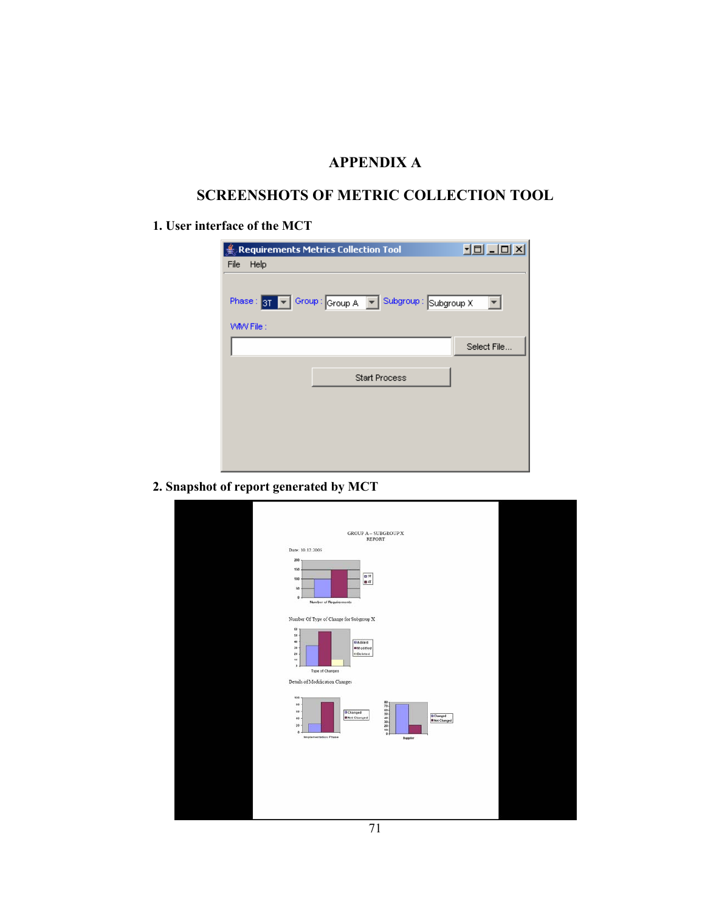# APPENDIX A

## SCREENSHOTS OF METRIC COLLECTION TOOL

### 1. User interface of the MCT

Requirements Metrics Collection Tool

File Help

Phase : 3T Group : Group A Subgroup : Subgroup X

WW File :

Select File...

Start Process

### 2. Snapshot of report generated by MCT

GROUP A – SUBGROUP X
REPORT

Date: 10.12.2005

Number of Requirements

Number Of Type of Change for Subgroup X

Type of Changes

Details of Modification Changes

Implementation Phase

Supplier